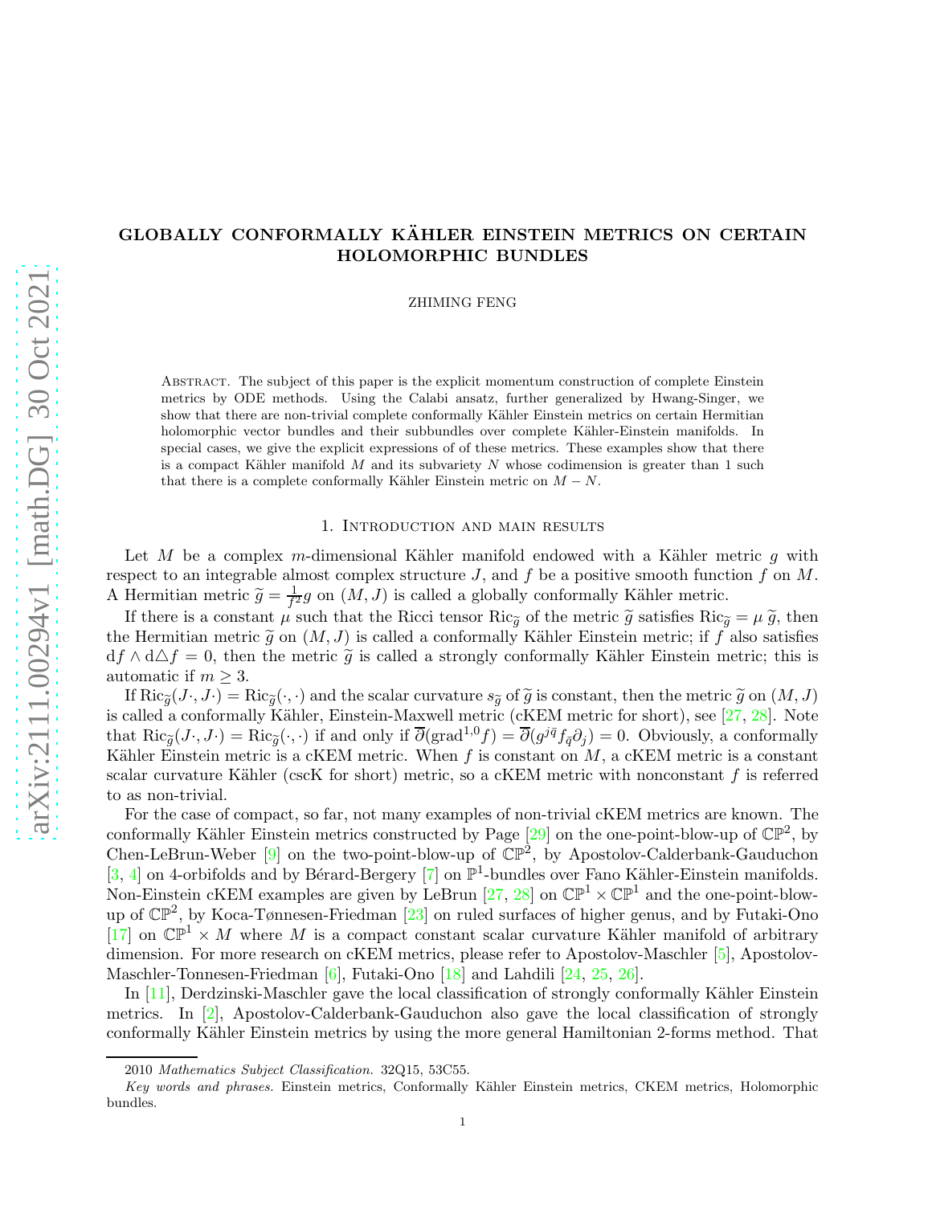# GLOBALLY CONFORMALLY KÄHLER EINSTEIN METRICS ON CERTAIN HOLOMORPHIC BUNDLES

ZHIMING FENG

Abstract. The subject of this paper is the explicit momentum construction of complete Einstein metrics by ODE methods. Using the Calabi ansatz, further generalized by Hwang-Singer, we show that there are non-trivial complete conformally Kähler Einstein metrics on certain Hermitian holomorphic vector bundles and their subbundles over complete Kähler-Einstein manifolds. In special cases, we give the explicit expressions of of these metrics. These examples show that there is a compact Kähler manifold $M$ and its subvariety $N$ whose codimension is greater than 1 such that there is a complete conformally Kähler Einstein metric on $M - N$.

## 1. Introduction and main results

Let $M$ be a complex $m$-dimensional Kähler manifold endowed with a Kähler metric $g$ with respect to an integrable almost complex structure $J$, and $f$ be a positive smooth function $f$ on $M$. A Hermitian metric $\widetilde{g} = \frac{1}{f^2} g$ on $(M, J)$ is called a globally conformally Kähler metric.

If there is a constant $\mu$ such that the Ricci tensor $\mathrm{Ric}_{\widetilde{g}}$ of the metric $\widetilde{g}$ satisfies $\mathrm{Ric}_{\widetilde{g}} = \mu\, \widetilde{g}$, then the Hermitian metric $\widetilde{g}$ on $(M, J)$ is called a conformally Kähler Einstein metric; if $f$ also satisfies $\mathrm{d}f \wedge \mathrm{d}\triangle f = 0$, then the metric $\widetilde{g}$ is called a strongly conformally Kähler Einstein metric; this is automatic if $m \geq 3$.

If $\mathrm{Ric}_{\widetilde{g}}(J\cdot, J\cdot) = \mathrm{Ric}_{\widetilde{g}}(\cdot, \cdot)$ and the scalar curvature $s_{\widetilde{g}}$ of $\widetilde{g}$ is constant, then the metric $\widetilde{g}$ on $(M, J)$ is called a conformally Kähler, Einstein-Maxwell metric (cKEM metric for short), see [27, 28]. Note that $\mathrm{Ric}_{\widetilde{g}}(J\cdot, J\cdot) = \mathrm{Ric}_{\widetilde{g}}(\cdot, \cdot)$ if and only if $\overline{\partial}(\mathrm{grad}^{1,0} f) = \overline{\partial}(g^{j\bar{q}} f_{\bar{q}} \partial_j) = 0$. Obviously, a conformally Kähler Einstein metric is a cKEM metric. When $f$ is constant on $M$, a cKEM metric is a constant scalar curvature Kähler (cscK for short) metric, so a cKEM metric with nonconstant $f$ is referred to as non-trivial.

For the case of compact, so far, not many examples of non-trivial cKEM metrics are known. The conformally Kähler Einstein metrics constructed by Page [29] on the one-point-blow-up of $\mathbb{CP}^2$, by Chen-LeBrun-Weber [9] on the two-point-blow-up of $\mathbb{CP}^2$, by Apostolov-Calderbank-Gauduchon [3, 4] on 4-orbifolds and by Bérard-Bergery [7] on $\mathbb{P}^1$-bundles over Fano Kähler-Einstein manifolds. Non-Einstein cKEM examples are given by LeBrun [27, 28] on $\mathbb{CP}^1 \times \mathbb{CP}^1$ and the one-point-blow-up of $\mathbb{CP}^2$, by Koca-Tønnesen-Friedman [23] on ruled surfaces of higher genus, and by Futaki-Ono [17] on $\mathbb{CP}^1 \times M$ where $M$ is a compact constant scalar curvature Kähler manifold of arbitrary dimension. For more research on cKEM metrics, please refer to Apostolov-Maschler [5], Apostolov-Maschler-Tonnesen-Friedman [6], Futaki-Ono [18] and Lahdili [24, 25, 26].

In [11], Derdzinski-Maschler gave the local classification of strongly conformally Kähler Einstein metrics. In [2], Apostolov-Calderbank-Gauduchon also gave the local classification of strongly conformally Kähler Einstein metrics by using the more general Hamiltonian 2-forms method. That

2010 *Mathematics Subject Classification.* 32Q15, 53C55.

*Key words and phrases.* Einstein metrics, Conformally Kähler Einstein metrics, CKEM metrics, Holomorphic bundles.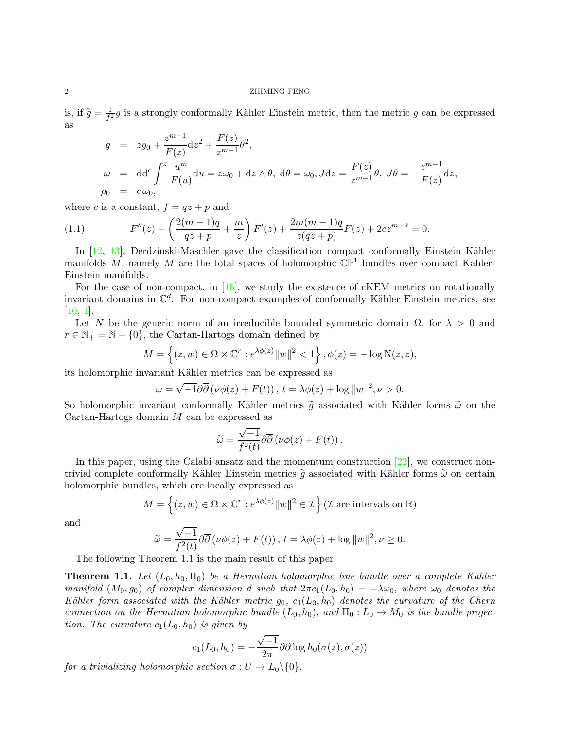is, if $\widetilde{g} = \frac{1}{f^2}g$ is a strongly conformally Kähler Einstein metric, then the metric $g$ can be expressed as

$$
\begin{aligned}
g &= zg_0 + \frac{z^{m-1}}{F(z)}\mathrm{d}z^2 + \frac{F(z)}{z^{m-1}}\theta^2,\\
\omega &= \mathrm{dd}^c\int^z \frac{u^m}{F(u)}\mathrm{d}u = z\omega_0 + \mathrm{d}z\wedge\theta,\ \mathrm{d}\theta = \omega_0, J\mathrm{d}z = \frac{F(z)}{z^{m-1}}\theta,\ J\theta = -\frac{z^{m-1}}{F(z)}\mathrm{d}z,\\
\rho_0 &= c\,\omega_0,
\end{aligned}
$$

where $c$ is a constant, $f = qz + p$ and

$$
F''(z) - \left(\frac{2(m-1)q}{qz+p} + \frac{m}{z}\right)F'(z) + \frac{2m(m-1)q}{z(qz+p)}F(z) + 2cz^{m-2} = 0. \tag{1.1}
$$

In [12, 13], Derdzinski-Maschler gave the classification compact conformally Einstein Kähler manifolds $M$, namely $M$ are the total spaces of holomorphic $\mathbb{CP}^1$ bundles over compact Kähler-Einstein manifolds.

For the case of non-compact, in [15], we study the existence of cKEM metrics on rotationally invariant domains in $\mathbb{C}^d$. For non-compact examples of conformally Kähler Einstein metrics, see [10, 1].

Let $N$ be the generic norm of an irreducible bounded symmetric domain $\Omega$, for $\lambda > 0$ and $r \in \mathbb{N}_+ = \mathbb{N} - \{0\}$, the Cartan-Hartogs domain defined by

$$
M = \left\{(z,w) \in \Omega\times\mathbb{C}^r : e^{\lambda\phi(z)}\|w\|^2 < 1\right\}, \phi(z) = -\log \mathrm{N}(z,z),
$$

its holomorphic invariant Kähler metrics can be expressed as

$$
\omega = \sqrt{-1}\partial\overline{\partial}\left(\nu\phi(z) + F(t)\right),\ t = \lambda\phi(z) + \log\|w\|^2, \nu > 0.
$$

So holomorphic invariant conformally Kähler metrics $\widetilde{g}$ associated with Kähler forms $\widetilde{\omega}$ on the Cartan-Hartogs domain $M$ can be expressed as

$$
\widetilde{\omega} = \frac{\sqrt{-1}}{f^2(t)}\partial\overline{\partial}\left(\nu\phi(z) + F(t)\right).
$$

In this paper, using the Calabi ansatz and the momentum construction [22], we construct non-trivial complete conformally Kähler Einstein metrics $\widetilde{g}$ associated with Kähler forms $\widetilde{\omega}$ on certain holomorphic bundles, which are locally expressed as

$$
M = \left\{(z,w) \in \Omega\times\mathbb{C}^r : e^{\lambda\phi(z)}\|w\|^2 \in \mathcal{I}\right\} (\mathcal{I} \text{ are intervals on } \mathbb{R})
$$

and

$$
\widetilde{\omega} = \frac{\sqrt{-1}}{f^2(t)}\partial\overline{\partial}\left(\nu\phi(z) + F(t)\right),\ t = \lambda\phi(z) + \log\|w\|^2, \nu \geq 0.
$$

The following Theorem 1.1 is the main result of this paper.

**Theorem 1.1.** *Let $(L_0, h_0, \Pi_0)$ be a Hermitian holomorphic line bundle over a complete Kähler manifold $(M_0, g_0)$ of complex dimension $d$ such that $2\pi c_1(L_0, h_0) = -\lambda\omega_0$, where $\omega_0$ denotes the Kähler form associated with the Kähler metric $g_0$, $c_1(L_0, h_0)$ denotes the curvature of the Chern connection on the Hermitian holomorphic bundle $(L_0, h_0)$, and $\Pi_0 : L_0 \to M_0$ is the bundle projection. The curvature $c_1(L_0, h_0)$ is given by*

$$
c_1(L_0, h_0) = -\frac{\sqrt{-1}}{2\pi}\partial\bar{\partial}\log h_0(\sigma(z), \sigma(z))
$$

*for a trivializing holomorphic section $\sigma : U \to L_0\backslash\{0\}$.*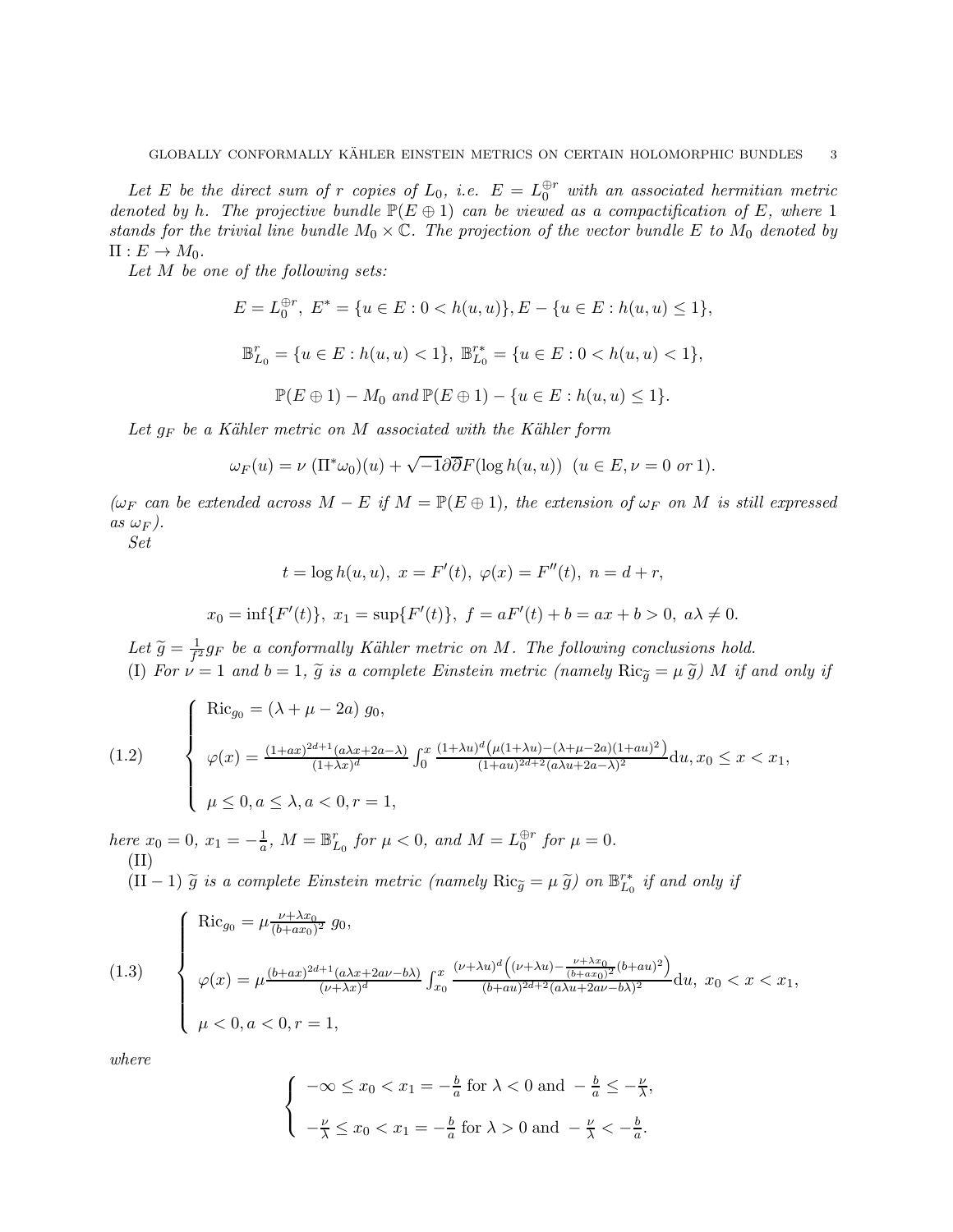*Let $E$ be the direct sum of $r$ copies of $L_0$, i.e. $E = L_0^{\oplus r}$ with an associated hermitian metric denoted by $h$. The projective bundle $\mathbb{P}(E \oplus 1)$ can be viewed as a compactification of $E$, where 1 stands for the trivial line bundle $M_0 \times \mathbb{C}$. The projection of the vector bundle $E$ to $M_0$ denoted by $\Pi : E \to M_0$.*

*Let $M$ be one of the following sets:*

$$E = L_0^{\oplus r},\ E^* = \{u \in E : 0 < h(u,u)\}, E - \{u \in E : h(u,u) \leq 1\},$$

$$\mathbb{B}^r_{L_0} = \{u \in E : h(u,u) < 1\},\ \mathbb{B}^{r*}_{L_0} = \{u \in E : 0 < h(u,u) < 1\},$$

$$\mathbb{P}(E \oplus 1) - M_0 \textit{ and } \mathbb{P}(E \oplus 1) - \{u \in E : h(u,u) \leq 1\}.$$

*Let $g_F$ be a Kähler metric on $M$ associated with the Kähler form*

$$\omega_F(u) = \nu\ (\Pi^*\omega_0)(u) + \sqrt{-1}\partial\overline{\partial} F(\log h(u,u))\ \ (u \in E, \nu = 0 \textit{ or } 1).$$

*($\omega_F$ can be extended across $M - E$ if $M = \mathbb{P}(E \oplus 1)$, the extension of $\omega_F$ on $M$ is still expressed as $\omega_F$).*

*Set*

$$t = \log h(u,u),\ x = F'(t),\ \varphi(x) = F''(t),\ n = d + r,$$

$$x_0 = \inf\{F'(t)\},\ x_1 = \sup\{F'(t)\},\ f = aF'(t) + b = ax + b > 0,\ a\lambda \neq 0.$$

*Let $\widetilde{g} = \frac{1}{f^2} g_F$ be a conformally Kähler metric on $M$. The following conclusions hold.*

(I) *For $\nu = 1$ and $b = 1$, $\widetilde{g}$ is a complete Einstein metric (namely $\mathrm{Ric}_{\widetilde{g}} = \mu\, \widetilde{g}$) $M$ if and only if*

$$(1.2)\qquad \begin{cases} \mathrm{Ric}_{g_0} = (\lambda + \mu - 2a)\ g_0, \\[2ex] \varphi(x) = \frac{(1+ax)^{2d+1}(a\lambda x + 2a - \lambda)}{(1+\lambda x)^d} \int_0^x \frac{(1+\lambda u)^d \left(\mu(1+\lambda u) - (\lambda+\mu-2a)(1+au)^2\right)}{(1+au)^{2d+2}(a\lambda u + 2a - \lambda)^2} \mathrm{d}u, x_0 \leq x < x_1, \\[2ex] \mu \leq 0, a \leq \lambda, a < 0, r = 1, \end{cases}$$

*here $x_0 = 0$, $x_1 = -\frac{1}{a}$, $M = \mathbb{B}^r_{L_0}$ for $\mu < 0$, and $M = L_0^{\oplus r}$ for $\mu = 0$.*

(II)

$(\mathrm{II}-1)$ *$\widetilde{g}$ is a complete Einstein metric (namely $\mathrm{Ric}_{\widetilde{g}} = \mu\, \widetilde{g}$) on $\mathbb{B}^{r*}_{L_0}$ if and only if*

$$(1.3)\qquad \begin{cases} \mathrm{Ric}_{g_0} = \mu \frac{\nu + \lambda x_0}{(b + a x_0)^2}\ g_0, \\[2ex] \varphi(x) = \mu \frac{(b+ax)^{2d+1}(a\lambda x + 2a\nu - b\lambda)}{(\nu+\lambda x)^d} \int_{x_0}^x \frac{(\nu+\lambda u)^d \left((\nu+\lambda u) - \frac{\nu+\lambda x_0}{(b+ax_0)^2}(b+au)^2\right)}{(b+au)^{2d+2}(a\lambda u + 2a\nu - b\lambda)^2} \mathrm{d}u,\ x_0 < x < x_1, \\[2ex] \mu < 0, a < 0, r = 1, \end{cases}$$

*where*

$$\begin{cases} -\infty \leq x_0 < x_1 = -\frac{b}{a} \text{ for } \lambda < 0 \text{ and } -\frac{b}{a} \leq -\frac{\nu}{\lambda}, \\[2ex] -\frac{\nu}{\lambda} \leq x_0 < x_1 = -\frac{b}{a} \text{ for } \lambda > 0 \text{ and } -\frac{\nu}{\lambda} < -\frac{b}{a}. \end{cases}$$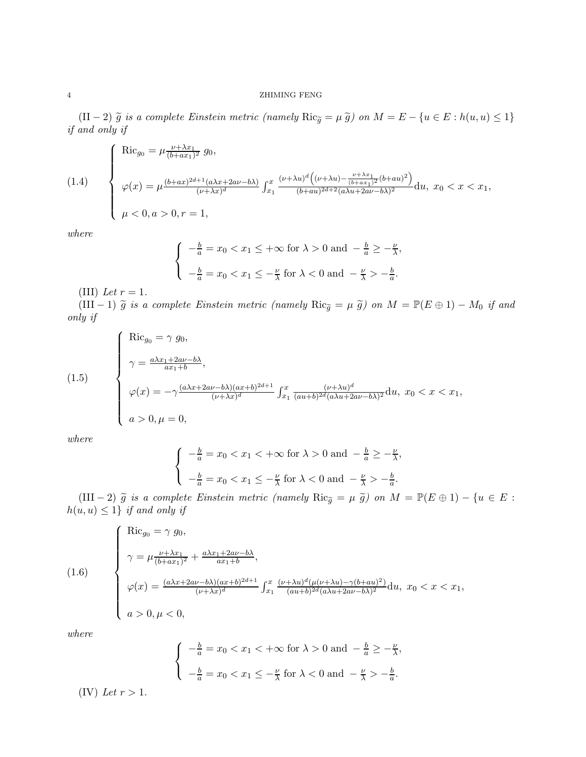$(\mathrm{II}-2)$ $\widetilde{g}$ *is a complete Einstein metric (namely* $\mathrm{Ric}_{\widetilde{g}} = \mu\, \widetilde{g}$*) on* $M = E - \{u \in E : h(u,u) \leq 1\}$ *if and only if*

$$
(1.4) \qquad \begin{cases}
\mathrm{Ric}_{g_0} = \mu \frac{\nu+\lambda x_1}{(b+ax_1)^2}\, g_0, \\[2ex]
\varphi(x) = \mu \frac{(b+ax)^{2d+1}(a\lambda x+2a\nu-b\lambda)}{(\nu+\lambda x)^d} \int_{x_1}^{x} \frac{(\nu+\lambda u)^d\left((\nu+\lambda u)-\frac{\nu+\lambda x_1}{(b+ax_1)^2}(b+au)^2\right)}{(b+au)^{2d+2}(a\lambda u+2a\nu-b\lambda)^2} \mathrm{d}u, \ x_0 < x < x_1, \\[2ex]
\mu < 0, a > 0, r = 1,
\end{cases}
$$

*where*

$$
\begin{cases}
-\frac{b}{a} = x_0 < x_1 \leq +\infty \text{ for } \lambda > 0 \text{ and } -\frac{b}{a} \geq -\frac{\nu}{\lambda}, \\[1ex]
-\frac{b}{a} = x_0 < x_1 \leq -\frac{\nu}{\lambda} \text{ for } \lambda < 0 \text{ and } -\frac{\nu}{\lambda} > -\frac{b}{a}.
\end{cases}
$$

(III) *Let* $r = 1$.

$(\mathrm{III}-1)$ $\widetilde{g}$ *is a complete Einstein metric (namely* $\mathrm{Ric}_{\widetilde{g}} = \mu\, \widetilde{g}$*) on* $M = \mathbb{P}(E \oplus 1) - M_0$ *if and only if*

$$
(1.5) \qquad \begin{cases}
\mathrm{Ric}_{g_0} = \gamma\, g_0, \\[2ex]
\gamma = \frac{a\lambda x_1+2a\nu-b\lambda}{ax_1+b}, \\[2ex]
\varphi(x) = -\gamma \frac{(a\lambda x+2a\nu-b\lambda)(ax+b)^{2d+1}}{(\nu+\lambda x)^d} \int_{x_1}^{x} \frac{(\nu+\lambda u)^d}{(au+b)^{2d+2}(a\lambda u+2a\nu-b\lambda)^2} \mathrm{d}u, \ x_0 < x < x_1, \\[2ex]
a > 0, \mu = 0,
\end{cases}
$$

*where*

$$
\begin{cases}
-\frac{b}{a} = x_0 < x_1 < +\infty \text{ for } \lambda > 0 \text{ and } -\frac{b}{a} \geq -\frac{\nu}{\lambda}, \\[1ex]
-\frac{b}{a} = x_0 < x_1 \leq -\frac{\nu}{\lambda} \text{ for } \lambda < 0 \text{ and } -\frac{\nu}{\lambda} > -\frac{b}{a}.
\end{cases}
$$

$(\mathrm{III}-2)$ $\widetilde{g}$ *is a complete Einstein metric (namely* $\mathrm{Ric}_{\widetilde{g}} = \mu\, \widetilde{g}$*) on* $M = \mathbb{P}(E \oplus 1) - \{u \in E : h(u,u) \leq 1\}$ *if and only if*

$$
(1.6) \qquad \begin{cases}
\mathrm{Ric}_{g_0} = \gamma\, g_0, \\[2ex]
\gamma = \mu \frac{\nu+\lambda x_1}{(b+ax_1)^2} + \frac{a\lambda x_1+2a\nu-b\lambda}{ax_1+b}, \\[2ex]
\varphi(x) = \frac{(a\lambda x+2a\nu-b\lambda)(ax+b)^{2d+1}}{(\nu+\lambda x)^d} \int_{x_1}^{x} \frac{(\nu+\lambda u)^d(\mu(\nu+\lambda u)-\gamma(b+au)^2)}{(au+b)^{2d}(a\lambda u+2a\nu-b\lambda)^2} \mathrm{d}u, \ x_0 < x < x_1, \\[2ex]
a > 0, \mu < 0,
\end{cases}
$$

*where*

$$
\begin{cases}
-\frac{b}{a} = x_0 < x_1 < +\infty \text{ for } \lambda > 0 \text{ and } -\frac{b}{a} \geq -\frac{\nu}{\lambda}, \\[1ex]
-\frac{b}{a} = x_0 < x_1 \leq -\frac{\nu}{\lambda} \text{ for } \lambda < 0 \text{ and } -\frac{\nu}{\lambda} > -\frac{b}{a}.
\end{cases}
$$

(IV) *Let* $r > 1$.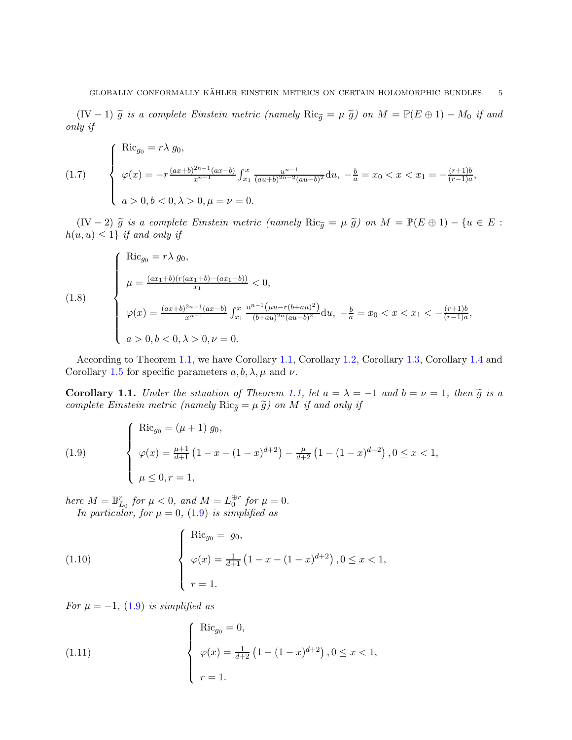(IV − 1) $\widetilde{g}$ *is a complete Einstein metric (namely* $\mathrm{Ric}_{\widetilde{g}} = \mu\ \widetilde{g}$*) on* $M = \mathbb{P}(E \oplus 1) - M_0$ *if and only if*

$$
(1.7)\qquad \begin{cases} \mathrm{Ric}_{g_0} = r\lambda\ g_0, \\ \varphi(x) = -r\frac{(ax+b)^{2n-1}(ax-b)}{x^{n-1}}\int_{x_1}^{x} \frac{u^{n-1}}{(au+b)^{2n-2}(au-b)^2}\mathrm{d}u,\ -\frac{b}{a} = x_0 < x < x_1 = -\frac{(r+1)b}{(r-1)a}, \\ a > 0, b < 0, \lambda > 0, \mu = \nu = 0. \end{cases}
$$

(IV − 2) $\widetilde{g}$ *is a complete Einstein metric (namely* $\mathrm{Ric}_{\widetilde{g}} = \mu\ \widetilde{g}$*) on* $M = \mathbb{P}(E \oplus 1) - \{u \in E : h(u,u) \leq 1\}$ *if and only if*

$$
(1.8)\qquad \begin{cases} \mathrm{Ric}_{g_0} = r\lambda\ g_0, \\ \mu = \frac{(ax_1+b)(r(ax_1+b)-(ax_1-b))}{x_1} < 0, \\ \varphi(x) = \frac{(ax+b)^{2n-1}(ax-b)}{x^{n-1}}\int_{x_1}^{x} \frac{u^{n-1}\left(\mu u - r(b+au)^2\right)}{(b+au)^{2n}(au-b)^2}\mathrm{d}u,\ -\frac{b}{a} = x_0 < x < x_1 < -\frac{(r+1)b}{(r-1)a}, \\ a > 0, b < 0, \lambda > 0, \nu = 0. \end{cases}
$$

According to Theorem 1.1, we have Corollary 1.1, Corollary 1.2, Corollary 1.3, Corollary 1.4 and Corollary 1.5 for specific parameters $a, b, \lambda, \mu$ and $\nu$.

**Corollary 1.1.** *Under the situation of Theorem 1.1, let* $a = \lambda = -1$ *and* $b = \nu = 1$*, then* $\widetilde{g}$ *is a complete Einstein metric (namely* $\mathrm{Ric}_{\widetilde{g}} = \mu\ \widetilde{g}$*) on* $M$ *if and only if*

$$
(1.9)\qquad \begin{cases} \mathrm{Ric}_{g_0} = (\mu+1)\ g_0, \\ \varphi(x) = \frac{\mu+1}{d+1}\left(1 - x - (1-x)^{d+2}\right) - \frac{\mu}{d+2}\left(1 - (1-x)^{d+2}\right), 0 \leq x < 1, \\ \mu \leq 0, r = 1, \end{cases}
$$

*here* $M = \mathbb{B}^r_{L_0}$ *for* $\mu < 0$*, and* $M = L_0^{\oplus r}$ *for* $\mu = 0$*.*

*In particular, for* $\mu = 0$*, (1.9) is simplified as*

$$
(1.10)\qquad \begin{cases} \mathrm{Ric}_{g_0} = \ g_0, \\ \varphi(x) = \frac{1}{d+1}\left(1 - x - (1-x)^{d+2}\right), 0 \leq x < 1, \\ r = 1. \end{cases}
$$

*For* $\mu = -1$*, (1.9) is simplified as*

$$
(1.11)\qquad \begin{cases} \mathrm{Ric}_{g_0} = 0, \\ \varphi(x) = \frac{1}{d+2}\left(1 - (1-x)^{d+2}\right), 0 \leq x < 1, \\ r = 1. \end{cases}
$$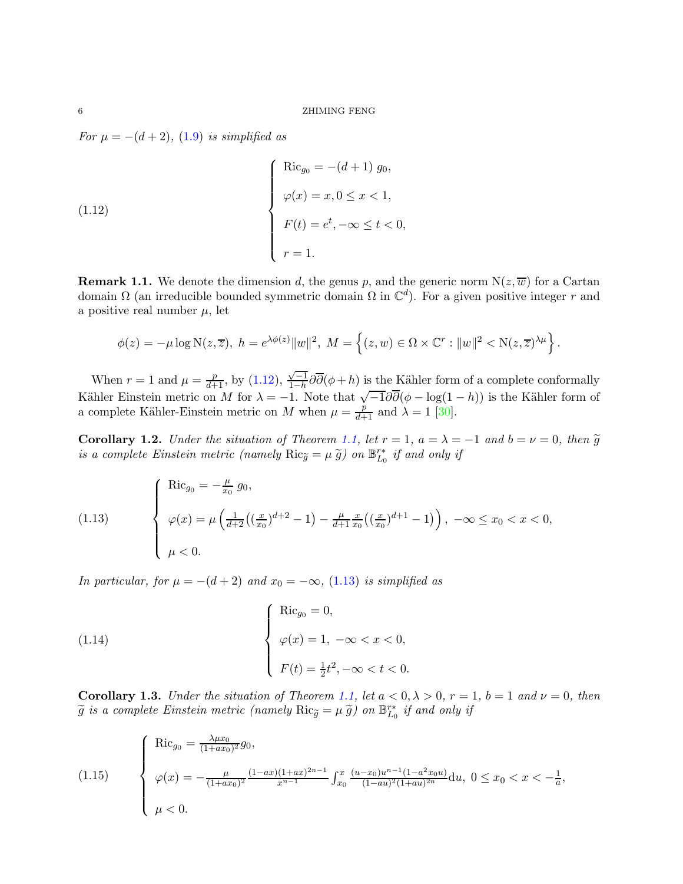*For $\mu = -(d+2)$, (1.9) is simplified as*

$$
\left\{
\begin{array}{l}
\mathrm{Ric}_{g_0} = -(d+1)\, g_0, \\[2mm]
\varphi(x) = x, 0 \le x < 1, \\[2mm]
F(t) = e^t, -\infty \le t < 0, \\[2mm]
r = 1.
\end{array}
\right.
\tag{1.12}
$$

**Remark 1.1.** We denote the dimension $d$, the genus $p$, and the generic norm $\mathrm{N}(z, \overline{w})$ for a Cartan domain $\Omega$ (an irreducible bounded symmetric domain $\Omega$ in $\mathbb{C}^d$). For a given positive integer $r$ and a positive real number $\mu$, let

$$
\phi(z) = -\mu \log \mathrm{N}(z, \overline{z}),\ h = e^{\lambda \phi(z)} \|w\|^2,\ M = \left\{ (z, w) \in \Omega \times \mathbb{C}^r : \|w\|^2 < \mathrm{N}(z, \overline{z})^{\lambda \mu} \right\}.
$$

When $r = 1$ and $\mu = \frac{p}{d+1}$, by (1.12), $\frac{\sqrt{-1}}{1-h} \partial \overline{\partial}(\phi + h)$ is the Kähler form of a complete conformally Kähler Einstein metric on $M$ for $\lambda = -1$. Note that $\sqrt{-1}\partial\overline{\partial}(\phi - \log(1-h))$ is the Kähler form of a complete Kähler-Einstein metric on $M$ when $\mu = \frac{p}{d+1}$ and $\lambda = 1$ [30].

**Corollary 1.2.** *Under the situation of Theorem 1.1, let $r = 1$, $a = \lambda = -1$ and $b = \nu = 0$, then $\widetilde{g}$ is a complete Einstein metric (namely $\mathrm{Ric}_{\widetilde{g}} = \mu\, \widetilde{g}$) on $\mathbb{B}^{r*}_{L_0}$ if and only if*

$$
\left\{
\begin{array}{l}
\mathrm{Ric}_{g_0} = -\frac{\mu}{x_0}\, g_0, \\[2mm]
\varphi(x) = \mu \left( \frac{1}{d+2} \left( (\frac{x}{x_0})^{d+2} - 1 \right) - \frac{\mu}{d+1} \frac{x}{x_0} \left( (\frac{x}{x_0})^{d+1} - 1 \right) \right),\ -\infty \le x_0 < x < 0, \\[2mm]
\mu < 0.
\end{array}
\right.
\tag{1.13}
$$

*In particular, for $\mu = -(d+2)$ and $x_0 = -\infty$, (1.13) is simplified as*

$$
\left\{
\begin{array}{l}
\mathrm{Ric}_{g_0} = 0, \\[2mm]
\varphi(x) = 1,\ -\infty < x < 0, \\[2mm]
F(t) = \frac{1}{2} t^2, -\infty < t < 0.
\end{array}
\right.
\tag{1.14}
$$

**Corollary 1.3.** *Under the situation of Theorem 1.1, let $a < 0, \lambda > 0$, $r = 1$, $b = 1$ and $\nu = 0$, then $\widetilde{g}$ is a complete Einstein metric (namely $\mathrm{Ric}_{\widetilde{g}} = \mu\, \widetilde{g}$) on $\mathbb{B}^{r*}_{L_0}$ if and only if*

$$
\left\{
\begin{array}{l}
\mathrm{Ric}_{g_0} = \frac{\lambda \mu x_0}{(1+a x_0)^2} g_0, \\[2mm]
\varphi(x) = -\frac{\mu}{(1+a x_0)^2} \frac{(1-ax)(1+ax)^{2n-1}}{x^{n-1}} \int_{x_0}^{x} \frac{(u - x_0) u^{n-1} (1 - a^2 x_0 u)}{(1-au)^2 (1+au)^{2n}} \mathrm{d}u,\ 0 \le x_0 < x < -\frac{1}{a}, \\[2mm]
\mu < 0.
\end{array}
\right.
\tag{1.15}
$$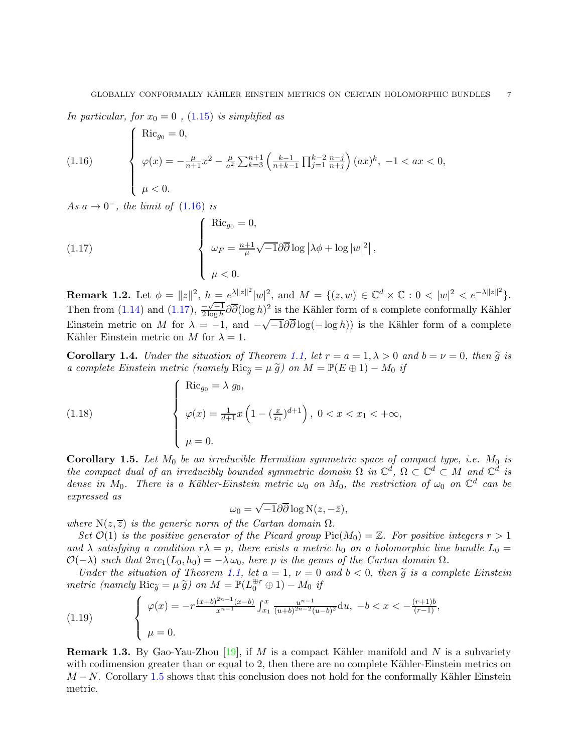*In particular, for $x_0 = 0$ , (1.15) is simplified as*

$$
\text{(1.16)}\qquad \begin{cases} \mathrm{Ric}_{g_0} = 0, \\ \varphi(x) = -\frac{\mu}{n+1}x^2 - \frac{\mu}{a^2}\sum_{k=3}^{n+1}\left(\frac{k-1}{n+k-1}\prod_{j=1}^{k-2}\frac{n-j}{n+j}\right)(ax)^k,\ -1 < ax < 0, \\ \mu < 0. \end{cases}
$$

*As $a \to 0^-$, the limit of (1.16) is*

$$
\text{(1.17)}\qquad \begin{cases} \mathrm{Ric}_{g_0} = 0, \\ \omega_F = \frac{n+1}{\mu}\sqrt{-1}\partial\overline{\partial}\log\left|\lambda\phi + \log|w|^2\right|, \\ \mu < 0. \end{cases}
$$

**Remark 1.2.** Let $\phi = \|z\|^2$, $h = e^{\lambda\|z\|^2}|w|^2$, and $M = \{(z,w) \in \mathbb{C}^d \times \mathbb{C} : 0 < |w|^2 < e^{-\lambda\|z\|^2}\}$. Then from (1.14) and (1.17), $\frac{-\sqrt{-1}}{2\log h}\partial\overline{\partial}(\log h)^2$ is the Kähler form of a complete conformally Kähler Einstein metric on $M$ for $\lambda = -1$, and $-\sqrt{-1}\partial\overline{\partial}\log(-\log h))$ is the Kähler form of a complete Kähler Einstein metric on $M$ for $\lambda = 1$.

**Corollary 1.4.** *Under the situation of Theorem 1.1, let $r = a = 1, \lambda > 0$ and $b = \nu = 0$, then $\widetilde{g}$ is a complete Einstein metric (namely $\mathrm{Ric}_{\widetilde{g}} = \mu\,\widetilde{g}$) on $M = \mathbb{P}(E \oplus 1) - M_0$ if*

$$
\text{(1.18)}\qquad \begin{cases} \mathrm{Ric}_{g_0} = \lambda\, g_0, \\ \varphi(x) = \frac{1}{d+1}x\left(1 - (\frac{x}{x_1})^{d+1}\right),\ 0 < x < x_1 < +\infty, \\ \mu = 0. \end{cases}
$$

**Corollary 1.5.** *Let $M_0$ be an irreducible Hermitian symmetric space of compact type, i.e. $M_0$ is the compact dual of an irreducibly bounded symmetric domain $\Omega$ in $\mathbb{C}^d$, $\Omega \subset \mathbb{C}^d \subset M$ and $\mathbb{C}^d$ is dense in $M_0$. There is a Kähler-Einstein metric $\omega_0$ on $M_0$, the restriction of $\omega_0$ on $\mathbb{C}^d$ can be expressed as*

$$
\omega_0 = \sqrt{-1}\partial\overline{\partial}\log \mathrm{N}(z, -\bar{z}),
$$

*where $\mathrm{N}(z,\overline{z})$ is the generic norm of the Cartan domain $\Omega$.*

*Set $\mathcal{O}(1)$ is the positive generator of the Picard group $\mathrm{Pic}(M_0) = \mathbb{Z}$. For positive integers $r > 1$ and $\lambda$ satisfying a condition $r\lambda = p$, there exists a metric $h_0$ on a holomorphic line bundle $L_0 = \mathcal{O}(-\lambda)$ such that $2\pi c_1(L_0, h_0) = -\lambda\,\omega_0$, here $p$ is the genus of the Cartan domain $\Omega$.*

*Under the situation of Theorem 1.1, let $a = 1$, $\nu = 0$ and $b < 0$, then $\widetilde{g}$ is a complete Einstein metric (namely $\mathrm{Ric}_{\widetilde{g}} = \mu\,\widetilde{g}$) on $M = \mathbb{P}(L_0^{\oplus r} \oplus 1) - M_0$ if*

$$
\text{(1.19)}\qquad \begin{cases} \varphi(x) = -r\frac{(x+b)^{2n-1}(x-b)}{x^{n-1}}\int_{x_1}^{x}\frac{u^{n-1}}{(u+b)^{2n-2}(u-b)^2}\mathrm{d}u,\ -b < x < -\frac{(r+1)b}{(r-1)}, \\ \mu = 0. \end{cases}
$$

**Remark 1.3.** By Gao-Yau-Zhou [19], if $M$ is a compact Kähler manifold and $N$ is a subvariety with codimension greater than or equal to 2, then there are no complete Kähler-Einstein metrics on $M - N$. Corollary 1.5 shows that this conclusion does not hold for the conformally Kähler Einstein metric.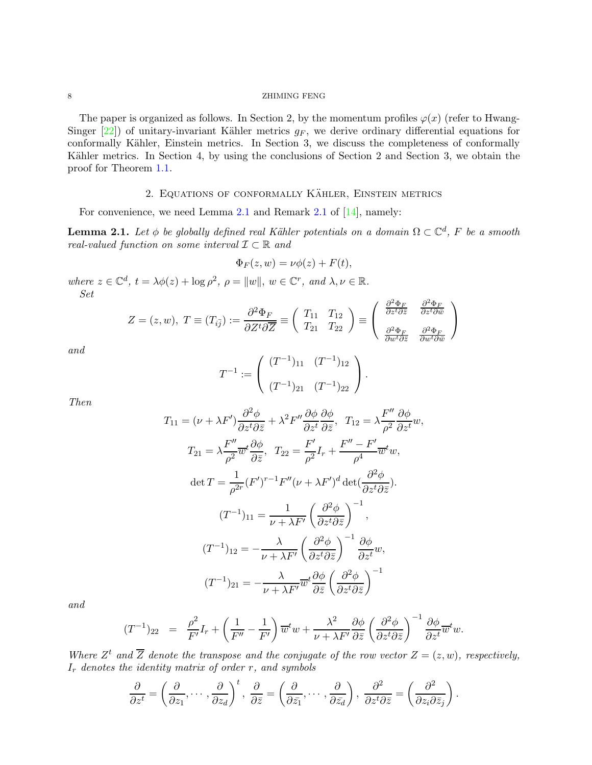The paper is organized as follows. In Section 2, by the momentum profiles $\varphi(x)$ (refer to Hwang-Singer [22]) of unitary-invariant Kähler metrics $g_F$, we derive ordinary differential equations for conformally Kähler, Einstein metrics. In Section 3, we discuss the completeness of conformally Kähler metrics. In Section 4, by using the conclusions of Section 2 and Section 3, we obtain the proof for Theorem 1.1.

## 2. Equations of conformally Kähler, Einstein metrics

For convenience, we need Lemma 2.1 and Remark 2.1 of [14], namely:

**Lemma 2.1.** *Let $\phi$ be globally defined real Kähler potentials on a domain $\Omega \subset \mathbb{C}^d$, $F$ be a smooth real-valued function on some interval $\mathcal{I} \subset \mathbb{R}$ and*

$$\Phi_F(z,w) = \nu\phi(z) + F(t),$$

*where $z \in \mathbb{C}^d$, $t = \lambda\phi(z) + \log \rho^2$, $\rho = \|w\|$, $w \in \mathbb{C}^r$, and $\lambda, \nu \in \mathbb{R}$.*

*Set*

$$Z = (z,w),\ T \equiv (T_{i\bar{j}}) := \frac{\partial^2 \Phi_F}{\partial Z^t \partial \overline{Z}} \equiv \begin{pmatrix} T_{11} & T_{12} \\ T_{21} & T_{22} \end{pmatrix} \equiv \begin{pmatrix} \frac{\partial^2 \Phi_F}{\partial z^t \partial \bar{z}} & \frac{\partial^2 \Phi_F}{\partial z^t \partial \bar{w}} \\ \frac{\partial^2 \Phi_F}{\partial w^t \partial \bar{z}} & \frac{\partial^2 \Phi_F}{\partial w^t \partial \bar{w}} \end{pmatrix}$$

*and*

$$T^{-1} := \begin{pmatrix} (T^{-1})_{11} & (T^{-1})_{12} \\ (T^{-1})_{21} & (T^{-1})_{22} \end{pmatrix}.$$

*Then*

$$T_{11} = (\nu + \lambda F')\frac{\partial^2 \phi}{\partial z^t \partial \bar{z}} + \lambda^2 F'' \frac{\partial \phi}{\partial z^t}\frac{\partial \phi}{\partial \bar{z}},\ \ T_{12} = \lambda \frac{F''}{\rho^2}\frac{\partial \phi}{\partial z^t} w,$$

$$T_{21} = \lambda \frac{F''}{\rho^2}\overline{w}^t \frac{\partial \phi}{\partial \bar{z}},\ \ T_{22} = \frac{F'}{\rho^2} I_r + \frac{F'' - F'}{\rho^4}\overline{w}^t w,$$

$$\det T = \frac{1}{\rho^{2r}}(F')^{r-1}F''(\nu + \lambda F')^d \det\left(\frac{\partial^2 \phi}{\partial z^t \partial \bar{z}}\right).$$

$$(T^{-1})_{11} = \frac{1}{\nu + \lambda F'}\left(\frac{\partial^2 \phi}{\partial z^t \partial \bar{z}}\right)^{-1},$$

$$(T^{-1})_{12} = -\frac{\lambda}{\nu + \lambda F'}\left(\frac{\partial^2 \phi}{\partial z^t \partial \bar{z}}\right)^{-1}\frac{\partial \phi}{\partial z^t} w,$$

$$(T^{-1})_{21} = -\frac{\lambda}{\nu + \lambda F'}\overline{w}^t \frac{\partial \phi}{\partial \bar{z}}\left(\frac{\partial^2 \phi}{\partial z^t \partial \bar{z}}\right)^{-1}$$

*and*

$$(T^{-1})_{22} \ = \ \frac{\rho^2}{F'} I_r + \left(\frac{1}{F''} - \frac{1}{F'}\right)\overline{w}^t w + \frac{\lambda^2}{\nu + \lambda F'}\frac{\partial \phi}{\partial \bar{z}}\left(\frac{\partial^2 \phi}{\partial z^t \partial \bar{z}}\right)^{-1}\frac{\partial \phi}{\partial z^t}\overline{w}^t w.$$

*Where $Z^t$ and $\overline{Z}$ denote the transpose and the conjugate of the row vector $Z = (z,w)$, respectively, $I_r$ denotes the identity matrix of order $r$, and symbols*

$$\frac{\partial}{\partial z^t} = \left(\frac{\partial}{\partial z_1}, \cdots, \frac{\partial}{\partial z_d}\right)^t,\ \frac{\partial}{\partial \bar{z}} = \left(\frac{\partial}{\partial \bar{z_1}}, \cdots, \frac{\partial}{\partial \bar{z_d}}\right),\ \frac{\partial^2}{\partial z^t \partial \bar{z}} = \left(\frac{\partial^2}{\partial z_i \partial \bar{z}_j}\right).$$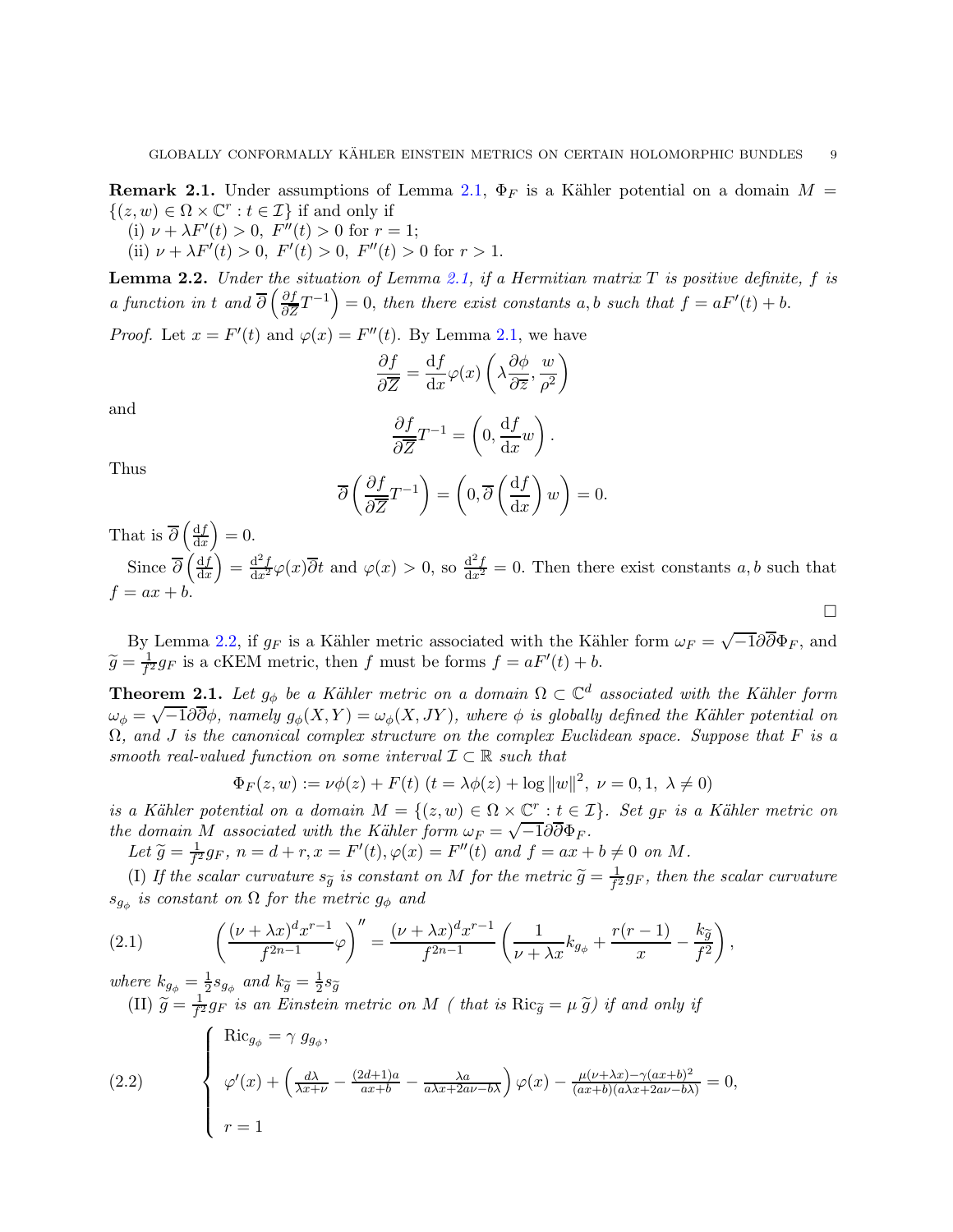**Remark 2.1.** Under assumptions of Lemma 2.1, $\Phi_F$ is a Kähler potential on a domain $M = \{(z,w) \in \Omega \times \mathbb{C}^r : t \in \mathcal{I}\}$ if and only if

(i) $\nu + \lambda F'(t) > 0,\ F''(t) > 0$ for $r = 1$;

(ii) $\nu + \lambda F'(t) > 0,\ F'(t) > 0,\ F''(t) > 0$ for $r > 1$.

**Lemma 2.2.** *Under the situation of Lemma 2.1, if a Hermitian matrix $T$ is positive definite, $f$ is a function in $t$ and $\overline{\partial}\left(\frac{\partial f}{\partial \overline{Z}} T^{-1}\right) = 0$, then there exist constants $a, b$ such that $f = aF'(t) + b$.*

*Proof.* Let $x = F'(t)$ and $\varphi(x) = F''(t)$. By Lemma 2.1, we have

$$\frac{\partial f}{\partial \overline{Z}} = \frac{\mathrm{d}f}{\mathrm{d}x}\varphi(x)\left(\lambda \frac{\partial \phi}{\partial \overline{z}}, \frac{w}{\rho^2}\right)$$

and

$$\frac{\partial f}{\partial \overline{Z}} T^{-1} = \left(0, \frac{\mathrm{d}f}{\mathrm{d}x} w\right).$$

Thus

$$\overline{\partial}\left(\frac{\partial f}{\partial \overline{Z}} T^{-1}\right) = \left(0, \overline{\partial}\left(\frac{\mathrm{d}f}{\mathrm{d}x}\right) w\right) = 0.$$

That is $\overline{\partial}\left(\frac{\mathrm{d}f}{\mathrm{d}x}\right) = 0$.

Since $\overline{\partial}\left(\frac{\mathrm{d}f}{\mathrm{d}x}\right) = \frac{\mathrm{d}^2 f}{\mathrm{d}x^2}\varphi(x)\overline{\partial}t$ and $\varphi(x) > 0$, so $\frac{\mathrm{d}^2 f}{\mathrm{d}x^2} = 0$. Then there exist constants $a, b$ such that $f = ax + b$.

□

By Lemma 2.2, if $g_F$ is a Kähler metric associated with the Kähler form $\omega_F = \sqrt{-1}\partial\overline{\partial}\Phi_F$, and $\widetilde{g} = \frac{1}{f^2} g_F$ is a cKEM metric, then $f$ must be forms $f = aF'(t) + b$.

**Theorem 2.1.** *Let $g_\phi$ be a Kähler metric on a domain $\Omega \subset \mathbb{C}^d$ associated with the Kähler form $\omega_\phi = \sqrt{-1}\partial\overline{\partial}\phi$, namely $g_\phi(X,Y) = \omega_\phi(X, JY)$, where $\phi$ is globally defined the Kähler potential on $\Omega$, and $J$ is the canonical complex structure on the complex Euclidean space. Suppose that $F$ is a smooth real-valued function on some interval $\mathcal{I} \subset \mathbb{R}$ such that*

$$\Phi_F(z,w) := \nu\phi(z) + F(t)\ (t = \lambda\phi(z) + \log \|w\|^2,\ \nu = 0, 1,\ \lambda \neq 0)$$

*is a Kähler potential on a domain $M = \{(z,w) \in \Omega \times \mathbb{C}^r : t \in \mathcal{I}\}$. Set $g_F$ is a Kähler metric on the domain $M$ associated with the Kähler form $\omega_F = \sqrt{-1}\partial\overline{\partial}\Phi_F$.*

*Let $\widetilde{g} = \frac{1}{f^2} g_F$, $n = d + r, x = F'(t), \varphi(x) = F''(t)$ and $f = ax + b \neq 0$ on $M$.*

(I) *If the scalar curvature $s_{\widetilde{g}}$ is constant on $M$ for the metric $\widetilde{g} = \frac{1}{f^2} g_F$, then the scalar curvature $s_{g_\phi}$ is constant on $\Omega$ for the metric $g_\phi$ and*

$$\left(\frac{(\nu + \lambda x)^d x^{r-1}}{f^{2n-1}}\varphi\right)'' = \frac{(\nu + \lambda x)^d x^{r-1}}{f^{2n-1}}\left(\frac{1}{\nu + \lambda x} k_{g_\phi} + \frac{r(r-1)}{x} - \frac{k_{\widetilde{g}}}{f^2}\right), \tag{2.1}$$

*where $k_{g_\phi} = \frac{1}{2} s_{g_\phi}$ and $k_{\widetilde{g}} = \frac{1}{2} s_{\widetilde{g}}$*

(II) *$\widetilde{g} = \frac{1}{f^2} g_F$ is an Einstein metric on $M$ ( that is $\mathrm{Ric}_{\widetilde{g}} = \mu\,\widetilde{g}$) if and only if*

$$\begin{cases} \mathrm{Ric}_{g_\phi} = \gamma\ g_{g_\phi}, \\ \\ \varphi'(x) + \left(\frac{d\lambda}{\lambda x + \nu} - \frac{(2d+1)a}{ax+b} - \frac{\lambda a}{a\lambda x + 2a\nu - b\lambda}\right)\varphi(x) - \frac{\mu(\nu + \lambda x) - \gamma(ax+b)^2}{(ax+b)(a\lambda x + 2a\nu - b\lambda)} = 0, \\ \\ r = 1 \end{cases} \tag{2.2}$$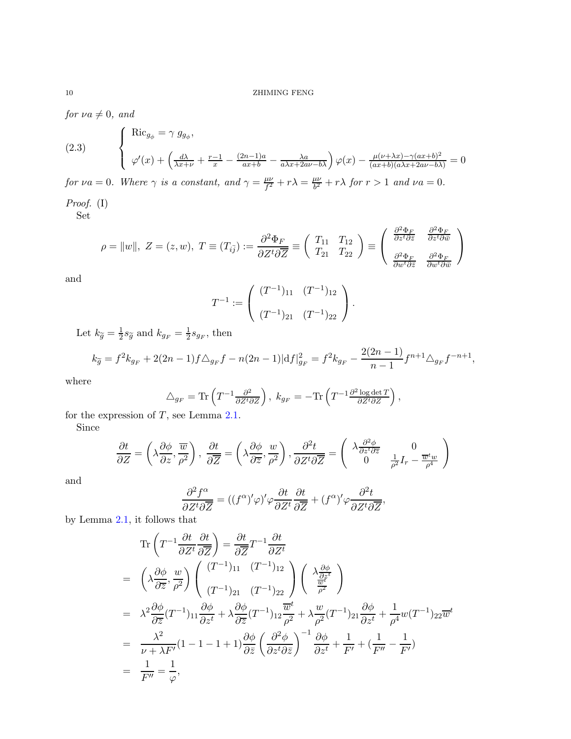*for $\nu a \neq 0$, and*

$$
(2.3)\qquad \left\{ \begin{array}{l} \mathrm{Ric}_{g_\phi} = \gamma\ g_{g_\phi}, \\ \\ \varphi'(x) + \left( \frac{d\lambda}{\lambda x+\nu} + \frac{r-1}{x} - \frac{(2n-1)a}{ax+b} - \frac{\lambda a}{a\lambda x + 2a\nu - b\lambda} \right)\varphi(x) - \frac{\mu(\nu+\lambda x) - \gamma(ax+b)^2}{(ax+b)(a\lambda x+2a\nu-b\lambda)} = 0 \end{array} \right.
$$

*for $\nu a = 0$. Where $\gamma$ is a constant, and $\gamma = \frac{\mu\nu}{f^2} + r\lambda = \frac{\mu\nu}{b^2} + r\lambda$ for $r > 1$ and $\nu a = 0$.*

*Proof.* (I)

Set

$$
\rho = \|w\|,\ Z = (z,w),\ T \equiv (T_{i\bar{j}}) := \frac{\partial^2 \Phi_F}{\partial Z^t \partial \overline{Z}} \equiv \left( \begin{array}{cc} T_{11} & T_{12} \\ T_{21} & T_{22} \end{array} \right) \equiv \left( \begin{array}{cc} \frac{\partial^2 \Phi_F}{\partial z^t \partial \bar{z}} & \frac{\partial^2 \Phi_F}{\partial z^t \partial \bar{w}} \\ \\ \frac{\partial^2 \Phi_F}{\partial w^t \partial \bar{z}} & \frac{\partial^2 \Phi_F}{\partial w^t \partial \bar{w}} \end{array} \right)
$$

and

$$
T^{-1} := \left( \begin{array}{cc} (T^{-1})_{11} & (T^{-1})_{12} \\ \\ (T^{-1})_{21} & (T^{-1})_{22} \end{array} \right).
$$

Let $k_{\widetilde{g}} = \frac{1}{2}s_{\widetilde{g}}$ and $k_{g_F} = \frac{1}{2}s_{g_F}$, then

$$
k_{\widetilde{g}} = f^2 k_{g_F} + 2(2n-1) f \triangle_{g_F} f - n(2n-1)|\mathrm{d}f|^2_{g_F} = f^2 k_{g_F} - \frac{2(2n-1)}{n-1} f^{n+1} \triangle_{g_F} f^{-n+1},
$$

where

$$
\triangle_{g_F} = \mathrm{Tr}\left( T^{-1} \frac{\partial^2}{\partial Z^t \partial Z} \right),\ k_{g_F} = -\mathrm{Tr}\left( T^{-1} \frac{\partial^2 \log \det T}{\partial Z^t \partial Z} \right),
$$

for the expression of $T$, see Lemma 2.1.

Since

$$
\frac{\partial t}{\partial Z} = \left( \lambda \frac{\partial \phi}{\partial z}, \frac{\overline{w}}{\rho^2} \right),\ \frac{\partial t}{\partial \overline{Z}} = \left( \lambda \frac{\partial \phi}{\partial \overline{z}}, \frac{w}{\rho^2} \right), \frac{\partial^2 t}{\partial Z^t \partial \overline{Z}} = \left( \begin{array}{cc} \lambda \frac{\partial^2 \phi}{\partial z^t \partial \bar{z}} & 0 \\ 0 & \frac{1}{\rho^2} I_r - \frac{\overline{w}^t w}{\rho^4} \end{array} \right)
$$

and

$$
\frac{\partial^2 f^\alpha}{\partial Z^t \partial \overline{Z}} = ((f^\alpha)'\varphi)'\varphi \frac{\partial t}{\partial Z^t} \frac{\partial t}{\partial \overline{Z}} + (f^\alpha)'\varphi \frac{\partial^2 t}{\partial Z^t \partial \overline{Z}},
$$

by Lemma 2.1, it follows that

$$
\begin{aligned}
& \mathrm{Tr}\left( T^{-1} \frac{\partial t}{\partial Z^t} \frac{\partial t}{\partial \overline{Z}} \right) = \frac{\partial t}{\partial \overline{Z}} T^{-1} \frac{\partial t}{\partial Z^t} \\
= \ & \left( \lambda \frac{\partial \phi}{\partial \overline{z}}, \frac{w}{\rho^2} \right) \left( \begin{array}{cc} (T^{-1})_{11} & (T^{-1})_{12} \\ \\ (T^{-1})_{21} & (T^{-1})_{22} \end{array} \right) \left( \begin{array}{c} \lambda \frac{\partial \phi}{\partial z^t} \\ \frac{\overline{w}^t}{\rho^2} \end{array} \right) \\
= \ & \lambda^2 \frac{\partial \phi}{\partial \overline{z}} (T^{-1})_{11} \frac{\partial \phi}{\partial z^t} + \lambda \frac{\partial \phi}{\partial \overline{z}} (T^{-1})_{12} \frac{\overline{w}^t}{\rho^2} + \lambda \frac{w}{\rho^2} (T^{-1})_{21} \frac{\partial \phi}{\partial z^t} + \frac{1}{\rho^4} w (T^{-1})_{22} \overline{w}^t \\
= \ & \frac{\lambda^2}{\nu + \lambda F'} (1 - 1 - 1 + 1) \frac{\partial \phi}{\partial \bar{z}} \left( \frac{\partial^2 \phi}{\partial z^t \partial \bar{z}} \right)^{-1} \frac{\partial \phi}{\partial z^t} + \frac{1}{F'} + \left( \frac{1}{F''} - \frac{1}{F'} \right) \\
= \ & \frac{1}{F''} = \frac{1}{\varphi},
\end{aligned}
$$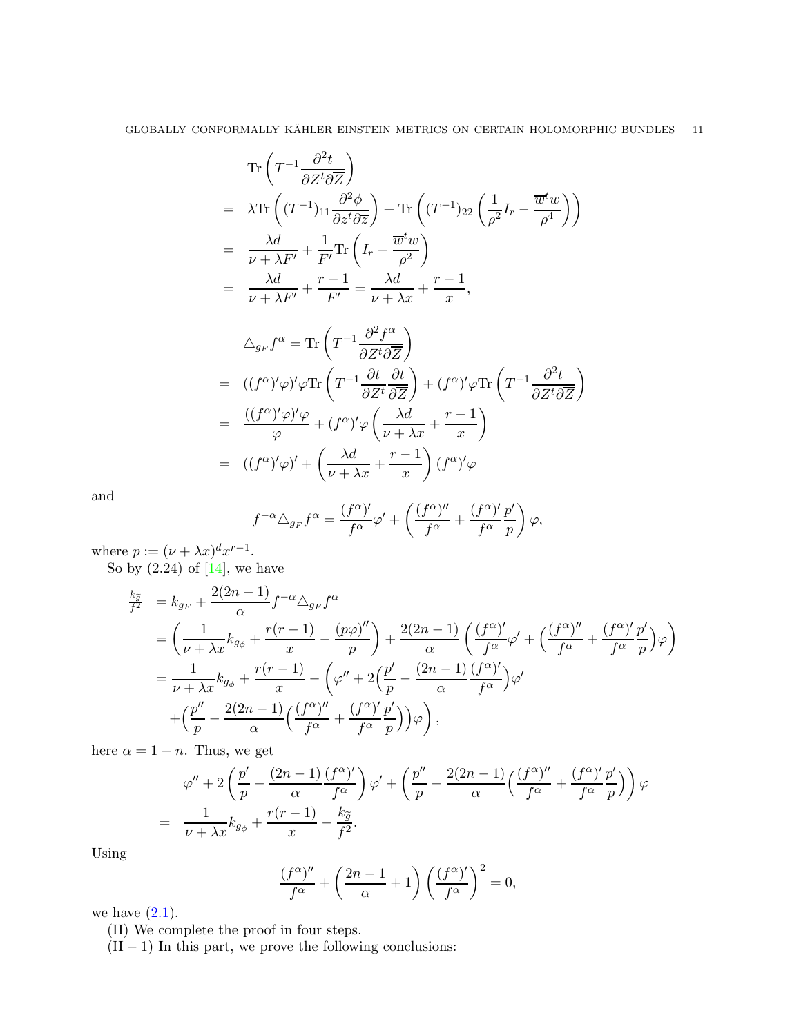$$
\begin{aligned}
&\mathrm{Tr}\left(T^{-1}\frac{\partial^2 t}{\partial Z^t \partial \overline{Z}}\right)\\
=\ & \lambda \mathrm{Tr}\left((T^{-1})_{11}\frac{\partial^2 \phi}{\partial z^t \partial \overline{z}}\right) + \mathrm{Tr}\left((T^{-1})_{22}\left(\frac{1}{\rho^2}I_r - \frac{\overline{w}^t w}{\rho^4}\right)\right)\\
=\ & \frac{\lambda d}{\nu + \lambda F'} + \frac{1}{F'}\mathrm{Tr}\left(I_r - \frac{\overline{w}^t w}{\rho^2}\right)\\
=\ & \frac{\lambda d}{\nu + \lambda F'} + \frac{r-1}{F'} = \frac{\lambda d}{\nu + \lambda x} + \frac{r-1}{x},
\end{aligned}
$$

$$
\begin{aligned}
&\triangle_{g_F} f^\alpha = \mathrm{Tr}\left(T^{-1}\frac{\partial^2 f^\alpha}{\partial Z^t \partial \overline{Z}}\right)\\
=\ & ((f^\alpha)'\varphi)'\varphi \mathrm{Tr}\left(T^{-1}\frac{\partial t}{\partial Z^t}\frac{\partial t}{\partial \overline{Z}}\right) + (f^\alpha)'\varphi \mathrm{Tr}\left(T^{-1}\frac{\partial^2 t}{\partial Z^t \partial \overline{Z}}\right)\\
=\ & \frac{((f^\alpha)'\varphi)'\varphi}{\varphi} + (f^\alpha)'\varphi\left(\frac{\lambda d}{\nu + \lambda x} + \frac{r-1}{x}\right)\\
=\ & ((f^\alpha)'\varphi)' + \left(\frac{\lambda d}{\nu + \lambda x} + \frac{r-1}{x}\right)(f^\alpha)'\varphi
\end{aligned}
$$

and

$$
f^{-\alpha}\triangle_{g_F} f^\alpha = \frac{(f^\alpha)'}{f^\alpha}\varphi' + \left(\frac{(f^\alpha)''}{f^\alpha} + \frac{(f^\alpha)'}{f^\alpha}\frac{p'}{p}\right)\varphi,
$$

where $p := (\nu + \lambda x)^d x^{r-1}$.

So by (2.24) of [14], we have

$$
\begin{aligned}
\frac{k_{\widetilde{g}}}{f^2} &= k_{g_F} + \frac{2(2n-1)}{\alpha} f^{-\alpha}\triangle_{g_F} f^\alpha\\
&= \left(\frac{1}{\nu + \lambda x}k_{g_\phi} + \frac{r(r-1)}{x} - \frac{(p\varphi)''}{p}\right) + \frac{2(2n-1)}{\alpha}\left(\frac{(f^\alpha)'}{f^\alpha}\varphi' + \Big(\frac{(f^\alpha)''}{f^\alpha} + \frac{(f^\alpha)'}{f^\alpha}\frac{p'}{p}\Big)\varphi\right)\\
&= \frac{1}{\nu + \lambda x}k_{g_\phi} + \frac{r(r-1)}{x} - \left(\varphi'' + 2\Big(\frac{p'}{p} - \frac{(2n-1)}{\alpha}\frac{(f^\alpha)'}{f^\alpha}\Big)\varphi'\right.\\
&\quad \left. + \Big(\frac{p''}{p} - \frac{2(2n-1)}{\alpha}\Big(\frac{(f^\alpha)''}{f^\alpha} + \frac{(f^\alpha)'}{f^\alpha}\frac{p'}{p}\Big)\Big)\varphi\right),
\end{aligned}
$$

here $\alpha = 1 - n$. Thus, we get

$$
\begin{aligned}
&\varphi'' + 2\left(\frac{p'}{p} - \frac{(2n-1)}{\alpha}\frac{(f^\alpha)'}{f^\alpha}\right)\varphi' + \left(\frac{p''}{p} - \frac{2(2n-1)}{\alpha}\Big(\frac{(f^\alpha)''}{f^\alpha} + \frac{(f^\alpha)'}{f^\alpha}\frac{p'}{p}\Big)\right)\varphi\\
=\ & \frac{1}{\nu + \lambda x}k_{g_\phi} + \frac{r(r-1)}{x} - \frac{k_{\widetilde{g}}}{f^2}.
\end{aligned}
$$

Using

$$
\frac{(f^\alpha)''}{f^\alpha} + \left(\frac{2n-1}{\alpha} + 1\right)\left(\frac{(f^\alpha)'}{f^\alpha}\right)^2 = 0,
$$

we have (2.1).

(II) We complete the proof in four steps.

(II − 1) In this part, we prove the following conclusions: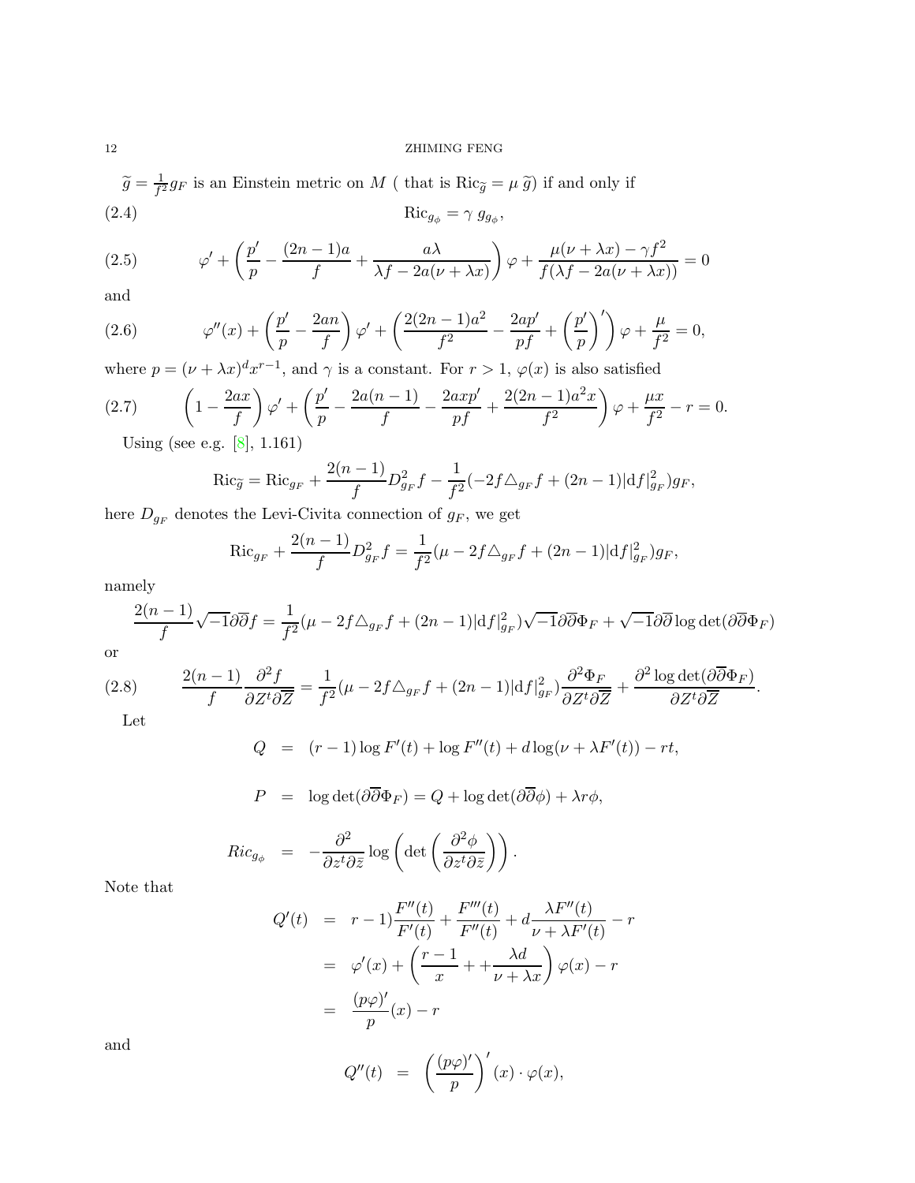$\widetilde{g} = \frac{1}{f^2} g_F$ is an Einstein metric on $M$ ( that is $\mathrm{Ric}_{\widetilde{g}} = \mu\, \widetilde{g}$) if and only if

$$\mathrm{Ric}_{g_\phi} = \gamma\; g_{g_\phi}, \tag{2.4}$$

$$\varphi' + \left( \frac{p'}{p} - \frac{(2n-1)a}{f} + \frac{a\lambda}{\lambda f - 2a(\nu+\lambda x)} \right) \varphi + \frac{\mu(\nu+\lambda x) - \gamma f^2}{f(\lambda f - 2a(\nu+\lambda x))} = 0 \tag{2.5}$$

and

$$\varphi''(x) + \left( \frac{p'}{p} - \frac{2an}{f} \right) \varphi' + \left( \frac{2(2n-1)a^2}{f^2} - \frac{2ap'}{pf} + \left(\frac{p'}{p}\right)' \right) \varphi + \frac{\mu}{f^2} = 0, \tag{2.6}$$

where $p = (\nu+\lambda x)^d x^{r-1}$, and $\gamma$ is a constant. For $r > 1$, $\varphi(x)$ is also satisfied

$$\left(1 - \frac{2ax}{f}\right)\varphi' + \left( \frac{p'}{p} - \frac{2a(n-1)}{f} - \frac{2axp'}{pf} + \frac{2(2n-1)a^2 x}{f^2} \right) \varphi + \frac{\mu x}{f^2} - r = 0. \tag{2.7}$$

Using (see e.g. [8], 1.161)

$$\mathrm{Ric}_{\widetilde{g}} = \mathrm{Ric}_{g_F} + \frac{2(n-1)}{f} D^2_{g_F} f - \frac{1}{f^2}(-2f \triangle_{g_F} f + (2n-1)|\mathrm{d}f|^2_{g_F}) g_F,$$

here $D_{g_F}$ denotes the Levi-Civita connection of $g_F$, we get

$$\mathrm{Ric}_{g_F} + \frac{2(n-1)}{f} D^2_{g_F} f = \frac{1}{f^2}(\mu - 2f \triangle_{g_F} f + (2n-1)|\mathrm{d}f|^2_{g_F}) g_F,$$

namely

$$\frac{2(n-1)}{f}\sqrt{-1}\partial\overline{\partial} f = \frac{1}{f^2}(\mu - 2f \triangle_{g_F} f + (2n-1)|\mathrm{d}f|^2_{g_F})\sqrt{-1}\partial\overline{\partial}\Phi_F + \sqrt{-1}\partial\overline{\partial}\log\det(\partial\overline{\partial}\Phi_F)$$

or

$$\frac{2(n-1)}{f}\frac{\partial^2 f}{\partial Z^t \partial \overline{Z}} = \frac{1}{f^2}(\mu - 2f \triangle_{g_F} f + (2n-1)|\mathrm{d}f|^2_{g_F})\frac{\partial^2 \Phi_F}{\partial Z^t \partial \overline{Z}} + \frac{\partial^2 \log\det(\partial\overline{\partial}\Phi_F)}{\partial Z^t \partial \overline{Z}}. \tag{2.8}$$

Let

$$\begin{aligned}
Q &= (r-1)\log F'(t) + \log F''(t) + d\log(\nu + \lambda F'(t)) - rt, \\
P &= \log\det(\partial\overline{\partial}\Phi_F) = Q + \log\det(\partial\overline{\partial}\phi) + \lambda r \phi, \\
Ric_{g_\phi} &= -\frac{\partial^2}{\partial z^t \partial \bar{z}} \log\left(\det\left(\frac{\partial^2 \phi}{\partial z^t \partial \bar{z}}\right)\right).
\end{aligned}$$

Note that

$$\begin{aligned}
Q'(t) &= r-1)\frac{F''(t)}{F'(t)} + \frac{F'''(t)}{F''(t)} + d\frac{\lambda F''(t)}{\nu + \lambda F'(t)} - r \\
&= \varphi'(x) + \left(\frac{r-1}{x} + + \frac{\lambda d}{\nu + \lambda x}\right)\varphi(x) - r \\
&= \frac{(p\varphi)'}{p}(x) - r
\end{aligned}$$

and

$$Q''(t) = \left(\frac{(p\varphi)'}{p}\right)'(x) \cdot \varphi(x),$$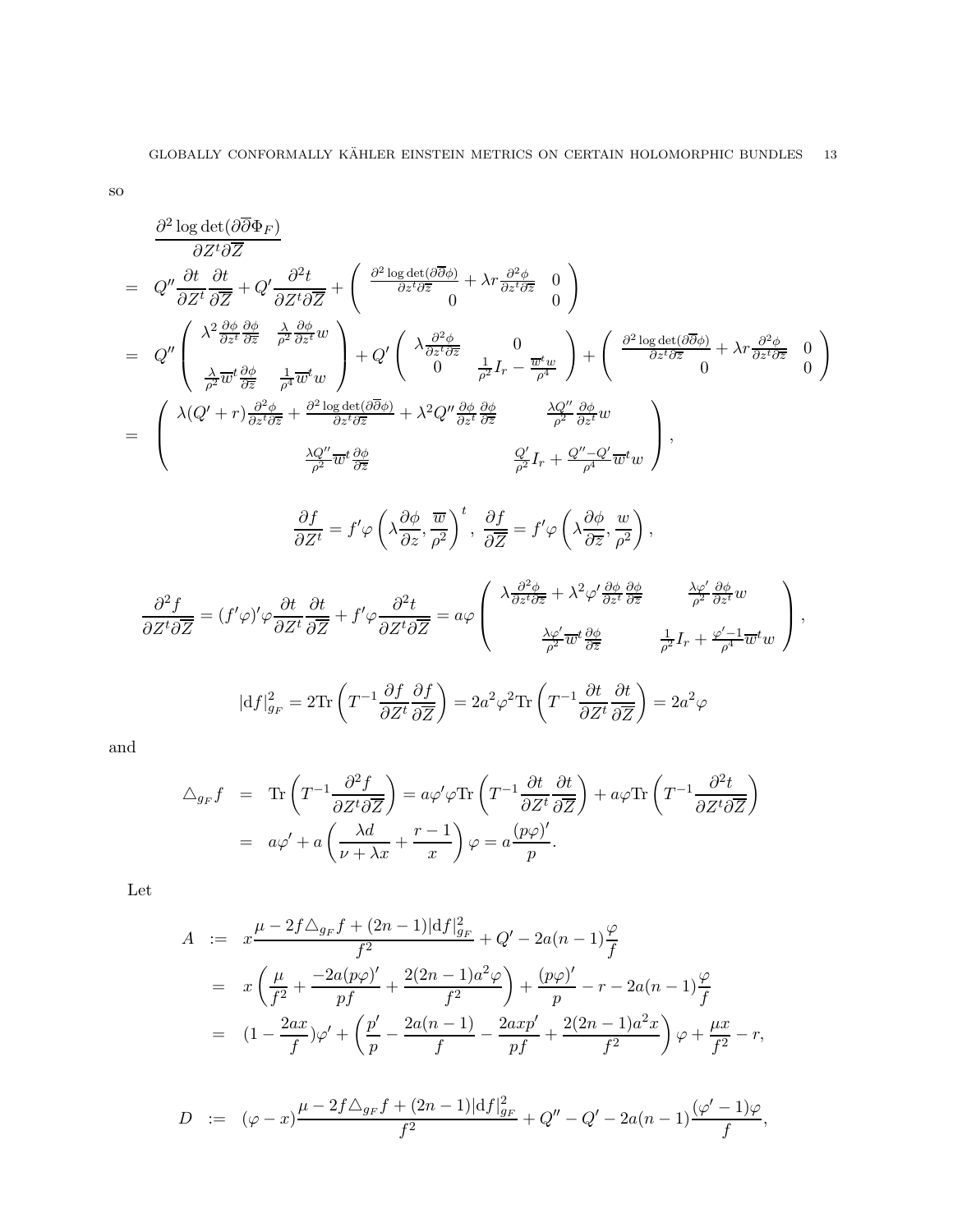so

$$
\begin{aligned}
& \frac{\partial^2 \log\det(\partial\overline{\partial}\Phi_F)}{\partial Z^t \partial \overline{Z}} \\
= \;& Q'' \frac{\partial t}{\partial Z^t}\frac{\partial t}{\partial \overline{Z}} + Q' \frac{\partial^2 t}{\partial Z^t \partial \overline{Z}} + \begin{pmatrix} \frac{\partial^2 \log\det(\partial\overline{\partial}\phi)}{\partial z^t \partial \overline{z}} + \lambda r \frac{\partial^2 \phi}{\partial z^t \partial \overline{z}} & 0 \\ 0 & 0 \end{pmatrix} \\
= \;& Q'' \begin{pmatrix} \lambda^2 \frac{\partial \phi}{\partial z^t}\frac{\partial \phi}{\partial \overline{z}} & \frac{\lambda}{\rho^2}\frac{\partial \phi}{\partial z^t} w \\ \frac{\lambda}{\rho^2}\overline{w}^t \frac{\partial \phi}{\partial \overline{z}} & \frac{1}{\rho^4}\overline{w}^t w \end{pmatrix} + Q' \begin{pmatrix} \lambda \frac{\partial^2 \phi}{\partial z^t \partial \overline{z}} & 0 \\ 0 & \frac{1}{\rho^2} I_r - \frac{\overline{w}^t w}{\rho^4} \end{pmatrix} + \begin{pmatrix} \frac{\partial^2 \log\det(\partial\overline{\partial}\phi)}{\partial z^t \partial \overline{z}} + \lambda r \frac{\partial^2 \phi}{\partial z^t \partial \overline{z}} & 0 \\ 0 & 0 \end{pmatrix} \\
= \;& \begin{pmatrix} \lambda(Q'+r)\frac{\partial^2 \phi}{\partial z^t \partial \overline{z}} + \frac{\partial^2 \log\det(\partial\overline{\partial}\phi)}{\partial z^t \partial \overline{z}} + \lambda^2 Q'' \frac{\partial \phi}{\partial z^t}\frac{\partial \phi}{\partial \overline{z}} & \frac{\lambda Q''}{\rho^2}\frac{\partial \phi}{\partial z^t} w \\ \frac{\lambda Q''}{\rho^2}\overline{w}^t \frac{\partial \phi}{\partial \overline{z}} & \frac{Q'}{\rho^2} I_r + \frac{Q''-Q'}{\rho^4}\overline{w}^t w \end{pmatrix},
\end{aligned}
$$

$$
\frac{\partial f}{\partial Z^t} = f'\varphi \left( \lambda \frac{\partial \phi}{\partial z}, \frac{\overline{w}}{\rho^2} \right)^t, \; \frac{\partial f}{\partial \overline{Z}} = f'\varphi \left( \lambda \frac{\partial \phi}{\partial \overline{z}}, \frac{w}{\rho^2} \right),
$$

$$
\frac{\partial^2 f}{\partial Z^t \partial \overline{Z}} = (f'\varphi)'\varphi \frac{\partial t}{\partial Z^t}\frac{\partial t}{\partial \overline{Z}} + f'\varphi \frac{\partial^2 t}{\partial Z^t \partial \overline{Z}} = a\varphi \begin{pmatrix} \lambda \frac{\partial^2 \phi}{\partial z^t \partial \overline{z}} + \lambda^2 \varphi' \frac{\partial \phi}{\partial z^t}\frac{\partial \phi}{\partial \overline{z}} & \frac{\lambda \varphi'}{\rho^2}\frac{\partial \phi}{\partial z^t} w \\ \frac{\lambda \varphi'}{\rho^2}\overline{w}^t \frac{\partial \phi}{\partial \overline{z}} & \frac{1}{\rho^2} I_r + \frac{\varphi'-1}{\rho^4}\overline{w}^t w \end{pmatrix},
$$

$$
|\mathrm{d}f|^2_{g_F} = 2\mathrm{Tr}\left( T^{-1} \frac{\partial f}{\partial Z^t}\frac{\partial f}{\partial \overline{Z}} \right) = 2a^2\varphi^2 \mathrm{Tr}\left( T^{-1} \frac{\partial t}{\partial Z^t}\frac{\partial t}{\partial \overline{Z}} \right) = 2a^2\varphi
$$

and

$$
\begin{aligned}
\triangle_{g_F} f \;&=\; \mathrm{Tr}\left( T^{-1} \frac{\partial^2 f}{\partial Z^t \partial \overline{Z}} \right) = a\varphi'\varphi \mathrm{Tr}\left( T^{-1} \frac{\partial t}{\partial Z^t}\frac{\partial t}{\partial \overline{Z}} \right) + a\varphi \mathrm{Tr}\left( T^{-1} \frac{\partial^2 t}{\partial Z^t \partial \overline{Z}} \right) \\
&=\; a\varphi' + a\left( \frac{\lambda d}{\nu + \lambda x} + \frac{r-1}{x} \right)\varphi = a\frac{(p\varphi)'}{p}.
\end{aligned}
$$

Let

$$
\begin{aligned}
A \;&:=\; x\frac{\mu - 2f\triangle_{g_F} f + (2n-1)|\mathrm{d}f|^2_{g_F}}{f^2} + Q' - 2a(n-1)\frac{\varphi}{f} \\
&=\; x\left( \frac{\mu}{f^2} + \frac{-2a(p\varphi)'}{pf} + \frac{2(2n-1)a^2\varphi}{f^2} \right) + \frac{(p\varphi)'}{p} - r - 2a(n-1)\frac{\varphi}{f} \\
&=\; (1 - \frac{2ax}{f})\varphi' + \left( \frac{p'}{p} - \frac{2a(n-1)}{f} - \frac{2axp'}{pf} + \frac{2(2n-1)a^2x}{f^2} \right)\varphi + \frac{\mu x}{f^2} - r,
\end{aligned}
$$

$$
D \;:=\; (\varphi - x)\frac{\mu - 2f\triangle_{g_F} f + (2n-1)|\mathrm{d}f|^2_{g_F}}{f^2} + Q'' - Q' - 2a(n-1)\frac{(\varphi'-1)\varphi}{f},
$$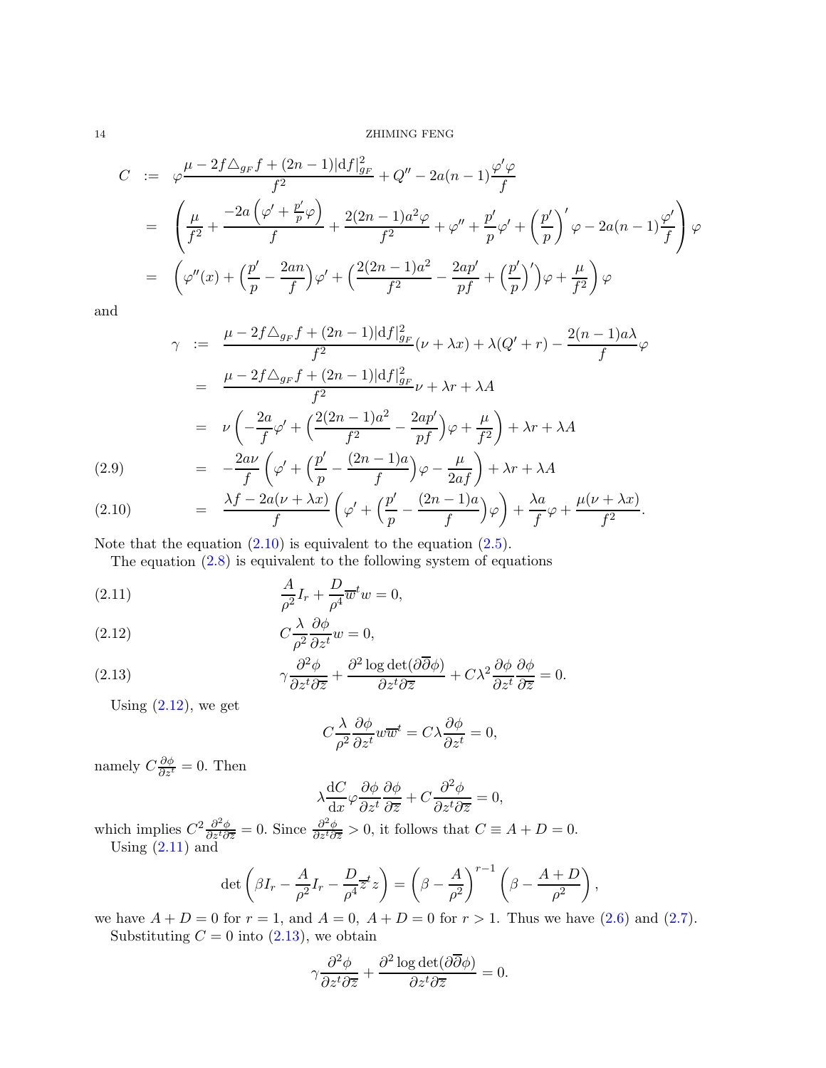$$
\begin{aligned}
C &:= \varphi\frac{\mu - 2f\triangle_{g_F} f + (2n-1)|\mathrm{d}f|^2_{g_F}}{f^2} + Q'' - 2a(n-1)\frac{\varphi'\varphi}{f} \\
&= \left(\frac{\mu}{f^2} + \frac{-2a\left(\varphi' + \frac{p'}{p}\varphi\right)}{f} + \frac{2(2n-1)a^2\varphi}{f^2} + \varphi'' + \frac{p'}{p}\varphi' + \left(\frac{p'}{p}\right)'\varphi - 2a(n-1)\frac{\varphi'}{f}\right)\varphi \\
&= \left(\varphi''(x) + \Big(\frac{p'}{p} - \frac{2an}{f}\Big)\varphi' + \Big(\frac{2(2n-1)a^2}{f^2} - \frac{2ap'}{pf} + \Big(\frac{p'}{p}\Big)'\Big)\varphi + \frac{\mu}{f^2}\right)\varphi
\end{aligned}
$$

and

$$
\begin{aligned}
\gamma &:= \frac{\mu - 2f\triangle_{g_F} f + (2n-1)|\mathrm{d}f|^2_{g_F}}{f^2}(\nu + \lambda x) + \lambda(Q' + r) - \frac{2(n-1)a\lambda}{f}\varphi \\
&= \frac{\mu - 2f\triangle_{g_F} f + (2n-1)|\mathrm{d}f|^2_{g_F}}{f^2}\nu + \lambda r + \lambda A \\
&= \nu\left(-\frac{2a}{f}\varphi' + \Big(\frac{2(2n-1)a^2}{f^2} - \frac{2ap'}{pf}\Big)\varphi + \frac{\mu}{f^2}\right) + \lambda r + \lambda A \\
&= -\frac{2a\nu}{f}\left(\varphi' + \Big(\frac{p'}{p} - \frac{(2n-1)a}{f}\Big)\varphi - \frac{\mu}{2af}\right) + \lambda r + \lambda A \qquad (2.9)\\
&= \frac{\lambda f - 2a(\nu + \lambda x)}{f}\left(\varphi' + \Big(\frac{p'}{p} - \frac{(2n-1)a}{f}\Big)\varphi\right) + \frac{\lambda a}{f}\varphi + \frac{\mu(\nu + \lambda x)}{f^2}. \qquad (2.10)
\end{aligned}
$$

Note that the equation (2.10) is equivalent to the equation (2.5).

The equation (2.8) is equivalent to the following system of equations

$$
\frac{A}{\rho^2}I_r + \frac{D}{\rho^4}\overline{w}^t w = 0, \tag{2.11}
$$

$$
C\frac{\lambda}{\rho^2}\frac{\partial\phi}{\partial z^t}w = 0, \tag{2.12}
$$

$$
\gamma\frac{\partial^2\phi}{\partial z^t\partial\overline{z}} + \frac{\partial^2\log\det(\partial\overline{\partial}\phi)}{\partial z^t\partial\overline{z}} + C\lambda^2\frac{\partial\phi}{\partial z^t}\frac{\partial\phi}{\partial\overline{z}} = 0. \tag{2.13}
$$

Using (2.12), we get

$$
C\frac{\lambda}{\rho^2}\frac{\partial\phi}{\partial z^t}w\overline{w}^t = C\lambda\frac{\partial\phi}{\partial z^t} = 0,
$$

namely $C\frac{\partial\phi}{\partial z^t} = 0$. Then

$$
\lambda\frac{\mathrm{d}C}{\mathrm{d}x}\varphi\frac{\partial\phi}{\partial z^t}\frac{\partial\phi}{\partial\overline{z}} + C\frac{\partial^2\phi}{\partial z^t\partial\overline{z}} = 0,
$$

which implies $C^2\frac{\partial^2\phi}{\partial z^t\partial\overline{z}} = 0$. Since $\frac{\partial^2\phi}{\partial z^t\partial\overline{z}} > 0$, it follows that $C \equiv A + D = 0$.

Using (2.11) and

$$
\det\left(\beta I_r - \frac{A}{\rho^2}I_r - \frac{D}{\rho^4}\overline{z}^t z\right) = \left(\beta - \frac{A}{\rho^2}\right)^{r-1}\left(\beta - \frac{A+D}{\rho^2}\right),
$$

we have $A + D = 0$ for $r = 1$, and $A = 0$, $A + D = 0$ for $r > 1$. Thus we have (2.6) and (2.7).

Substituting $C = 0$ into (2.13), we obtain

$$
\gamma\frac{\partial^2\phi}{\partial z^t\partial\overline{z}} + \frac{\partial^2\log\det(\partial\overline{\partial}\phi)}{\partial z^t\partial\overline{z}} = 0.
$$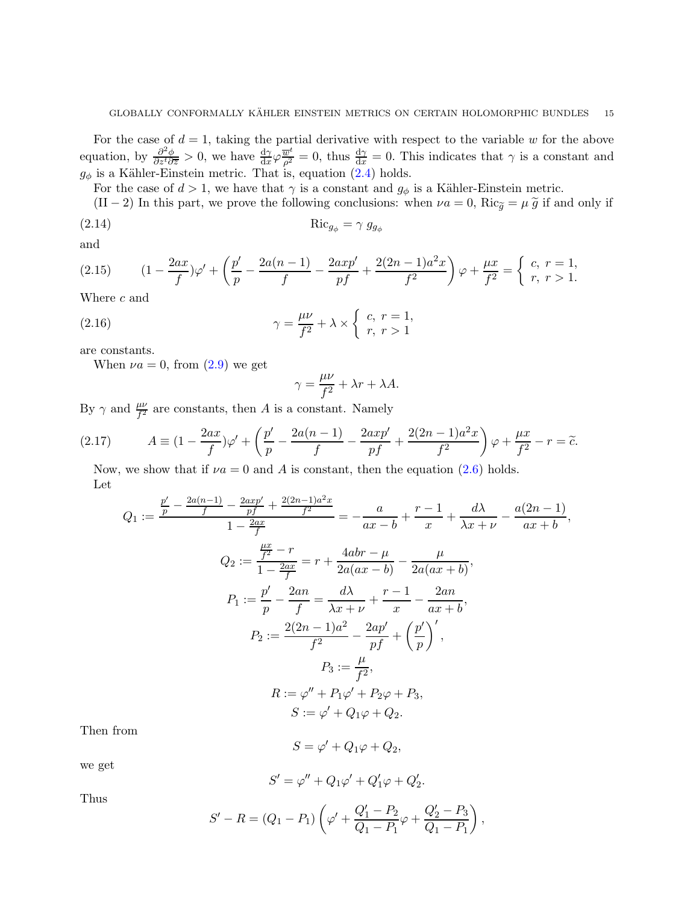For the case of $d = 1$, taking the partial derivative with respect to the variable $w$ for the above equation, by $\frac{\partial^2 \phi}{\partial z^i \partial \overline{z}} > 0$, we have $\frac{\mathrm{d}\gamma}{\mathrm{d}x}\varphi\frac{\overline{w}^t}{\rho^2} = 0$, thus $\frac{\mathrm{d}\gamma}{\mathrm{d}x} = 0$. This indicates that $\gamma$ is a constant and $g_\phi$ is a Kähler-Einstein metric. That is, equation (2.4) holds.

For the case of $d > 1$, we have that $\gamma$ is a constant and $g_\phi$ is a Kähler-Einstein metric.

$(\mathrm{II}-2)$ In this part, we prove the following conclusions: when $\nu a = 0$, $\mathrm{Ric}_{\widetilde{g}} = \mu\, \widetilde{g}$ if and only if

$$\mathrm{Ric}_{g_\phi} = \gamma\; g_{g_\phi} \tag{2.14}$$

and

$$(1-\frac{2ax}{f})\varphi' + \left(\frac{p'}{p} - \frac{2a(n-1)}{f} - \frac{2axp'}{pf} + \frac{2(2n-1)a^2x}{f^2}\right)\varphi + \frac{\mu x}{f^2} = \begin{cases} c, & r=1, \\ r, & r>1. \end{cases} \tag{2.15}$$

Where $c$ and

$$\gamma = \frac{\mu\nu}{f^2} + \lambda \times \begin{cases} c, & r=1, \\ r, & r>1 \end{cases} \tag{2.16}$$

are constants.

When $\nu a = 0$, from (2.9) we get

$$\gamma = \frac{\mu\nu}{f^2} + \lambda r + \lambda A.$$

By $\gamma$ and $\frac{\mu\nu}{f^2}$ are constants, then $A$ is a constant. Namely

$$A \equiv (1-\frac{2ax}{f})\varphi' + \left(\frac{p'}{p} - \frac{2a(n-1)}{f} - \frac{2axp'}{pf} + \frac{2(2n-1)a^2x}{f^2}\right)\varphi + \frac{\mu x}{f^2} - r = \widetilde{c}. \tag{2.17}$$

Now, we show that if $\nu a = 0$ and $A$ is constant, then the equation (2.6) holds.

Let

$$Q_1 := \frac{\frac{p'}{p} - \frac{2a(n-1)}{f} - \frac{2axp'}{pf} + \frac{2(2n-1)a^2x}{f^2}}{1-\frac{2ax}{f}} = -\frac{a}{ax-b} + \frac{r-1}{x} + \frac{d\lambda}{\lambda x+\nu} - \frac{a(2n-1)}{ax+b},$$

$$Q_2 := \frac{\frac{\mu x}{f^2} - r}{1-\frac{2ax}{f}} = r + \frac{4abr-\mu}{2a(ax-b)} - \frac{\mu}{2a(ax+b)},$$

$$P_1 := \frac{p'}{p} - \frac{2an}{f} = \frac{d\lambda}{\lambda x+\nu} + \frac{r-1}{x} - \frac{2an}{ax+b},$$

$$P_2 := \frac{2(2n-1)a^2}{f^2} - \frac{2ap'}{pf} + \left(\frac{p'}{p}\right)',$$

$$P_3 := \frac{\mu}{f^2},$$

$$R := \varphi'' + P_1\varphi' + P_2\varphi + P_3,$$

$$S := \varphi' + Q_1\varphi + Q_2.$$

Then from

$$S = \varphi' + Q_1\varphi + Q_2,$$

we get

$$S' = \varphi'' + Q_1\varphi' + Q_1'\varphi + Q_2'.$$

Thus

$$S' - R = (Q_1 - P_1)\left(\varphi' + \frac{Q_1' - P_2}{Q_1 - P_1}\varphi + \frac{Q_2' - P_3}{Q_1 - P_1}\right),$$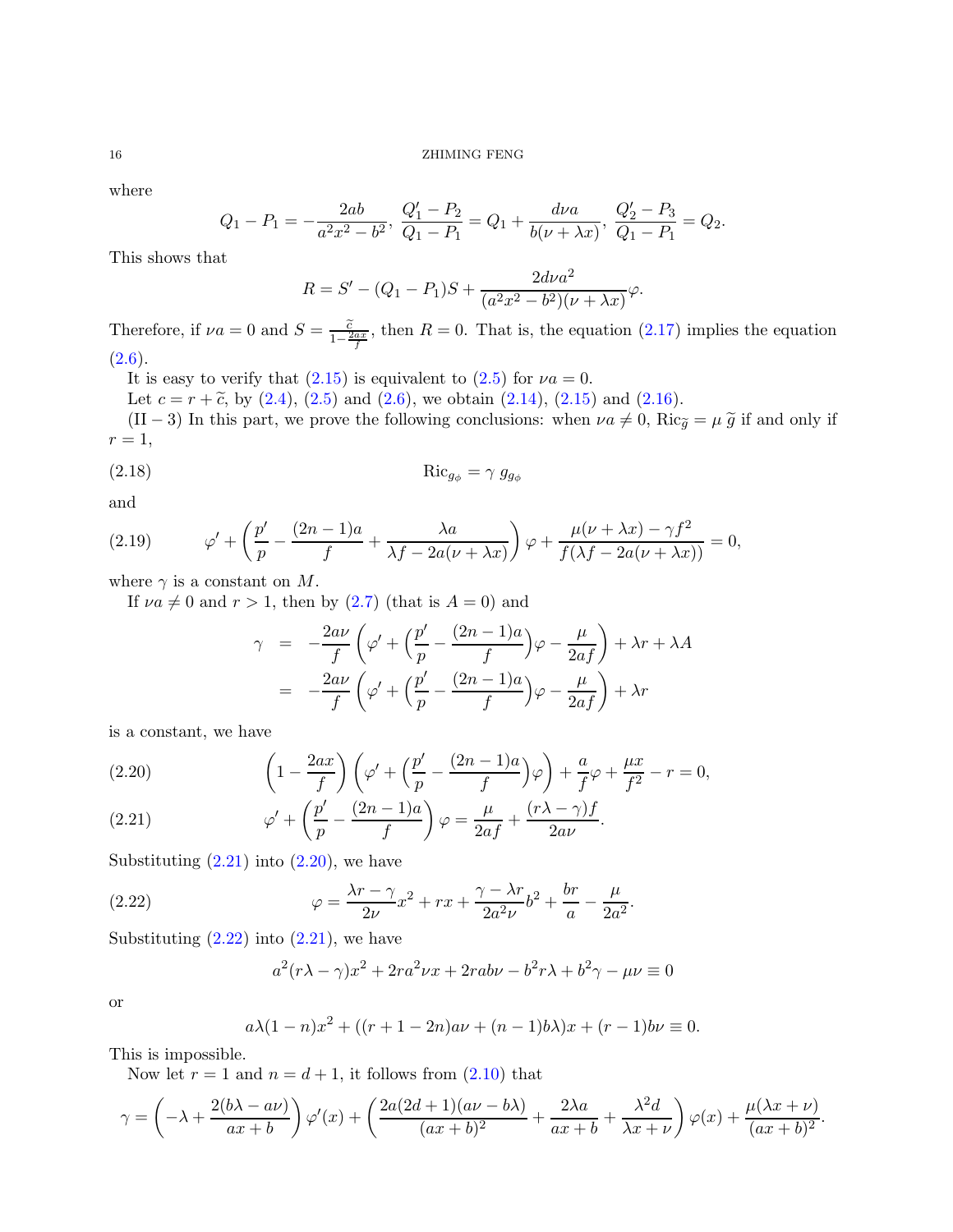where

$$Q_1 - P_1 = -\frac{2ab}{a^2x^2 - b^2},\ \frac{Q_1' - P_2}{Q_1 - P_1} = Q_1 + \frac{d\nu a}{b(\nu + \lambda x)},\ \frac{Q_2' - P_3}{Q_1 - P_1} = Q_2.$$

This shows that

$$R = S' - (Q_1 - P_1)S + \frac{2d\nu a^2}{(a^2x^2 - b^2)(\nu + \lambda x)}\varphi.$$

Therefore, if $\nu a = 0$ and $S = \frac{\widetilde{c}}{1 - \frac{2ax}{f}}$, then $R = 0$. That is, the equation (2.17) implies the equation (2.6).

It is easy to verify that (2.15) is equivalent to (2.5) for $\nu a = 0$.

Let $c = r + \widetilde{c}$, by (2.4), (2.5) and (2.6), we obtain (2.14), (2.15) and (2.16).

(II − 3) In this part, we prove the following conclusions: when $\nu a \neq 0$, $\mathrm{Ric}_{\widetilde{g}} = \mu\, \widetilde{g}$ if and only if $r = 1$,

$$\mathrm{Ric}_{g_\phi} = \gamma\, g_{g_\phi} \tag{2.18}$$

and

$$\varphi' + \left(\frac{p'}{p} - \frac{(2n-1)a}{f} + \frac{\lambda a}{\lambda f - 2a(\nu + \lambda x)}\right)\varphi + \frac{\mu(\nu + \lambda x) - \gamma f^2}{f(\lambda f - 2a(\nu + \lambda x))} = 0, \tag{2.19}$$

where $\gamma$ is a constant on $M$.

If $\nu a \neq 0$ and $r > 1$, then by (2.7) (that is $A = 0$) and

$$\begin{aligned}
\gamma &= -\frac{2a\nu}{f}\left(\varphi' + \Big(\frac{p'}{p} - \frac{(2n-1)a}{f}\Big)\varphi - \frac{\mu}{2af}\right) + \lambda r + \lambda A \\
&= -\frac{2a\nu}{f}\left(\varphi' + \Big(\frac{p'}{p} - \frac{(2n-1)a}{f}\Big)\varphi - \frac{\mu}{2af}\right) + \lambda r
\end{aligned}$$

is a constant, we have

$$\left(1 - \frac{2ax}{f}\right)\left(\varphi' + \Big(\frac{p'}{p} - \frac{(2n-1)a}{f}\Big)\varphi\right) + \frac{a}{f}\varphi + \frac{\mu x}{f^2} - r = 0, \tag{2.20}$$

$$\varphi' + \left(\frac{p'}{p} - \frac{(2n-1)a}{f}\right)\varphi = \frac{\mu}{2af} + \frac{(r\lambda - \gamma)f}{2a\nu}. \tag{2.21}$$

Substituting (2.21) into (2.20), we have

$$\varphi = \frac{\lambda r - \gamma}{2\nu}x^2 + rx + \frac{\gamma - \lambda r}{2a^2\nu}b^2 + \frac{br}{a} - \frac{\mu}{2a^2}. \tag{2.22}$$

Substituting (2.22) into (2.21), we have

$$a^2(r\lambda - \gamma)x^2 + 2ra^2\nu x + 2rab\nu - b^2 r\lambda + b^2\gamma - \mu\nu \equiv 0$$

or

$$a\lambda(1-n)x^2 + ((r + 1 - 2n)a\nu + (n-1)b\lambda)x + (r-1)b\nu \equiv 0.$$

This is impossible.

Now let $r = 1$ and $n = d + 1$, it follows from (2.10) that

$$\gamma = \left(-\lambda + \frac{2(b\lambda - a\nu)}{ax + b}\right)\varphi'(x) + \left(\frac{2a(2d+1)(a\nu - b\lambda)}{(ax+b)^2} + \frac{2\lambda a}{ax + b} + \frac{\lambda^2 d}{\lambda x + \nu}\right)\varphi(x) + \frac{\mu(\lambda x + \nu)}{(ax+b)^2}.$$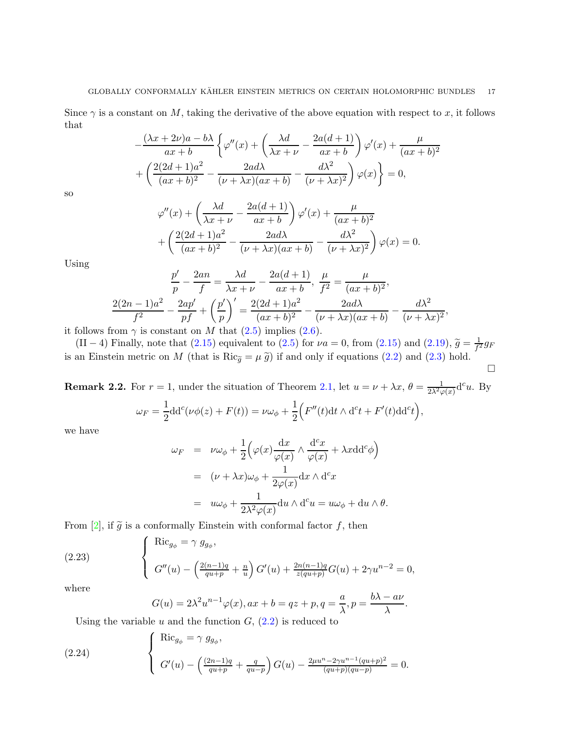Since $\gamma$ is a constant on $M$, taking the derivative of the above equation with respect to $x$, it follows that

$$
\begin{aligned}
&-\frac{(\lambda x+2\nu)a-b\lambda}{ax+b}\left\{\varphi''(x)+\left(\frac{\lambda d}{\lambda x+\nu}-\frac{2a(d+1)}{ax+b}\right)\varphi'(x)+\frac{\mu}{(ax+b)^2}\right.\\
&\left.+\left(\frac{2(2d+1)a^2}{(ax+b)^2}-\frac{2ad\lambda}{(\nu+\lambda x)(ax+b)}-\frac{d\lambda^2}{(\nu+\lambda x)^2}\right)\varphi(x)\right\}=0,
\end{aligned}
$$

so

$$
\begin{aligned}
&\varphi''(x)+\left(\frac{\lambda d}{\lambda x+\nu}-\frac{2a(d+1)}{ax+b}\right)\varphi'(x)+\frac{\mu}{(ax+b)^2}\\
&+\left(\frac{2(2d+1)a^2}{(ax+b)^2}-\frac{2ad\lambda}{(\nu+\lambda x)(ax+b)}-\frac{d\lambda^2}{(\nu+\lambda x)^2}\right)\varphi(x)=0.
\end{aligned}
$$

Using

$$
\frac{p'}{p}-\frac{2an}{f}=\frac{\lambda d}{\lambda x+\nu}-\frac{2a(d+1)}{ax+b},\ \frac{\mu}{f^2}=\frac{\mu}{(ax+b)^2},
$$

$$
\frac{2(2n-1)a^2}{f^2}-\frac{2ap'}{pf}+\left(\frac{p'}{p}\right)'=\frac{2(2d+1)a^2}{(ax+b)^2}-\frac{2ad\lambda}{(\nu+\lambda x)(ax+b)}-\frac{d\lambda^2}{(\nu+\lambda x)^2},
$$

it follows from $\gamma$ is constant on $M$ that (2.5) implies (2.6).

(II − 4) Finally, note that (2.15) equivalent to (2.5) for $\nu a=0$, from (2.15) and (2.19), $\widetilde{g}=\frac{1}{f^2}g_F$ is an Einstein metric on $M$ (that is $\mathrm{Ric}_{\widetilde{g}}=\mu\,\widetilde{g}$) if and only if equations (2.2) and (2.3) hold. $\square$

**Remark 2.2.** For $r=1$, under the situation of Theorem 2.1, let $u=\nu+\lambda x$, $\theta=\frac{1}{2\lambda^2\varphi(x)}\mathrm{d}^c u$. By

$$
\omega_F=\frac{1}{2}\mathrm{dd}^c(\nu\phi(z)+F(t))=\nu\omega_\phi+\frac{1}{2}\Big(F''(t)\mathrm{d}t\wedge\mathrm{d}^c t+F'(t)\mathrm{dd}^c t\Big),
$$

we have

$$
\begin{aligned}
\omega_F &= \nu\omega_\phi+\frac{1}{2}\Big(\varphi(x)\frac{\mathrm{d}x}{\varphi(x)}\wedge\frac{\mathrm{d}^c x}{\varphi(x)}+\lambda x\mathrm{dd}^c\phi\Big)\\
&= (\nu+\lambda x)\omega_\phi+\frac{1}{2\varphi(x)}\mathrm{d}x\wedge\mathrm{d}^c x\\
&= u\omega_\phi+\frac{1}{2\lambda^2\varphi(x)}\mathrm{d}u\wedge\mathrm{d}^c u=u\omega_\phi+\mathrm{d}u\wedge\theta.
\end{aligned}
$$

From [2], if $\widetilde{g}$ is a conformally Einstein with conformal factor $f$, then

$$
\tag{2.23}
\left\{
\begin{array}{l}
\mathrm{Ric}_{g_\phi}=\gamma\ g_{g_\phi},\\[2mm]
G''(u)-\left(\frac{2(n-1)q}{qu+p}+\frac{n}{u}\right)G'(u)+\frac{2n(n-1)q}{z(qu+p)}G(u)+2\gamma u^{n-2}=0,
\end{array}
\right.
$$

where

$$
G(u)=2\lambda^2u^{n-1}\varphi(x), ax+b=qz+p, q=\frac{a}{\lambda}, p=\frac{b\lambda-a\nu}{\lambda}.
$$

Using the variable $u$ and the function $G$, (2.2) is reduced to

$$
\tag{2.24}
\left\{
\begin{array}{l}
\mathrm{Ric}_{g_\phi}=\gamma\ g_{g_\phi},\\[2mm]
G'(u)-\left(\frac{(2n-1)q}{qu+p}+\frac{q}{qu-p}\right)G(u)-\frac{2\mu u^n-2\gamma u^{n-1}(qu+p)^2}{(qu+p)(qu-p)}=0.
\end{array}
\right.
$$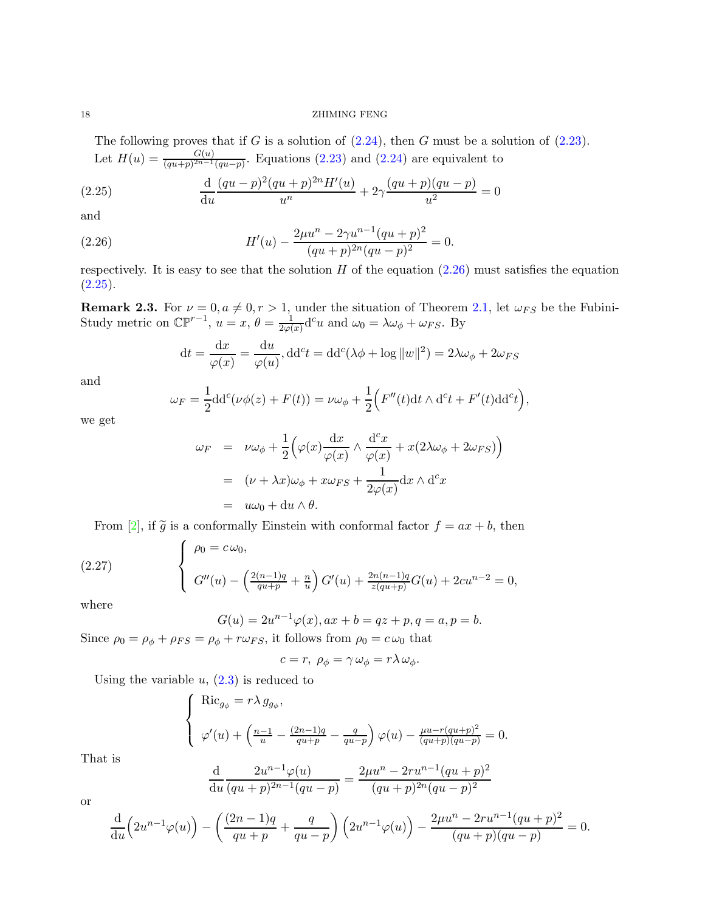The following proves that if $G$ is a solution of (2.24), then $G$ must be a solution of (2.23).

Let $H(u) = \frac{G(u)}{(qu+p)^{2n-1}(qu-p)}$. Equations (2.23) and (2.24) are equivalent to

$$\frac{\mathrm{d}}{\mathrm{d}u}\frac{(qu-p)^2(qu+p)^{2n}H'(u)}{u^n} + 2\gamma\frac{(qu+p)(qu-p)}{u^2} = 0 \tag{2.25}$$

and

$$H'(u) - \frac{2\mu u^n - 2\gamma u^{n-1}(qu+p)^2}{(qu+p)^{2n}(qu-p)^2} = 0. \tag{2.26}$$

respectively. It is easy to see that the solution $H$ of the equation (2.26) must satisfies the equation (2.25).

**Remark 2.3.** For $\nu = 0, a \neq 0, r > 1$, under the situation of Theorem 2.1, let $\omega_{FS}$ be the Fubini-Study metric on $\mathbb{CP}^{r-1}$, $u = x$, $\theta = \frac{1}{2\varphi(x)}\mathrm{d}^c u$ and $\omega_0 = \lambda\omega_\phi + \omega_{FS}$. By

$$\mathrm{d}t = \frac{\mathrm{d}x}{\varphi(x)} = \frac{\mathrm{d}u}{\varphi(u)}, \mathrm{dd}^c t = \mathrm{dd}^c(\lambda\phi + \log\|w\|^2) = 2\lambda\omega_\phi + 2\omega_{FS}$$

and

$$\omega_F = \frac{1}{2}\mathrm{dd}^c(\nu\phi(z) + F(t)) = \nu\omega_\phi + \frac{1}{2}\Big(F''(t)\mathrm{d}t\wedge\mathrm{d}^c t + F'(t)\mathrm{dd}^c t\Big),$$

we get

$$\begin{aligned}
\omega_F &= \nu\omega_\phi + \frac{1}{2}\Big(\varphi(x)\frac{\mathrm{d}x}{\varphi(x)}\wedge\frac{\mathrm{d}^c x}{\varphi(x)} + x(2\lambda\omega_\phi + 2\omega_{FS})\Big)\\
&= (\nu + \lambda x)\omega_\phi + x\omega_{FS} + \frac{1}{2\varphi(x)}\mathrm{d}x\wedge\mathrm{d}^c x\\
&= u\omega_0 + \mathrm{d}u\wedge\theta.
\end{aligned}$$

From [2], if $\widetilde{g}$ is a conformally Einstein with conformal factor $f = ax + b$, then

$$\begin{cases}
\rho_0 = c\,\omega_0,\\[2mm]
G''(u) - \left(\frac{2(n-1)q}{qu+p} + \frac{n}{u}\right)G'(u) + \frac{2n(n-1)q}{z(qu+p)}G(u) + 2cu^{n-2} = 0,
\end{cases} \tag{2.27}$$

where

$$G(u) = 2u^{n-1}\varphi(x), ax + b = qz + p, q = a, p = b.$$

Since $\rho_0 = \rho_\phi + \rho_{FS} = \rho_\phi + r\omega_{FS}$, it follows from $\rho_0 = c\,\omega_0$ that

$$c = r,\ \rho_\phi = \gamma\,\omega_\phi = r\lambda\,\omega_\phi.$$

Using the variable $u$, (2.3) is reduced to

$$\begin{cases}
\mathrm{Ric}_{g_\phi} = r\lambda\, g_{g_\phi},\\[2mm]
\varphi'(u) + \left(\frac{n-1}{u} - \frac{(2n-1)q}{qu+p} - \frac{q}{qu-p}\right)\varphi(u) - \frac{\mu u - r(qu+p)^2}{(qu+p)(qu-p)} = 0.
\end{cases}$$

That is

$$\frac{\mathrm{d}}{\mathrm{d}u}\frac{2u^{n-1}\varphi(u)}{(qu+p)^{2n-1}(qu-p)} = \frac{2\mu u^n - 2ru^{n-1}(qu+p)^2}{(qu+p)^{2n}(qu-p)^2}$$

or

$$\frac{\mathrm{d}}{\mathrm{d}u}\Big(2u^{n-1}\varphi(u)\Big) - \left(\frac{(2n-1)q}{qu+p} + \frac{q}{qu-p}\right)\Big(2u^{n-1}\varphi(u)\Big) - \frac{2\mu u^n - 2ru^{n-1}(qu+p)^2}{(qu+p)(qu-p)} = 0.$$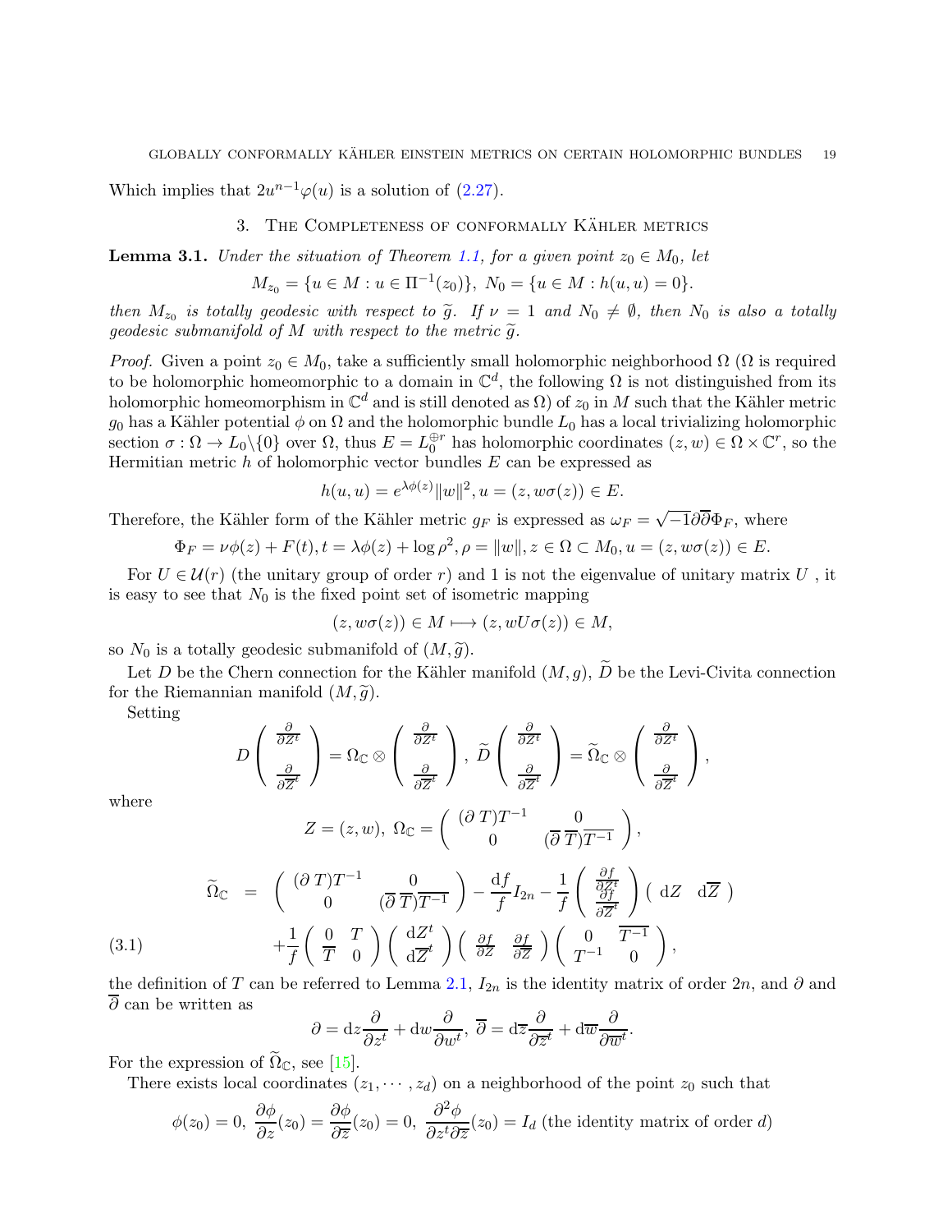Which implies that $2u^{n-1}\varphi(u)$ is a solution of (2.27).

## 3. The Completeness of conformally Kähler metrics

**Lemma 3.1.** *Under the situation of Theorem 1.1, for a given point $z_0 \in M_0$, let*

$$M_{z_0} = \{u \in M : u \in \Pi^{-1}(z_0)\},\ N_0 = \{u \in M : h(u,u) = 0\}.$$

*then $M_{z_0}$ is totally geodesic with respect to $\widetilde{g}$. If $\nu = 1$ and $N_0 \neq \emptyset$, then $N_0$ is also a totally geodesic submanifold of $M$ with respect to the metric $\widetilde{g}$.*

*Proof.* Given a point $z_0 \in M_0$, take a sufficiently small holomorphic neighborhood $\Omega$ ($\Omega$ is required to be holomorphic homeomorphic to a domain in $\mathbb{C}^d$, the following $\Omega$ is not distinguished from its holomorphic homeomorphism in $\mathbb{C}^d$ and is still denoted as $\Omega$) of $z_0$ in $M$ such that the Kähler metric $g_0$ has a Kähler potential $\phi$ on $\Omega$ and the holomorphic bundle $L_0$ has a local trivializing holomorphic section $\sigma : \Omega \to L_0 \backslash \{0\}$ over $\Omega$, thus $E = L_0^{\oplus r}$ has holomorphic coordinates $(z,w) \in \Omega \times \mathbb{C}^r$, so the Hermitian metric $h$ of holomorphic vector bundles $E$ can be expressed as

$$h(u,u) = e^{\lambda\phi(z)}\|w\|^2, u = (z, w\sigma(z)) \in E.$$

Therefore, the Kähler form of the Kähler metric $g_F$ is expressed as $\omega_F = \sqrt{-1}\partial\overline{\partial}\Phi_F$, where

$$\Phi_F = \nu\phi(z) + F(t), t = \lambda\phi(z) + \log\rho^2, \rho = \|w\|, z \in \Omega \subset M_0, u = (z, w\sigma(z)) \in E.$$

For $U \in \mathcal{U}(r)$ (the unitary group of order $r$) and 1 is not the eigenvalue of unitary matrix $U$ , it is easy to see that $N_0$ is the fixed point set of isometric mapping

$$(z, w\sigma(z)) \in M \longmapsto (z, wU\sigma(z)) \in M,$$

so $N_0$ is a totally geodesic submanifold of $(M, \widetilde{g})$.

Let $D$ be the Chern connection for the Kähler manifold $(M, g)$, $\widetilde{D}$ be the Levi-Civita connection for the Riemannian manifold $(M, \widetilde{g})$.

Setting

$$D\begin{pmatrix} \frac{\partial}{\partial Z^t} \\ \frac{\partial}{\partial \overline{Z}^t} \end{pmatrix} = \Omega_{\mathbb{C}} \otimes \begin{pmatrix} \frac{\partial}{\partial Z^t} \\ \frac{\partial}{\partial \overline{Z}^t} \end{pmatrix},\ \widetilde{D}\begin{pmatrix} \frac{\partial}{\partial Z^t} \\ \frac{\partial}{\partial \overline{Z}^t} \end{pmatrix} = \widetilde{\Omega}_{\mathbb{C}} \otimes \begin{pmatrix} \frac{\partial}{\partial Z^t} \\ \frac{\partial}{\partial \overline{Z}^t} \end{pmatrix},$$

where

$$Z = (z,w),\ \Omega_{\mathbb{C}} = \begin{pmatrix} (\partial\, T)T^{-1} & 0 \\ 0 & (\overline{\partial}\, \overline{T})\overline{T^{-1}} \end{pmatrix},$$

$$\begin{aligned} \widetilde{\Omega}_{\mathbb{C}} \ = \ & \begin{pmatrix} (\partial\, T)T^{-1} & 0 \\ 0 & (\overline{\partial}\, \overline{T})\overline{T^{-1}} \end{pmatrix} - \frac{\mathrm{d}f}{f}I_{2n} - \frac{1}{f}\begin{pmatrix} \frac{\partial f}{\partial Z^t} \\ \frac{\partial f}{\partial \overline{Z}^t} \end{pmatrix}\begin{pmatrix} \mathrm{d}Z & \mathrm{d}\overline{Z} \end{pmatrix} \\ & + \frac{1}{f}\begin{pmatrix} 0 & T \\ \overline{T} & 0 \end{pmatrix}\begin{pmatrix} \mathrm{d}Z^t \\ \mathrm{d}\overline{Z}^t \end{pmatrix}\begin{pmatrix} \frac{\partial f}{\partial Z} & \frac{\partial f}{\partial \overline{Z}} \end{pmatrix}\begin{pmatrix} 0 & \overline{T^{-1}} \\ T^{-1} & 0 \end{pmatrix}, \end{aligned} \tag{3.1}$$

the definition of $T$ can be referred to Lemma 2.1, $I_{2n}$ is the identity matrix of order $2n$, and $\partial$ and $\overline{\partial}$ can be written as

$$\partial = \mathrm{d}z\frac{\partial}{\partial z^t} + \mathrm{d}w\frac{\partial}{\partial w^t},\ \overline{\partial} = \mathrm{d}\overline{z}\frac{\partial}{\partial \overline{z}^t} + \mathrm{d}\overline{w}\frac{\partial}{\partial \overline{w}^t}.$$

For the expression of $\widetilde{\Omega}_{\mathbb{C}}$, see [15].

There exists local coordinates $(z_1, \cdots, z_d)$ on a neighborhood of the point $z_0$ such that

$$\phi(z_0) = 0,\ \frac{\partial\phi}{\partial z}(z_0) = \frac{\partial\phi}{\partial \overline{z}}(z_0) = 0,\ \frac{\partial^2\phi}{\partial z^t\partial\overline{z}}(z_0) = I_d \text{ (the identity matrix of order } d)$$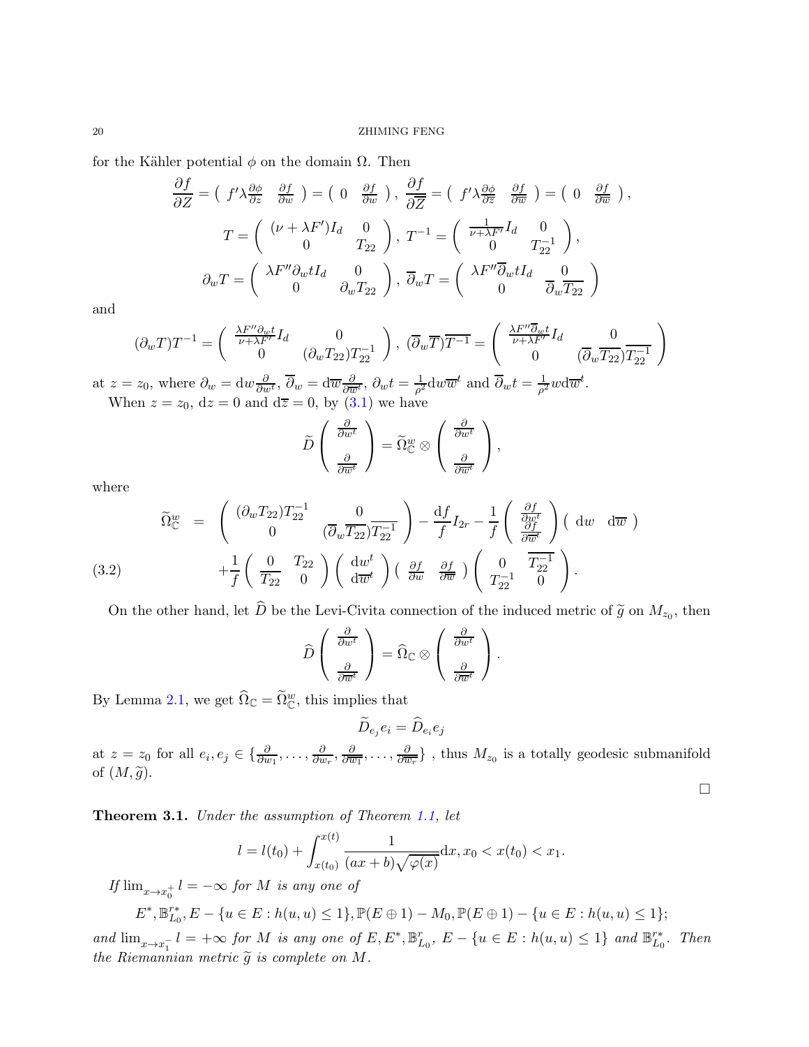for the Kähler potential $\phi$ on the domain $\Omega$. Then

$$\frac{\partial f}{\partial Z} = \left( \begin{array}{cc} f'\lambda\frac{\partial \phi}{\partial z} & \frac{\partial f}{\partial w} \end{array} \right) = \left( \begin{array}{cc} 0 & \frac{\partial f}{\partial w} \end{array} \right), \; \frac{\partial f}{\partial \overline{Z}} = \left( \begin{array}{cc} f'\lambda\frac{\partial \phi}{\partial \overline{z}} & \frac{\partial f}{\partial \overline{w}} \end{array} \right) = \left( \begin{array}{cc} 0 & \frac{\partial f}{\partial \overline{w}} \end{array} \right),$$

$$T = \left( \begin{array}{cc} (\nu+\lambda F')I_d & 0 \\ 0 & T_{22} \end{array} \right), \; T^{-1} = \left( \begin{array}{cc} \frac{1}{\nu+\lambda F'}I_d & 0 \\ 0 & T_{22}^{-1} \end{array} \right),$$

$$\partial_w T = \left( \begin{array}{cc} \lambda F''\partial_w t I_d & 0 \\ 0 & \partial_w T_{22} \end{array} \right), \; \overline{\partial}_w T = \left( \begin{array}{cc} \lambda F''\overline{\partial}_w t I_d & 0 \\ 0 & \overline{\partial}_w \overline{T_{22}} \end{array} \right)$$

and

$$(\partial_w T)T^{-1} = \left( \begin{array}{cc} \frac{\lambda F''\partial_w t}{\nu+\lambda F'}I_d & 0 \\ 0 & (\partial_w T_{22})T_{22}^{-1} \end{array} \right), \; (\overline{\partial}_w \overline{T})\overline{T^{-1}} = \left( \begin{array}{cc} \frac{\lambda F''\overline{\partial}_w t}{\nu+\lambda F'}I_d & 0 \\ 0 & (\overline{\partial}_w \overline{T_{22}})\overline{T_{22}^{-1}} \end{array} \right)$$

at $z = z_0$, where $\partial_w = \mathrm{d}w\frac{\partial}{\partial w^t}$, $\overline{\partial}_w = \mathrm{d}\overline{w}\frac{\partial}{\partial \overline{w}^t}$, $\partial_w t = \frac{1}{\rho^2}\mathrm{d}w\overline{w}^t$ and $\overline{\partial}_w t = \frac{1}{\rho^2}w\mathrm{d}\overline{w}^t$.

When $z = z_0$, $\mathrm{d}z = 0$ and $\mathrm{d}\overline{z} = 0$, by (3.1) we have

$$\widetilde{D}\left( \begin{array}{c} \frac{\partial}{\partial w^t} \\ \\ \frac{\partial}{\partial \overline{w}^t} \end{array} \right) = \widetilde{\Omega}^w_{\mathbb{C}} \otimes \left( \begin{array}{c} \frac{\partial}{\partial w^t} \\ \\ \frac{\partial}{\partial \overline{w}^t} \end{array} \right),$$

where

$$\begin{aligned} \widetilde{\Omega}^w_{\mathbb{C}} &= \left( \begin{array}{cc} (\partial_w T_{22})T_{22}^{-1} & 0 \\ 0 & (\overline{\partial}_w \overline{T_{22}})\overline{T_{22}^{-1}} \end{array} \right) - \frac{\mathrm{d}f}{f}I_{2r} - \frac{1}{f}\left( \begin{array}{c} \frac{\partial f}{\partial w^t} \\ \frac{\partial f}{\partial \overline{w}^t} \end{array} \right)\left( \begin{array}{cc} \mathrm{d}w & \mathrm{d}\overline{w} \end{array} \right) \\ &\quad +\frac{1}{f}\left( \begin{array}{cc} 0 & T_{22} \\ \overline{T_{22}} & 0 \end{array} \right)\left( \begin{array}{c} \mathrm{d}w^t \\ \mathrm{d}\overline{w}^t \end{array} \right)\left( \begin{array}{cc} \frac{\partial f}{\partial w} & \frac{\partial f}{\partial \overline{w}} \end{array} \right)\left( \begin{array}{cc} 0 & \overline{T_{22}^{-1}} \\ T_{22}^{-1} & 0 \end{array} \right). \end{aligned} \tag{3.2}$$

On the other hand, let $\widehat{D}$ be the Levi-Civita connection of the induced metric of $\widetilde{g}$ on $M_{z_0}$, then

$$\widehat{D}\left( \begin{array}{c} \frac{\partial}{\partial w^t} \\ \\ \frac{\partial}{\partial \overline{w}^t} \end{array} \right) = \widehat{\Omega}_{\mathbb{C}} \otimes \left( \begin{array}{c} \frac{\partial}{\partial w^t} \\ \\ \frac{\partial}{\partial \overline{w}^t} \end{array} \right).$$

By Lemma 2.1, we get $\widehat{\Omega}_{\mathbb{C}} = \widetilde{\Omega}^w_{\mathbb{C}}$, this implies that

$$\widetilde{D}_{e_j}e_i = \widehat{D}_{e_i}e_j$$

at $z = z_0$ for all $e_i, e_j \in \{\frac{\partial}{\partial w_1}, \ldots, \frac{\partial}{\partial w_r}, \frac{\partial}{\partial \overline{w_1}}, \ldots, \frac{\partial}{\partial \overline{w_r}}\}$ , thus $M_{z_0}$ is a totally geodesic submanifold of $(M, \widetilde{g})$.

$\square$

**Theorem 3.1.** *Under the assumption of Theorem 1.1, let*

$$l = l(t_0) + \int_{x(t_0)}^{x(t)} \frac{1}{(ax+b)\sqrt{\varphi(x)}}\mathrm{d}x, x_0 < x(t_0) < x_1.$$

*If* $\lim_{x\to x_0^+} l = -\infty$ *for* $M$ *is any one of*

$$E^*, \mathbb{B}^{r*}_{L_0}, E - \{u \in E : h(u,u) \leq 1\}, \mathbb{P}(E \oplus 1) - M_0, \mathbb{P}(E \oplus 1) - \{u \in E : h(u,u) \leq 1\};$$

*and* $\lim_{x\to x_1^-} l = +\infty$ *for* $M$ *is any one of* $E, E^*, \mathbb{B}^r_{L_0}$, $E - \{u \in E : h(u,u) \leq 1\}$ *and* $\mathbb{B}^{r*}_{L_0}$. *Then the Riemannian metric* $\widetilde{g}$ *is complete on* $M$.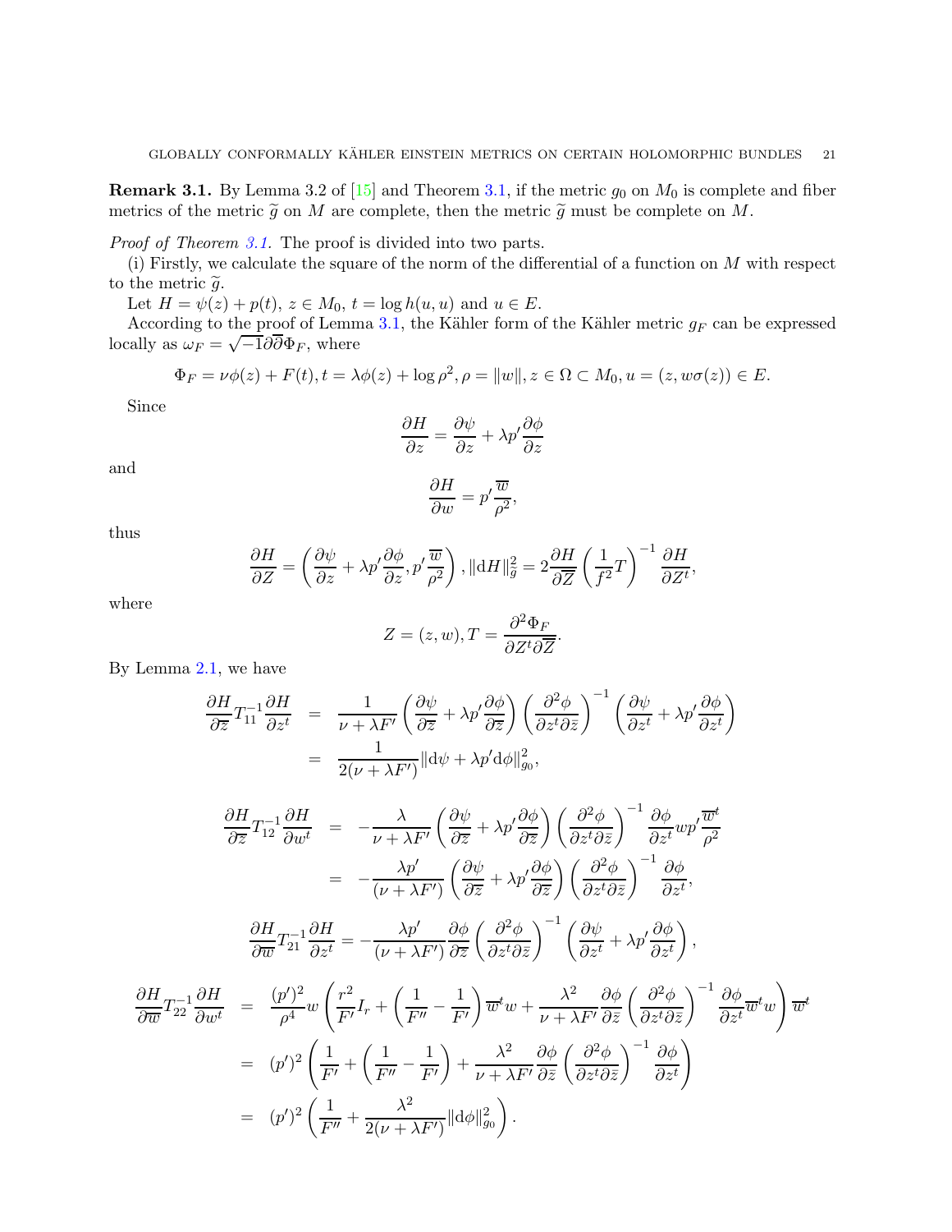**Remark 3.1.** By Lemma 3.2 of [15] and Theorem 3.1, if the metric $g_0$ on $M_0$ is complete and fiber metrics of the metric $\widetilde{g}$ on $M$ are complete, then the metric $\widetilde{g}$ must be complete on $M$.

*Proof of Theorem 3.1.* The proof is divided into two parts.

(i) Firstly, we calculate the square of the norm of the differential of a function on $M$ with respect to the metric $\widetilde{g}$.

Let $H = \psi(z) + p(t)$, $z \in M_0$, $t = \log h(u,u)$ and $u \in E$.

According to the proof of Lemma 3.1, the Kähler form of the Kähler metric $g_F$ can be expressed locally as $\omega_F = \sqrt{-1}\partial\overline{\partial}\Phi_F$, where

$$\Phi_F = \nu\phi(z) + F(t), t = \lambda\phi(z) + \log\rho^2, \rho = \|w\|, z \in \Omega \subset M_0, u = (z, w\sigma(z)) \in E.$$

Since

$$\frac{\partial H}{\partial z} = \frac{\partial \psi}{\partial z} + \lambda p' \frac{\partial \phi}{\partial z}$$

and

$$\frac{\partial H}{\partial w} = p' \frac{\overline{w}}{\rho^2},$$

thus

$$\frac{\partial H}{\partial Z} = \left(\frac{\partial \psi}{\partial z} + \lambda p' \frac{\partial \phi}{\partial z}, p' \frac{\overline{w}}{\rho^2}\right), \|\mathrm{d}H\|^2_{\widetilde{g}} = 2\frac{\partial H}{\partial \overline{Z}}\left(\frac{1}{f^2}T\right)^{-1}\frac{\partial H}{\partial Z^t},$$

where

$$Z = (z, w), T = \frac{\partial^2 \Phi_F}{\partial Z^t \partial \overline{Z}}.$$

By Lemma 2.1, we have

$$\begin{aligned}
\frac{\partial H}{\partial \overline{z}} T_{11}^{-1} \frac{\partial H}{\partial z^t} &= \frac{1}{\nu + \lambda F'}\left(\frac{\partial \psi}{\partial \overline{z}} + \lambda p' \frac{\partial \phi}{\partial \overline{z}}\right)\left(\frac{\partial^2 \phi}{\partial z^t \partial \overline{z}}\right)^{-1}\left(\frac{\partial \psi}{\partial z^t} + \lambda p' \frac{\partial \phi}{\partial z^t}\right) \\
&= \frac{1}{2(\nu + \lambda F')}\|\mathrm{d}\psi + \lambda p' \mathrm{d}\phi\|^2_{g_0},
\end{aligned}$$

$$\begin{aligned}
\frac{\partial H}{\partial \overline{z}} T_{12}^{-1} \frac{\partial H}{\partial w^t} &= -\frac{\lambda}{\nu + \lambda F'}\left(\frac{\partial \psi}{\partial \overline{z}} + \lambda p' \frac{\partial \phi}{\partial \overline{z}}\right)\left(\frac{\partial^2 \phi}{\partial z^t \partial \overline{z}}\right)^{-1}\frac{\partial \phi}{\partial z^t} w p' \frac{\overline{w}^t}{\rho^2} \\
&= -\frac{\lambda p'}{(\nu + \lambda F')}\left(\frac{\partial \psi}{\partial \overline{z}} + \lambda p' \frac{\partial \phi}{\partial \overline{z}}\right)\left(\frac{\partial^2 \phi}{\partial z^t \partial \overline{z}}\right)^{-1}\frac{\partial \phi}{\partial z^t},
\end{aligned}$$

$$\frac{\partial H}{\partial \overline{w}} T_{21}^{-1} \frac{\partial H}{\partial z^t} = -\frac{\lambda p'}{(\nu + \lambda F')}\frac{\partial \phi}{\partial \overline{z}}\left(\frac{\partial^2 \phi}{\partial z^t \partial \overline{z}}\right)^{-1}\left(\frac{\partial \psi}{\partial z^t} + \lambda p' \frac{\partial \phi}{\partial z^t}\right),$$

$$\begin{aligned}
\frac{\partial H}{\partial \overline{w}} T_{22}^{-1} \frac{\partial H}{\partial w^t} &= \frac{(p')^2}{\rho^4} w \left(\frac{r^2}{F'} I_r + \left(\frac{1}{F''} - \frac{1}{F'}\right)\overline{w}^t w + \frac{\lambda^2}{\nu + \lambda F'}\frac{\partial \phi}{\partial \overline{z}}\left(\frac{\partial^2 \phi}{\partial z^t \partial \overline{z}}\right)^{-1}\frac{\partial \phi}{\partial z^t}\overline{w}^t w\right)\overline{w}^t \\
&= (p')^2 \left(\frac{1}{F'} + \left(\frac{1}{F''} - \frac{1}{F'}\right) + \frac{\lambda^2}{\nu + \lambda F'}\frac{\partial \phi}{\partial \overline{z}}\left(\frac{\partial^2 \phi}{\partial z^t \partial \overline{z}}\right)^{-1}\frac{\partial \phi}{\partial z^t}\right) \\
&= (p')^2 \left(\frac{1}{F''} + \frac{\lambda^2}{2(\nu + \lambda F')}\|\mathrm{d}\phi\|^2_{g_0}\right).
\end{aligned}$$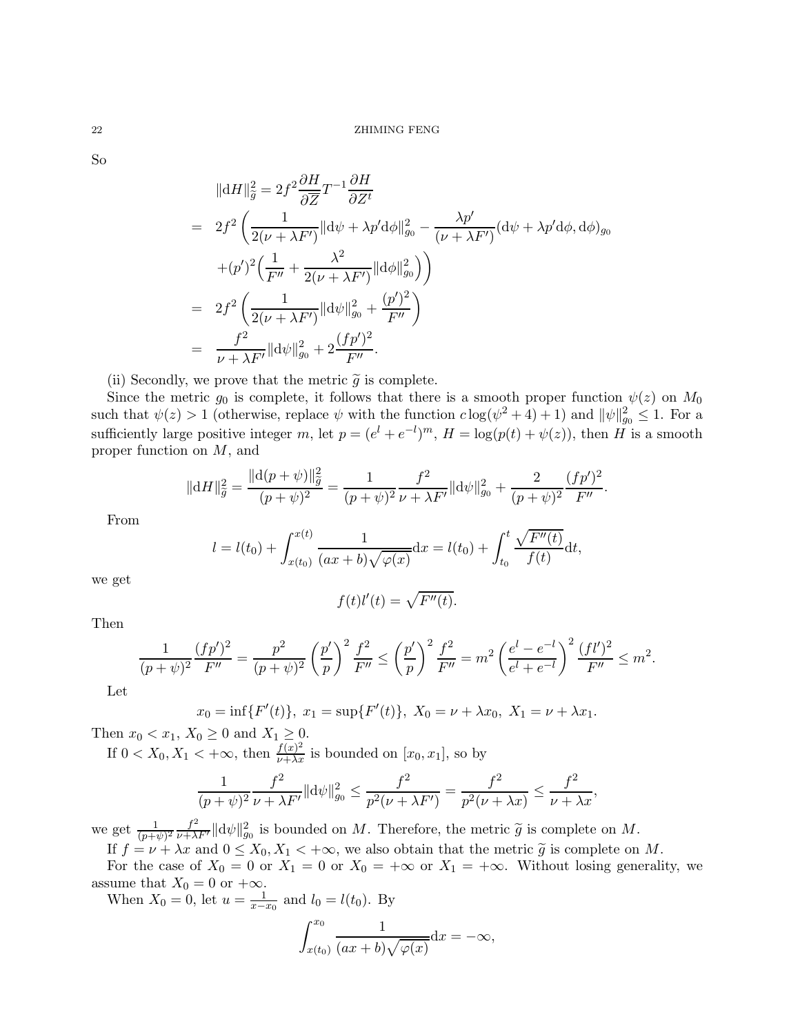So

$$
\begin{aligned}
\|\mathrm{d}H\|_{\widetilde{g}}^2 &= 2f^2 \frac{\partial H}{\partial \overline{Z}} T^{-1} \frac{\partial H}{\partial Z^t} \\
&= 2f^2 \left( \frac{1}{2(\nu+\lambda F')}\|\mathrm{d}\psi + \lambda p' \mathrm{d}\phi\|_{g_0}^2 - \frac{\lambda p'}{(\nu+\lambda F')}(\mathrm{d}\psi + \lambda p'\mathrm{d}\phi, \mathrm{d}\phi)_{g_0} \right. \\
&\quad \left. +(p')^2 \Big( \frac{1}{F''} + \frac{\lambda^2}{2(\nu+\lambda F')}\|\mathrm{d}\phi\|_{g_0}^2 \Big) \right) \\
&= 2f^2 \left( \frac{1}{2(\nu+\lambda F')}\|\mathrm{d}\psi\|_{g_0}^2 + \frac{(p')^2}{F''} \right) \\
&= \frac{f^2}{\nu+\lambda F'}\|\mathrm{d}\psi\|_{g_0}^2 + 2\frac{(fp')^2}{F''}.
\end{aligned}
$$

(ii) Secondly, we prove that the metric $\widetilde{g}$ is complete.

Since the metric $g_0$ is complete, it follows that there is a smooth proper function $\psi(z)$ on $M_0$ such that $\psi(z) > 1$ (otherwise, replace $\psi$ with the function $c\log(\psi^2+4)+1$) and $\|\psi\|_{g_0}^2 \le 1$. For a sufficiently large positive integer $m$, let $p = (e^l + e^{-l})^m$, $H = \log(p(t) + \psi(z))$, then $H$ is a smooth proper function on $M$, and

$$
\|\mathrm{d}H\|_{\widetilde{g}}^2 = \frac{\|\mathrm{d}(p+\psi)\|_{\widetilde{g}}^2}{(p+\psi)^2} = \frac{1}{(p+\psi)^2}\frac{f^2}{\nu+\lambda F'}\|\mathrm{d}\psi\|_{g_0}^2 + \frac{2}{(p+\psi)^2}\frac{(fp')^2}{F''}.
$$

From

$$
l = l(t_0) + \int_{x(t_0)}^{x(t)} \frac{1}{(ax+b)\sqrt{\varphi(x)}}\mathrm{d}x = l(t_0) + \int_{t_0}^{t} \frac{\sqrt{F''(t)}}{f(t)}\mathrm{d}t,
$$

we get

$$
f(t)l'(t) = \sqrt{F''(t)}.
$$

Then

$$
\frac{1}{(p+\psi)^2}\frac{(fp')^2}{F''} = \frac{p^2}{(p+\psi)^2}\left(\frac{p'}{p}\right)^2 \frac{f^2}{F''} \le \left(\frac{p'}{p}\right)^2 \frac{f^2}{F''} = m^2 \left(\frac{e^l - e^{-l}}{e^l + e^{-l}}\right)^2 \frac{(fl')^2}{F''} \le m^2.
$$

Let

$$
x_0 = \inf\{F'(t)\},\ x_1 = \sup\{F'(t)\},\ X_0 = \nu + \lambda x_0,\ X_1 = \nu + \lambda x_1.
$$

Then $x_0 < x_1$, $X_0 \ge 0$ and $X_1 \ge 0$.

If $0 < X_0, X_1 < +\infty$, then $\frac{f(x)^2}{\nu+\lambda x}$ is bounded on $[x_0, x_1]$, so by

$$
\frac{1}{(p+\psi)^2}\frac{f^2}{\nu+\lambda F'}\|\mathrm{d}\psi\|_{g_0}^2 \le \frac{f^2}{p^2(\nu+\lambda F')} = \frac{f^2}{p^2(\nu+\lambda x)} \le \frac{f^2}{\nu+\lambda x},
$$

we get $\frac{1}{(p+\psi)^2}\frac{f^2}{\nu+\lambda F'}\|\mathrm{d}\psi\|_{g_0}^2$ is bounded on $M$. Therefore, the metric $\widetilde{g}$ is complete on $M$.

If $f = \nu + \lambda x$ and $0 \le X_0, X_1 < +\infty$, we also obtain that the metric $\widetilde{g}$ is complete on $M$.

For the case of $X_0 = 0$ or $X_1 = 0$ or $X_0 = +\infty$ or $X_1 = +\infty$. Without losing generality, we assume that $X_0 = 0$ or $+\infty$.

When $X_0 = 0$, let $u = \frac{1}{x - x_0}$ and $l_0 = l(t_0)$. By

$$
\int_{x(t_0)}^{x_0} \frac{1}{(ax+b)\sqrt{\varphi(x)}}\mathrm{d}x = -\infty,
$$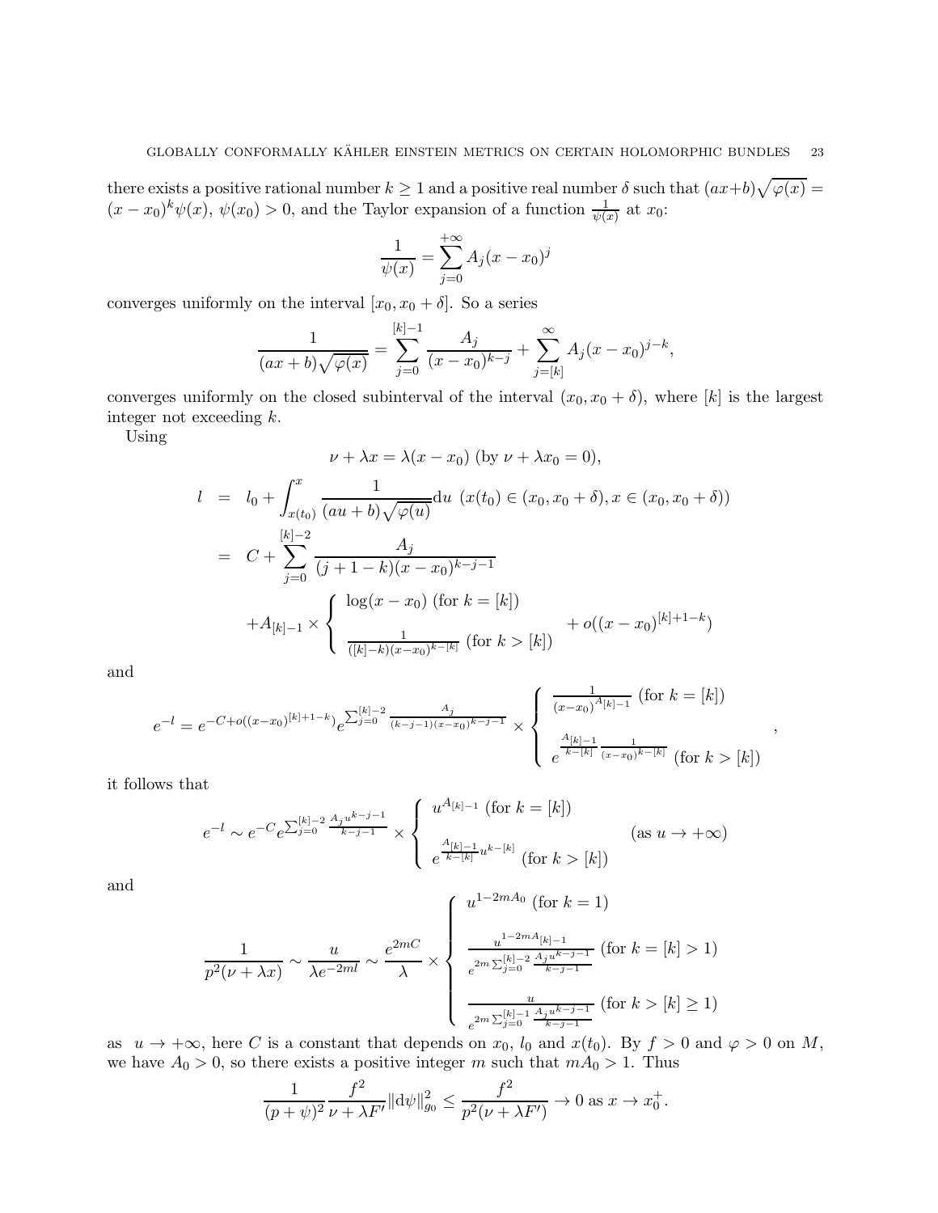there exists a positive rational number $k \geq 1$ and a positive real number $\delta$ such that $(ax+b)\sqrt{\varphi(x)} = (x-x_0)^k \psi(x)$, $\psi(x_0) > 0$, and the Taylor expansion of a function $\frac{1}{\psi(x)}$ at $x_0$:

$$\frac{1}{\psi(x)} = \sum_{j=0}^{+\infty} A_j (x-x_0)^j$$

converges uniformly on the interval $[x_0, x_0+\delta]$. So a series

$$\frac{1}{(ax+b)\sqrt{\varphi(x)}} = \sum_{j=0}^{[k]-1} \frac{A_j}{(x-x_0)^{k-j}} + \sum_{j=[k]}^{\infty} A_j (x-x_0)^{j-k},$$

converges uniformly on the closed subinterval of the interval $(x_0, x_0+\delta)$, where $[k]$ is the largest integer not exceeding $k$.

Using

$$\nu + \lambda x = \lambda(x - x_0) \text{ (by } \nu + \lambda x_0 = 0),$$

$$\begin{aligned}
l &= l_0 + \int_{x(t_0)}^{x} \frac{1}{(au+b)\sqrt{\varphi(u)}} \mathrm{d}u \ \ (x(t_0) \in (x_0, x_0+\delta), x \in (x_0, x_0+\delta)) \\
&= C + \sum_{j=0}^{[k]-2} \frac{A_j}{(j+1-k)(x-x_0)^{k-j-1}} \\
&\quad + A_{[k]-1} \times \left\{ \begin{array}{l} \log(x-x_0) \text{ (for } k = [k]) \\ \\ \frac{1}{([k]-k)(x-x_0)^{k-[k]}} \text{ (for } k > [k]) \end{array} \right. + o((x-x_0)^{[k]+1-k})
\end{aligned}$$

and

$$e^{-l} = e^{-C + o((x-x_0)^{[k]+1-k})} e^{\sum_{j=0}^{[k]-2} \frac{A_j}{(k-j-1)(x-x_0)^{k-j-1}}} \times \left\{ \begin{array}{l} \frac{1}{(x-x_0)^{A_{[k]-1}}} \text{ (for } k = [k]) \\ \\ e^{\frac{A_{[k]-1}}{k-[k]} \frac{1}{(x-x_0)^{k-[k]}}} \text{ (for } k > [k]) \end{array} \right. ,$$

it follows that

$$e^{-l} \sim e^{-C} e^{\sum_{j=0}^{[k]-2} \frac{A_j u^{k-j-1}}{k-j-1}} \times \left\{ \begin{array}{l} u^{A_{[k]-1}} \text{ (for } k = [k]) \\ \\ e^{\frac{A_{[k]-1}}{k-[k]} u^{k-[k]}} \text{ (for } k > [k]) \end{array} \right. \quad \text{(as } u \to +\infty)$$

and

$$\frac{1}{p^2(\nu+\lambda x)} \sim \frac{u}{\lambda e^{-2ml}} \sim \frac{e^{2mC}}{\lambda} \times \left\{ \begin{array}{l} u^{1-2mA_0} \text{ (for } k = 1) \\ \\ \frac{u^{1-2mA_{[k]-1}}}{e^{2m\sum_{j=0}^{[k]-2} \frac{A_j u^{k-j-1}}{k-j-1}}} \text{ (for } k = [k] > 1) \\ \\ \frac{u}{e^{2m\sum_{j=0}^{[k]-1} \frac{A_j u^{k-j-1}}{k-j-1}}} \text{ (for } k > [k] \geq 1) \end{array} \right.$$

as $u \to +\infty$, here $C$ is a constant that depends on $x_0$, $l_0$ and $x(t_0)$. By $f > 0$ and $\varphi > 0$ on $M$, we have $A_0 > 0$, so there exists a positive integer $m$ such that $mA_0 > 1$. Thus

$$\frac{1}{(p+\psi)^2} \frac{f^2}{\nu + \lambda F'} \|\mathrm{d}\psi\|_{g_0}^2 \leq \frac{f^2}{p^2(\nu+\lambda F')} \to 0 \text{ as } x \to x_0^+.$$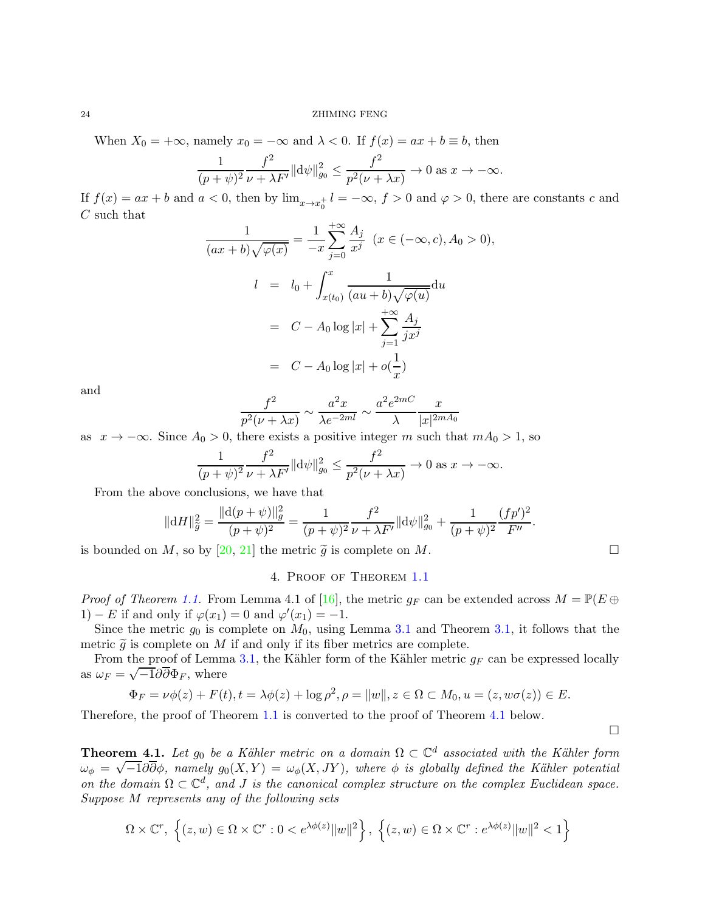When $X_0 = +\infty$, namely $x_0 = -\infty$ and $\lambda < 0$. If $f(x) = ax + b \equiv b$, then

$$\frac{1}{(p+\psi)^2}\frac{f^2}{\nu + \lambda F'}\|\mathrm{d}\psi\|_{g_0}^2 \leq \frac{f^2}{p^2(\nu + \lambda x)} \to 0 \text{ as } x \to -\infty.$$

If $f(x) = ax + b$ and $a < 0$, then by $\lim_{x \to x_0^+} l = -\infty$, $f > 0$ and $\varphi > 0$, there are constants $c$ and $C$ such that

$$\frac{1}{(ax+b)\sqrt{\varphi(x)}} = \frac{1}{-x}\sum_{j=0}^{+\infty}\frac{A_j}{x^j} \ \ (x \in (-\infty, c), A_0 > 0),$$

$$\begin{aligned} l &= l_0 + \int_{x(t_0)}^{x} \frac{1}{(au+b)\sqrt{\varphi(u)}}\mathrm{d}u \\ &= C - A_0 \log|x| + \sum_{j=1}^{+\infty}\frac{A_j}{jx^j} \\ &= C - A_0 \log|x| + o(\frac{1}{x}) \end{aligned}$$

and

$$\frac{f^2}{p^2(\nu + \lambda x)} \sim \frac{a^2 x}{\lambda e^{-2ml}} \sim \frac{a^2 e^{2mC}}{\lambda}\frac{x}{|x|^{2mA_0}}$$

as $x \to -\infty$. Since $A_0 > 0$, there exists a positive integer $m$ such that $mA_0 > 1$, so

$$\frac{1}{(p+\psi)^2}\frac{f^2}{\nu + \lambda F'}\|\mathrm{d}\psi\|_{g_0}^2 \leq \frac{f^2}{p^2(\nu + \lambda x)} \to 0 \text{ as } x \to -\infty.$$

From the above conclusions, we have that

$$\|\mathrm{d}H\|_{\widetilde{g}}^2 = \frac{\|\mathrm{d}(p+\psi)\|_{\widetilde{g}}^2}{(p+\psi)^2} = \frac{1}{(p+\psi)^2}\frac{f^2}{\nu + \lambda F'}\|\mathrm{d}\psi\|_{g_0}^2 + \frac{1}{(p+\psi)^2}\frac{(fp')^2}{F''}.$$

is bounded on $M$, so by [20, 21] the metric $\widetilde{g}$ is complete on $M$. □

## 4. Proof of Theorem 1.1

*Proof of Theorem 1.1.* From Lemma 4.1 of [16], the metric $g_F$ can be extended across $M = \mathbb{P}(E \oplus 1) - E$ if and only if $\varphi(x_1) = 0$ and $\varphi'(x_1) = -1$.

Since the metric $g_0$ is complete on $M_0$, using Lemma 3.1 and Theorem 3.1, it follows that the metric $\widetilde{g}$ is complete on $M$ if and only if its fiber metrics are complete.

From the proof of Lemma 3.1, the Kähler form of the Kähler metric $g_F$ can be expressed locally as $\omega_F = \sqrt{-1}\partial\overline{\partial}\Phi_F$, where

$$\Phi_F = \nu\phi(z) + F(t), t = \lambda\phi(z) + \log\rho^2, \rho = \|w\|, z \in \Omega \subset M_0, u = (z, w\sigma(z)) \in E.$$

Therefore, the proof of Theorem 1.1 is converted to the proof of Theorem 4.1 below.

□

**Theorem 4.1.** *Let $g_0$ be a Kähler metric on a domain $\Omega \subset \mathbb{C}^d$ associated with the Kähler form $\omega_\phi = \sqrt{-1}\partial\overline{\partial}\phi$, namely $g_0(X, Y) = \omega_\phi(X, JY)$, where $\phi$ is globally defined the Kähler potential on the domain $\Omega \subset \mathbb{C}^d$, and $J$ is the canonical complex structure on the complex Euclidean space. Suppose $M$ represents any of the following sets*

$$\Omega \times \mathbb{C}^r, \ \left\{(z, w) \in \Omega \times \mathbb{C}^r : 0 < e^{\lambda\phi(z)}\|w\|^2\right\}, \ \left\{(z, w) \in \Omega \times \mathbb{C}^r : e^{\lambda\phi(z)}\|w\|^2 < 1\right\}$$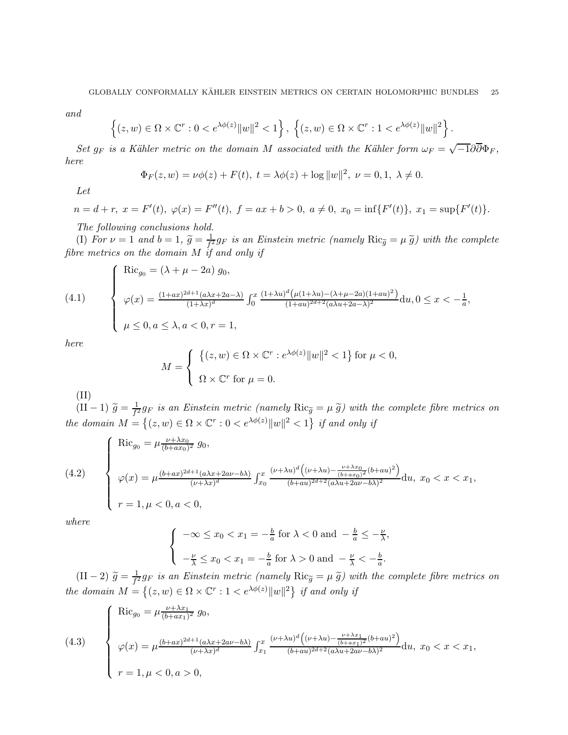*and*

$$\left\{(z,w)\in\Omega\times\mathbb{C}^r : 0<e^{\lambda\phi(z)}\|w\|^2<1\right\},\ \left\{(z,w)\in\Omega\times\mathbb{C}^r : 1<e^{\lambda\phi(z)}\|w\|^2\right\}.$$

*Set $g_F$ is a Kähler metric on the domain $M$ associated with the Kähler form $\omega_F=\sqrt{-1}\partial\overline{\partial}\Phi_F$, here*

$$\Phi_F(z,w)=\nu\phi(z)+F(t),\ t=\lambda\phi(z)+\log\|w\|^2,\ \nu=0,1,\ \lambda\neq 0.$$

*Let*

$$n=d+r,\ x=F'(t),\ \varphi(x)=F''(t),\ f=ax+b>0,\ a\neq 0,\ x_0=\inf\{F'(t)\},\ x_1=\sup\{F'(t)\}.$$

*The following conclusions hold.*

(I) *For $\nu=1$ and $b=1$, $\widetilde{g}=\frac{1}{f^2}g_F$ is an Einstein metric (namely $\mathrm{Ric}_{\widetilde{g}}=\mu\,\widetilde{g}$) with the complete fibre metrics on the domain $M$ if and only if*

$$(4.1)\qquad \begin{cases} \mathrm{Ric}_{g_0}=(\lambda+\mu-2a)\,g_0,\\[2mm] \varphi(x)=\frac{(1+ax)^{2d+1}(a\lambda x+2a-\lambda)}{(1+\lambda x)^d}\int_0^x\frac{(1+\lambda u)^d\left(\mu(1+\lambda u)-(\lambda+\mu-2a)(1+au)^2\right)}{(1+au)^{2d+2}(a\lambda u+2a-\lambda)^2}\mathrm{d}u, 0\leq x<-\frac{1}{a},\\[2mm] \mu\leq 0, a\leq\lambda, a<0, r=1,\end{cases}$$

*here*

$$M=\begin{cases}\left\{(z,w)\in\Omega\times\mathbb{C}^r : e^{\lambda\phi(z)}\|w\|^2<1\right\}\text{ for }\mu<0,\\[2mm] \Omega\times\mathbb{C}^r\text{ for }\mu=0.\end{cases}$$

(II)

$(\mathrm{II}-1)$ *$\widetilde{g}=\frac{1}{f^2}g_F$ is an Einstein metric (namely $\mathrm{Ric}_{\widetilde{g}}=\mu\,\widetilde{g}$) with the complete fibre metrics on the domain $M=\left\{(z,w)\in\Omega\times\mathbb{C}^r : 0<e^{\lambda\phi(z)}\|w\|^2<1\right\}$ if and only if*

$$(4.2)\qquad \begin{cases} \mathrm{Ric}_{g_0}=\mu\frac{\nu+\lambda x_0}{(b+ax_0)^2}\,g_0,\\[2mm] \varphi(x)=\mu\frac{(b+ax)^{2d+1}(a\lambda x+2a\nu-b\lambda)}{(\nu+\lambda x)^d}\int_{x_0}^x\frac{(\nu+\lambda u)^d\left((\nu+\lambda u)-\frac{\nu+\lambda x_0}{(b+ax_0)^2}(b+au)^2\right)}{(b+au)^{2d+2}(a\lambda u+2a\nu-b\lambda)^2}\mathrm{d}u,\ x_0<x<x_1,\\[2mm] r=1,\mu<0,a<0,\end{cases}$$

*where*

$$\begin{cases} -\infty\leq x_0<x_1=-\frac{b}{a}\text{ for }\lambda<0\text{ and }-\frac{b}{a}\leq-\frac{\nu}{\lambda},\\[2mm] -\frac{\nu}{\lambda}\leq x_0<x_1=-\frac{b}{a}\text{ for }\lambda>0\text{ and }-\frac{\nu}{\lambda}<-\frac{b}{a}.\end{cases}$$

$(\mathrm{II}-2)$ *$\widetilde{g}=\frac{1}{f^2}g_F$ is an Einstein metric (namely $\mathrm{Ric}_{\widetilde{g}}=\mu\,\widetilde{g}$) with the complete fibre metrics on the domain $M=\left\{(z,w)\in\Omega\times\mathbb{C}^r : 1<e^{\lambda\phi(z)}\|w\|^2\right\}$ if and only if*

$$(4.3)\qquad \begin{cases} \mathrm{Ric}_{g_0}=\mu\frac{\nu+\lambda x_1}{(b+ax_1)^2}\,g_0,\\[2mm] \varphi(x)=\mu\frac{(b+ax)^{2d+1}(a\lambda x+2a\nu-b\lambda)}{(\nu+\lambda x)^d}\int_{x_1}^x\frac{(\nu+\lambda u)^d\left((\nu+\lambda u)-\frac{\nu+\lambda x_1}{(b+ax_1)^2}(b+au)^2\right)}{(b+au)^{2d+2}(a\lambda u+2a\nu-b\lambda)^2}\mathrm{d}u,\ x_0<x<x_1,\\[2mm] r=1,\mu<0,a>0,\end{cases}$$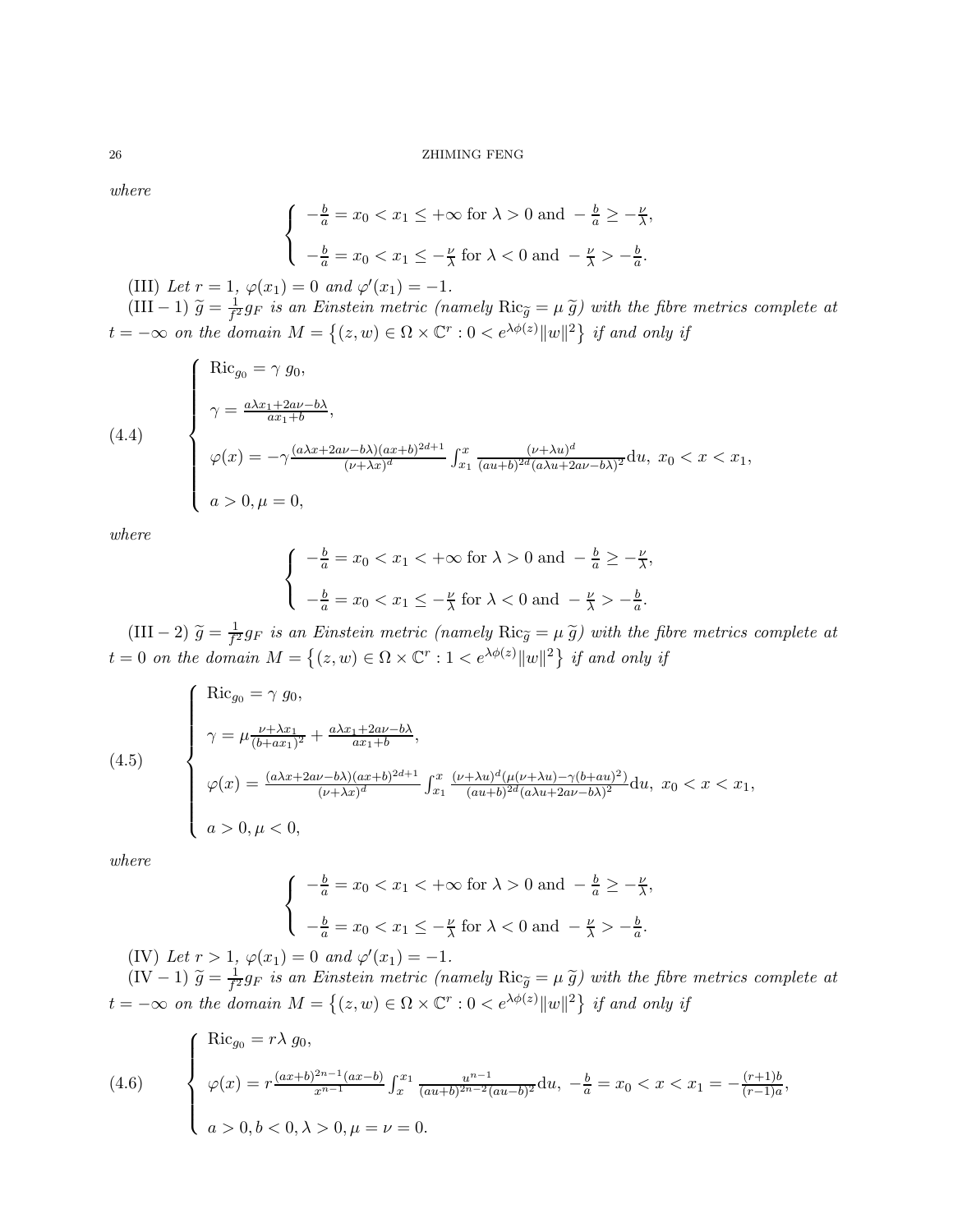*where*

$$\begin{cases} -\frac{b}{a} = x_0 < x_1 \leq +\infty \text{ for } \lambda > 0 \text{ and } -\frac{b}{a} \geq -\frac{\nu}{\lambda}, \\ -\frac{b}{a} = x_0 < x_1 \leq -\frac{\nu}{\lambda} \text{ for } \lambda < 0 \text{ and } -\frac{\nu}{\lambda} > -\frac{b}{a}. \end{cases}$$

(III) *Let* $r = 1$, $\varphi(x_1) = 0$ *and* $\varphi'(x_1) = -1$.

(III − 1) $\widetilde{g} = \frac{1}{f^2} g_F$ *is an Einstein metric (namely* $\mathrm{Ric}_{\widetilde{g}} = \mu\, \widetilde{g}$*) with the fibre metrics complete at* $t = -\infty$ *on the domain* $M = \left\{(z, w) \in \Omega \times \mathbb{C}^r : 0 < e^{\lambda\phi(z)} \|w\|^2\right\}$ *if and only if*

$$\text{(4.4)} \qquad \begin{cases} \mathrm{Ric}_{g_0} = \gamma\, g_0, \\ \gamma = \frac{a\lambda x_1 + 2a\nu - b\lambda}{a x_1 + b}, \\ \varphi(x) = -\gamma \frac{(a\lambda x + 2a\nu - b\lambda)(ax+b)^{2d+1}}{(\nu+\lambda x)^d} \int_{x_1}^{x} \frac{(\nu+\lambda u)^d}{(au+b)^{2d}(a\lambda u + 2a\nu - b\lambda)^2} \mathrm{d}u, \ x_0 < x < x_1, \\ a > 0, \mu = 0, \end{cases}$$

*where*

$$\begin{cases} -\frac{b}{a} = x_0 < x_1 < +\infty \text{ for } \lambda > 0 \text{ and } -\frac{b}{a} \geq -\frac{\nu}{\lambda}, \\ -\frac{b}{a} = x_0 < x_1 \leq -\frac{\nu}{\lambda} \text{ for } \lambda < 0 \text{ and } -\frac{\nu}{\lambda} > -\frac{b}{a}. \end{cases}$$

(III − 2) $\widetilde{g} = \frac{1}{f^2} g_F$ *is an Einstein metric (namely* $\mathrm{Ric}_{\widetilde{g}} = \mu\, \widetilde{g}$*) with the fibre metrics complete at* $t = 0$ *on the domain* $M = \left\{(z, w) \in \Omega \times \mathbb{C}^r : 1 < e^{\lambda\phi(z)} \|w\|^2\right\}$ *if and only if*

$$\text{(4.5)} \qquad \begin{cases} \mathrm{Ric}_{g_0} = \gamma\, g_0, \\ \gamma = \mu \frac{\nu + \lambda x_1}{(b + a x_1)^2} + \frac{a\lambda x_1 + 2a\nu - b\lambda}{a x_1 + b}, \\ \varphi(x) = \frac{(a\lambda x + 2a\nu - b\lambda)(ax+b)^{2d+1}}{(\nu+\lambda x)^d} \int_{x_1}^{x} \frac{(\nu+\lambda u)^d(\mu(\nu+\lambda u) - \gamma(b+au)^2)}{(au+b)^{2d}(a\lambda u + 2a\nu - b\lambda)^2} \mathrm{d}u, \ x_0 < x < x_1, \\ a > 0, \mu < 0, \end{cases}$$

*where*

$$\begin{cases} -\frac{b}{a} = x_0 < x_1 < +\infty \text{ for } \lambda > 0 \text{ and } -\frac{b}{a} \geq -\frac{\nu}{\lambda}, \\ -\frac{b}{a} = x_0 < x_1 \leq -\frac{\nu}{\lambda} \text{ for } \lambda < 0 \text{ and } -\frac{\nu}{\lambda} > -\frac{b}{a}. \end{cases}$$

(IV) *Let* $r > 1$, $\varphi(x_1) = 0$ *and* $\varphi'(x_1) = -1$.

(IV − 1) $\widetilde{g} = \frac{1}{f^2} g_F$ *is an Einstein metric (namely* $\mathrm{Ric}_{\widetilde{g}} = \mu\, \widetilde{g}$*) with the fibre metrics complete at* $t = -\infty$ *on the domain* $M = \left\{(z, w) \in \Omega \times \mathbb{C}^r : 0 < e^{\lambda\phi(z)} \|w\|^2\right\}$ *if and only if*

$$\text{(4.6)} \qquad \begin{cases} \mathrm{Ric}_{g_0} = r\lambda\, g_0, \\ \varphi(x) = r \frac{(ax+b)^{2n-1}(ax-b)}{x^{n-1}} \int_{x}^{x_1} \frac{u^{n-1}}{(au+b)^{2n-2}(au-b)^2} \mathrm{d}u, \ -\frac{b}{a} = x_0 < x < x_1 = -\frac{(r+1)b}{(r-1)a}, \\ a > 0, b < 0, \lambda > 0, \mu = \nu = 0. \end{cases}$$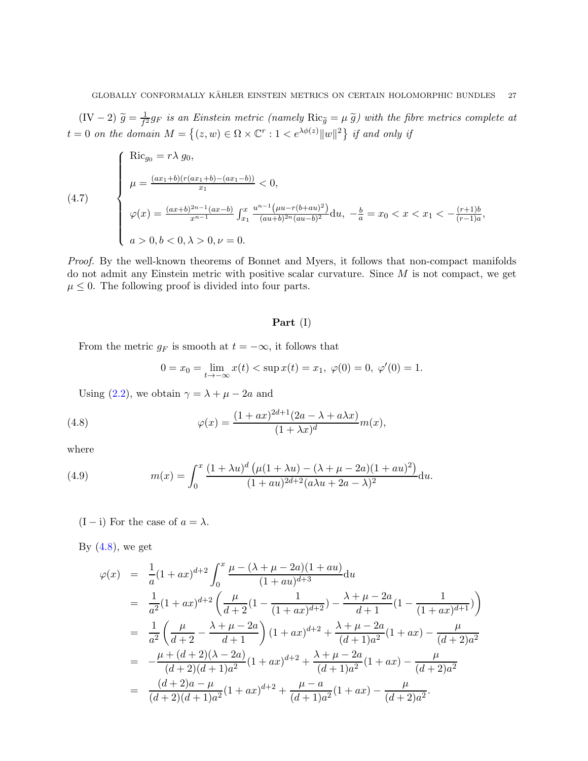(IV − 2) $\widetilde{g} = \frac{1}{f^2} g_F$ *is an Einstein metric (namely* $\mathrm{Ric}_{\widetilde{g}} = \mu\, \widetilde{g}$*) with the fibre metrics complete at* $t = 0$ *on the domain* $M = \left\{(z, w) \in \Omega \times \mathbb{C}^r : 1 < e^{\lambda\phi(z)}\|w\|^2\right\}$ *if and only if*

$$
(4.7)\qquad
\begin{cases}
\mathrm{Ric}_{g_0} = r\lambda\, g_0,\\[2mm]
\mu = \frac{(ax_1+b)(r(ax_1+b)-(ax_1-b))}{x_1} < 0,\\[2mm]
\varphi(x) = \frac{(ax+b)^{2n-1}(ax-b)}{x^{n-1}} \int_{x_1}^{x} \frac{u^{n-1}\left(\mu u - r(b+au)^2\right)}{(au+b)^{2n}(au-b)^2}\mathrm{d}u,\ -\frac{b}{a} = x_0 < x < x_1 < -\frac{(r+1)b}{(r-1)a},\\[2mm]
a > 0, b < 0, \lambda > 0, \nu = 0.
\end{cases}
$$

*Proof.* By the well-known theorems of Bonnet and Myers, it follows that non-compact manifolds do not admit any Einstein metric with positive scalar curvature. Since $M$ is not compact, we get $\mu \le 0$. The following proof is divided into four parts.

**Part** (I)

From the metric $g_F$ is smooth at $t = -\infty$, it follows that

$$
0 = x_0 = \lim_{t\to-\infty} x(t) < \sup x(t) = x_1,\ \varphi(0) = 0,\ \varphi'(0) = 1.
$$

Using (2.2), we obtain $\gamma = \lambda + \mu - 2a$ and

$$
(4.8)\qquad \varphi(x) = \frac{(1+ax)^{2d+1}(2a - \lambda + a\lambda x)}{(1+\lambda x)^d} m(x),
$$

where

$$
(4.9)\qquad m(x) = \int_0^x \frac{(1+\lambda u)^d\left(\mu(1+\lambda u) - (\lambda+\mu-2a)(1+au)^2\right)}{(1+au)^{2d+2}(a\lambda u + 2a - \lambda)^2}\mathrm{d}u.
$$

(I − i) For the case of $a = \lambda$.

By (4.8), we get

$$
\begin{aligned}
\varphi(x) &= \frac{1}{a}(1+ax)^{d+2}\int_0^x \frac{\mu - (\lambda+\mu-2a)(1+au)}{(1+au)^{d+3}}\mathrm{d}u\\
&= \frac{1}{a^2}(1+ax)^{d+2}\left(\frac{\mu}{d+2}\Big(1 - \frac{1}{(1+ax)^{d+2}}\Big) - \frac{\lambda+\mu-2a}{d+1}\Big(1 - \frac{1}{(1+ax)^{d+1}}\Big)\right)\\
&= \frac{1}{a^2}\left(\frac{\mu}{d+2} - \frac{\lambda+\mu-2a}{d+1}\right)(1+ax)^{d+2} + \frac{\lambda+\mu-2a}{(d+1)a^2}(1+ax) - \frac{\mu}{(d+2)a^2}\\
&= -\frac{\mu+(d+2)(\lambda-2a)}{(d+2)(d+1)a^2}(1+ax)^{d+2} + \frac{\lambda+\mu-2a}{(d+1)a^2}(1+ax) - \frac{\mu}{(d+2)a^2}\\
&= \frac{(d+2)a-\mu}{(d+2)(d+1)a^2}(1+ax)^{d+2} + \frac{\mu-a}{(d+1)a^2}(1+ax) - \frac{\mu}{(d+2)a^2}.
\end{aligned}
$$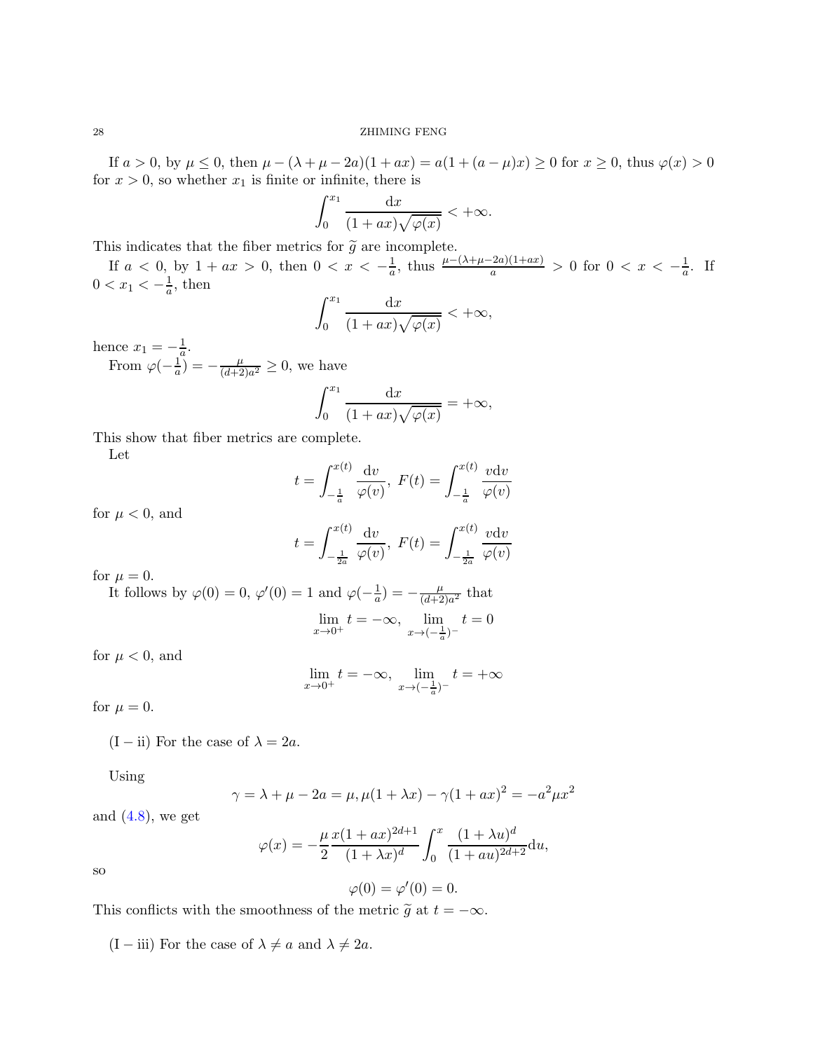If $a > 0$, by $\mu \leq 0$, then $\mu - (\lambda + \mu - 2a)(1 + ax) = a(1 + (a - \mu)x) \geq 0$ for $x \geq 0$, thus $\varphi(x) > 0$ for $x > 0$, so whether $x_1$ is finite or infinite, there is

$$\int_0^{x_1} \frac{\mathrm{d}x}{(1+ax)\sqrt{\varphi(x)}} < +\infty.$$

This indicates that the fiber metrics for $\widetilde{g}$ are incomplete.

If $a < 0$, by $1 + ax > 0$, then $0 < x < -\frac{1}{a}$, thus $\frac{\mu - (\lambda + \mu - 2a)(1+ax)}{a} > 0$ for $0 < x < -\frac{1}{a}$. If $0 < x_1 < -\frac{1}{a}$, then

$$\int_0^{x_1} \frac{\mathrm{d}x}{(1+ax)\sqrt{\varphi(x)}} < +\infty,$$

hence $x_1 = -\frac{1}{a}$.

From $\varphi(-\frac{1}{a}) = -\frac{\mu}{(d+2)a^2} \geq 0$, we have

$$\int_0^{x_1} \frac{\mathrm{d}x}{(1+ax)\sqrt{\varphi(x)}} = +\infty,$$

This show that fiber metrics are complete.

Let

$$t = \int_{-\frac{1}{a}}^{x(t)} \frac{\mathrm{d}v}{\varphi(v)},\ F(t) = \int_{-\frac{1}{a}}^{x(t)} \frac{v\mathrm{d}v}{\varphi(v)}$$

for $\mu < 0$, and

$$t = \int_{-\frac{1}{2a}}^{x(t)} \frac{\mathrm{d}v}{\varphi(v)},\ F(t) = \int_{-\frac{1}{2a}}^{x(t)} \frac{v\mathrm{d}v}{\varphi(v)}$$

for $\mu = 0$.

It follows by $\varphi(0) = 0$, $\varphi'(0) = 1$ and $\varphi(-\frac{1}{a}) = -\frac{\mu}{(d+2)a^2}$ that

$$\lim_{x \to 0^+} t = -\infty,\ \lim_{x \to (-\frac{1}{a})^-} t = 0$$

for $\mu < 0$, and

$$\lim_{x \to 0^+} t = -\infty,\ \lim_{x \to (-\frac{1}{a})^-} t = +\infty$$

for $\mu = 0$.

(I − ii) For the case of $\lambda = 2a$.

Using

$$\gamma = \lambda + \mu - 2a = \mu, \mu(1 + \lambda x) - \gamma(1 + ax)^2 = -a^2\mu x^2$$

and (4.8), we get

$$\varphi(x) = -\frac{\mu}{2}\frac{x(1+ax)^{2d+1}}{(1+\lambda x)^d}\int_0^x \frac{(1+\lambda u)^d}{(1+au)^{2d+2}}\mathrm{d}u,$$

so

$$\varphi(0) = \varphi'(0) = 0.$$

This conflicts with the smoothness of the metric $\widetilde{g}$ at $t = -\infty$.

(I − iii) For the case of $\lambda \neq a$ and $\lambda \neq 2a$.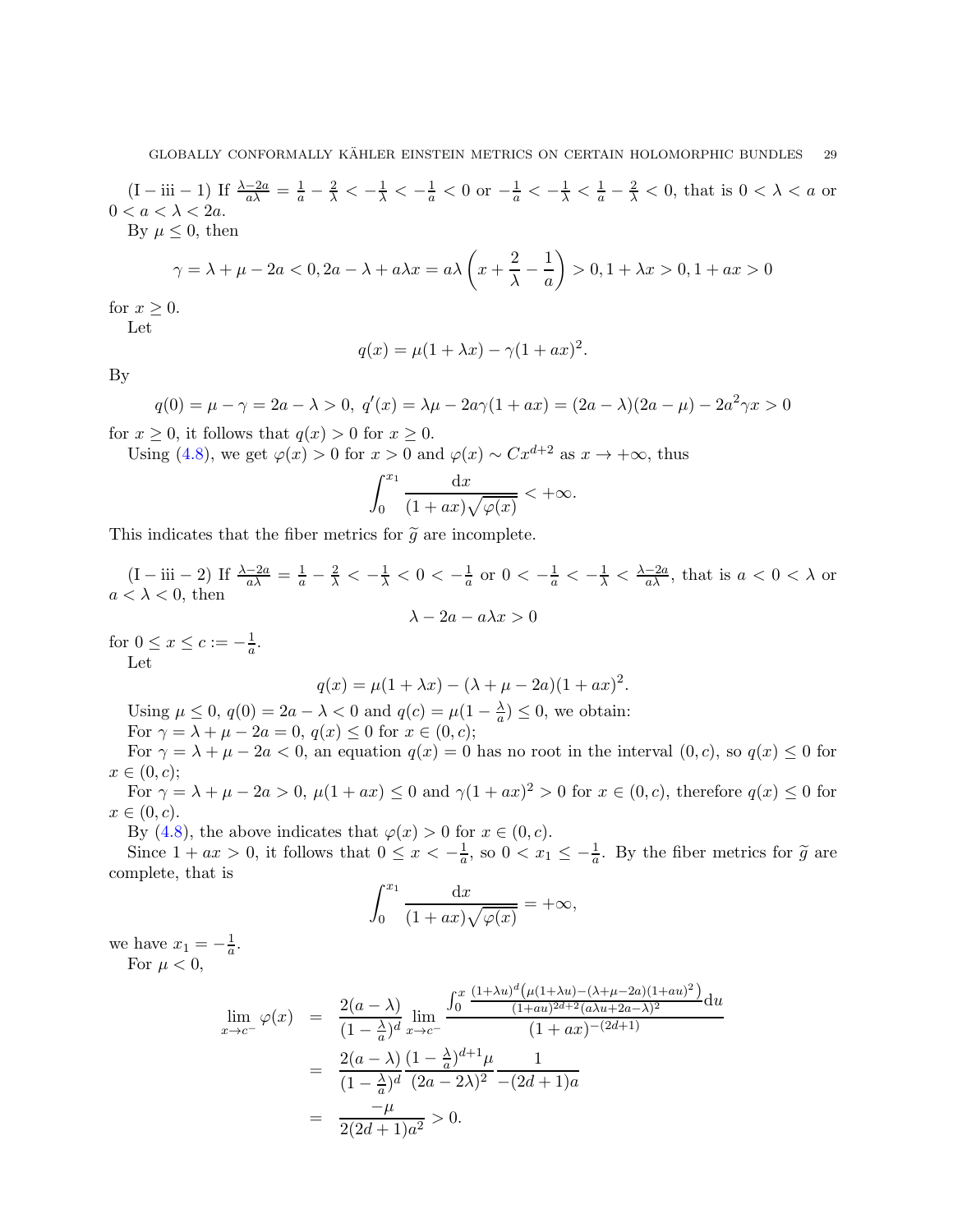(I − iii − 1) If $\frac{\lambda-2a}{a\lambda} = \frac{1}{a} - \frac{2}{\lambda} < -\frac{1}{\lambda} < -\frac{1}{a} < 0$ or $-\frac{1}{a} < -\frac{1}{\lambda} < \frac{1}{a} - \frac{2}{\lambda} < 0$, that is $0 < \lambda < a$ or $0 < a < \lambda < 2a$.

By $\mu \leq 0$, then

$$\gamma = \lambda + \mu - 2a < 0, 2a - \lambda + a\lambda x = a\lambda\left(x + \frac{2}{\lambda} - \frac{1}{a}\right) > 0, 1 + \lambda x > 0, 1 + ax > 0$$

for $x \geq 0$.

Let

$$q(x) = \mu(1 + \lambda x) - \gamma(1 + ax)^2.$$

By

$$q(0) = \mu - \gamma = 2a - \lambda > 0,\ q'(x) = \lambda\mu - 2a\gamma(1 + ax) = (2a - \lambda)(2a - \mu) - 2a^2\gamma x > 0$$

for $x \geq 0$, it follows that $q(x) > 0$ for $x \geq 0$.

Using (4.8), we get $\varphi(x) > 0$ for $x > 0$ and $\varphi(x) \sim Cx^{d+2}$ as $x \to +\infty$, thus

$$\int_0^{x_1} \frac{\mathrm{d}x}{(1 + ax)\sqrt{\varphi(x)}} < +\infty.$$

This indicates that the fiber metrics for $\widetilde{g}$ are incomplete.

(I − iii − 2) If $\frac{\lambda-2a}{a\lambda} = \frac{1}{a} - \frac{2}{\lambda} < -\frac{1}{\lambda} < 0 < -\frac{1}{a}$ or $0 < -\frac{1}{a} < -\frac{1}{\lambda} < \frac{\lambda-2a}{a\lambda}$, that is $a < 0 < \lambda$ or $a < \lambda < 0$, then

$$\lambda - 2a - a\lambda x > 0$$

for $0 \leq x \leq c := -\frac{1}{a}$.

Let

$$q(x) = \mu(1 + \lambda x) - (\lambda + \mu - 2a)(1 + ax)^2.$$

Using $\mu \leq 0$, $q(0) = 2a - \lambda < 0$ and $q(c) = \mu(1 - \frac{\lambda}{a}) \leq 0$, we obtain:

For $\gamma = \lambda + \mu - 2a = 0$, $q(x) \leq 0$ for $x \in (0, c)$;

For $\gamma = \lambda + \mu - 2a < 0$, an equation $q(x) = 0$ has no root in the interval $(0, c)$, so $q(x) \leq 0$ for $x \in (0, c)$;

For $\gamma = \lambda + \mu - 2a > 0$, $\mu(1 + ax) \leq 0$ and $\gamma(1 + ax)^2 > 0$ for $x \in (0, c)$, therefore $q(x) \leq 0$ for $x \in (0, c)$.

By (4.8), the above indicates that $\varphi(x) > 0$ for $x \in (0, c)$.

Since $1 + ax > 0$, it follows that $0 \leq x < -\frac{1}{a}$, so $0 < x_1 \leq -\frac{1}{a}$. By the fiber metrics for $\widetilde{g}$ are complete, that is

$$\int_0^{x_1} \frac{\mathrm{d}x}{(1 + ax)\sqrt{\varphi(x)}} = +\infty,$$

we have $x_1 = -\frac{1}{a}$.

For $\mu < 0$,

$$\begin{aligned}
\lim_{x\to c^-} \varphi(x) &= \frac{2(a-\lambda)}{(1-\frac{\lambda}{a})^d} \lim_{x\to c^-} \frac{\int_0^x \frac{(1+\lambda u)^d\left(\mu(1+\lambda u)-(\lambda+\mu-2a)(1+au)^2\right)}{(1+au)^{2d+2}(a\lambda u+2a-\lambda)^2}\mathrm{d}u}{(1+ax)^{-(2d+1)}} \\
&= \frac{2(a-\lambda)}{(1-\frac{\lambda}{a})^d} \frac{(1-\frac{\lambda}{a})^{d+1}\mu}{(2a-2\lambda)^2} \frac{1}{-(2d+1)a} \\
&= \frac{-\mu}{2(2d+1)a^2} > 0.
\end{aligned}$$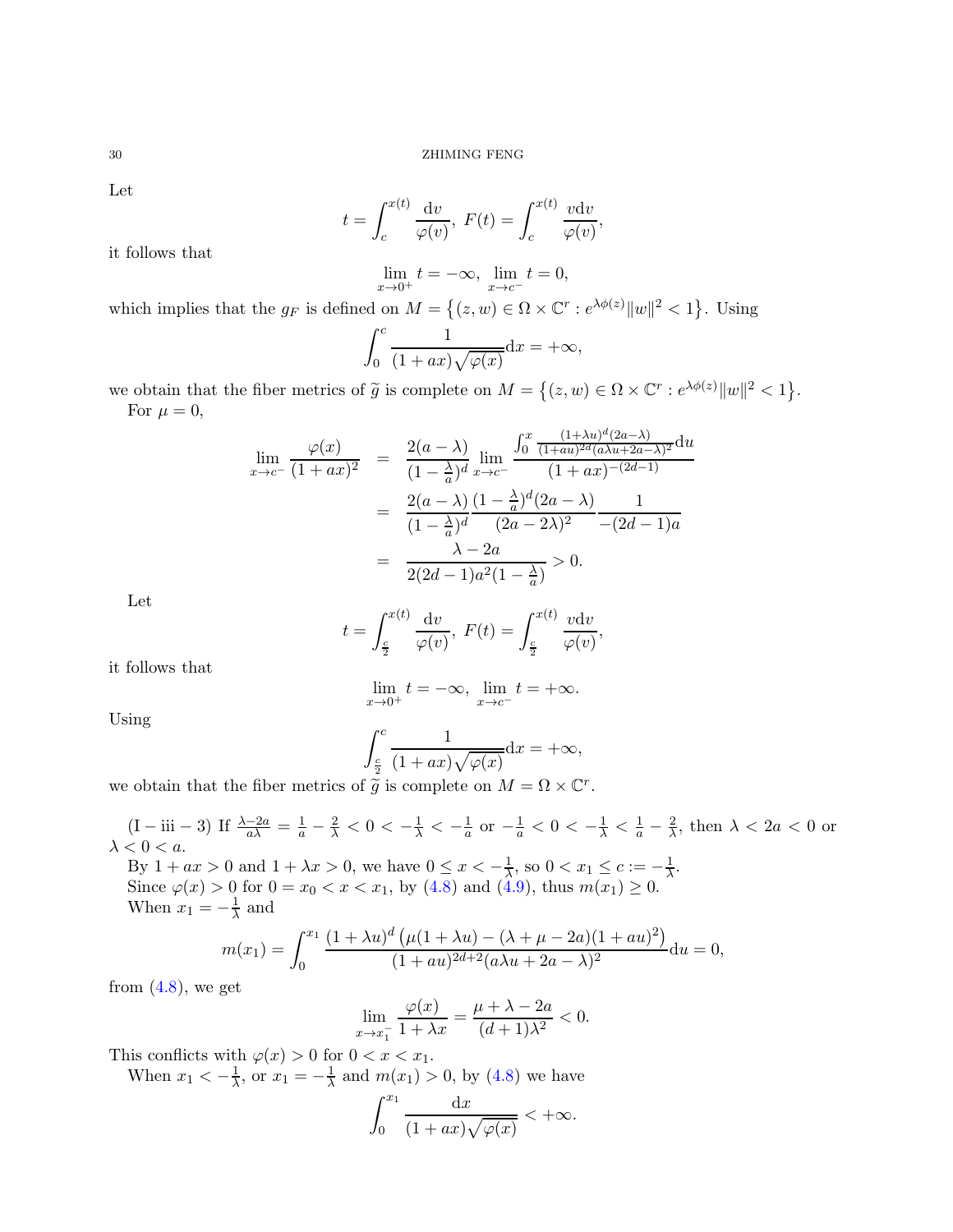Let

$$t = \int_c^{x(t)} \frac{\mathrm{d}v}{\varphi(v)},\ F(t) = \int_c^{x(t)} \frac{v\mathrm{d}v}{\varphi(v)},$$

it follows that

$$\lim_{x\to 0^+} t = -\infty,\ \lim_{x\to c^-} t = 0,$$

which implies that the $g_F$ is defined on $M = \left\{(z,w) \in \Omega\times\mathbb{C}^r : e^{\lambda\phi(z)}\|w\|^2 < 1\right\}$. Using

$$\int_0^c \frac{1}{(1+ax)\sqrt{\varphi(x)}}\mathrm{d}x = +\infty,$$

we obtain that the fiber metrics of $\widetilde{g}$ is complete on $M = \left\{(z,w) \in \Omega\times\mathbb{C}^r : e^{\lambda\phi(z)}\|w\|^2 < 1\right\}$.

For $\mu = 0$,

$$\begin{aligned}
\lim_{x\to c^-} \frac{\varphi(x)}{(1+ax)^2} &= \frac{2(a-\lambda)}{(1-\frac{\lambda}{a})^d} \lim_{x\to c^-} \frac{\int_0^x \frac{(1+\lambda u)^d(2a-\lambda)}{(1+au)^{2d}(a\lambda u+2a-\lambda)^2}\mathrm{d}u}{(1+ax)^{-(2d-1)}} \\
&= \frac{2(a-\lambda)}{(1-\frac{\lambda}{a})^d}\frac{(1-\frac{\lambda}{a})^d(2a-\lambda)}{(2a-2\lambda)^2}\frac{1}{-(2d-1)a} \\
&= \frac{\lambda-2a}{2(2d-1)a^2(1-\frac{\lambda}{a})} > 0.
\end{aligned}$$

Let

$$t = \int_{\frac{c}{2}}^{x(t)} \frac{\mathrm{d}v}{\varphi(v)},\ F(t) = \int_{\frac{c}{2}}^{x(t)} \frac{v\mathrm{d}v}{\varphi(v)},$$

it follows that

$$\lim_{x\to 0^+} t = -\infty,\ \lim_{x\to c^-} t = +\infty.$$

Using

$$\int_{\frac{c}{2}}^c \frac{1}{(1+ax)\sqrt{\varphi(x)}}\mathrm{d}x = +\infty,$$

we obtain that the fiber metrics of $\widetilde{g}$ is complete on $M = \Omega\times\mathbb{C}^r$.

(I − iii − 3) If $\frac{\lambda-2a}{a\lambda} = \frac{1}{a} - \frac{2}{\lambda} < 0 < -\frac{1}{\lambda} < -\frac{1}{a}$ or $-\frac{1}{a} < 0 < -\frac{1}{\lambda} < \frac{1}{a} - \frac{2}{\lambda}$, then $\lambda < 2a < 0$ or $\lambda < 0 < a$.

By $1+ax > 0$ and $1+\lambda x > 0$, we have $0 \le x < -\frac{1}{\lambda}$, so $0 < x_1 \le c := -\frac{1}{\lambda}$.

Since $\varphi(x) > 0$ for $0 = x_0 < x < x_1$, by (4.8) and (4.9), thus $m(x_1) \ge 0$.

When $x_1 = -\frac{1}{\lambda}$ and

$$m(x_1) = \int_0^{x_1} \frac{(1+\lambda u)^d\left(\mu(1+\lambda u) - (\lambda+\mu-2a)(1+au)^2\right)}{(1+au)^{2d+2}(a\lambda u+2a-\lambda)^2}\mathrm{d}u = 0,$$

from (4.8), we get

$$\lim_{x\to x_1^-} \frac{\varphi(x)}{1+\lambda x} = \frac{\mu+\lambda-2a}{(d+1)\lambda^2} < 0.$$

This conflicts with $\varphi(x) > 0$ for $0 < x < x_1$.

When $x_1 < -\frac{1}{\lambda}$, or $x_1 = -\frac{1}{\lambda}$ and $m(x_1) > 0$, by (4.8) we have

$$\int_0^{x_1} \frac{\mathrm{d}x}{(1+ax)\sqrt{\varphi(x)}} < +\infty.$$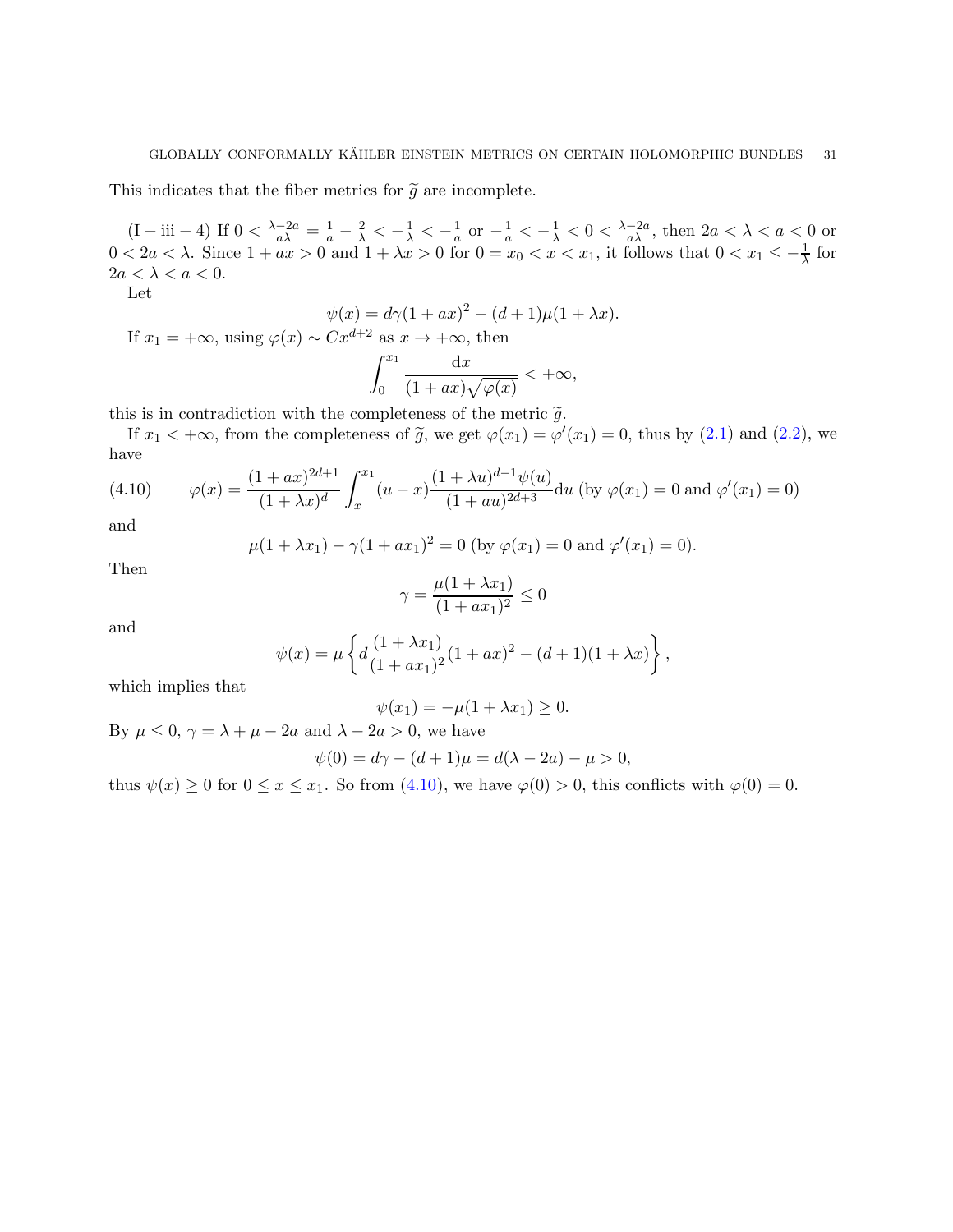This indicates that the fiber metrics for $\widetilde{g}$ are incomplete.

(I − iii − 4) If $0 < \frac{\lambda-2a}{a\lambda} = \frac{1}{a} - \frac{2}{\lambda} < -\frac{1}{\lambda} < -\frac{1}{a}$ or $-\frac{1}{a} < -\frac{1}{\lambda} < 0 < \frac{\lambda-2a}{a\lambda}$, then $2a < \lambda < a < 0$ or $0 < 2a < \lambda$. Since $1 + ax > 0$ and $1 + \lambda x > 0$ for $0 = x_0 < x < x_1$, it follows that $0 < x_1 \leq -\frac{1}{\lambda}$ for $2a < \lambda < a < 0$.

Let

$$\psi(x) = d\gamma(1 + ax)^2 - (d + 1)\mu(1 + \lambda x).$$

If $x_1 = +\infty$, using $\varphi(x) \sim Cx^{d+2}$ as $x \to +\infty$, then

$$\int_0^{x_1} \frac{\mathrm{d}x}{(1 + ax)\sqrt{\varphi(x)}} < +\infty,$$

this is in contradiction with the completeness of the metric $\widetilde{g}$.

If $x_1 < +\infty$, from the completeness of $\widetilde{g}$, we get $\varphi(x_1) = \varphi'(x_1) = 0$, thus by (2.1) and (2.2), we have

$$\varphi(x) = \frac{(1 + ax)^{2d+1}}{(1 + \lambda x)^d} \int_x^{x_1} (u - x)\frac{(1 + \lambda u)^{d-1}\psi(u)}{(1 + au)^{2d+3}}\mathrm{d}u \text{ (by } \varphi(x_1) = 0 \text{ and } \varphi'(x_1) = 0) \tag{4.10}$$

and

$$\mu(1 + \lambda x_1) - \gamma(1 + ax_1)^2 = 0 \text{ (by } \varphi(x_1) = 0 \text{ and } \varphi'(x_1) = 0).$$

Then

$$\gamma = \frac{\mu(1 + \lambda x_1)}{(1 + ax_1)^2} \leq 0$$

and

$$\psi(x) = \mu \left\{ d\frac{(1 + \lambda x_1)}{(1 + ax_1)^2}(1 + ax)^2 - (d + 1)(1 + \lambda x) \right\},$$

which implies that

$$\psi(x_1) = -\mu(1 + \lambda x_1) \geq 0.$$

By $\mu \leq 0$, $\gamma = \lambda + \mu - 2a$ and $\lambda - 2a > 0$, we have

$$\psi(0) = d\gamma - (d + 1)\mu = d(\lambda - 2a) - \mu > 0,$$

thus $\psi(x) \geq 0$ for $0 \leq x \leq x_1$. So from (4.10), we have $\varphi(0) > 0$, this conflicts with $\varphi(0) = 0$.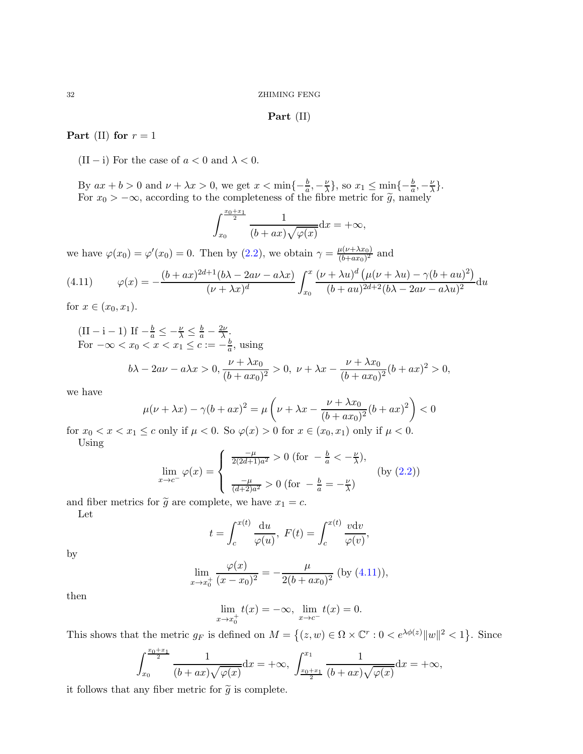**Part (II)**

**Part (II) for $r = 1$**

(II − i) For the case of $a < 0$ and $\lambda < 0$.

By $ax + b > 0$ and $\nu + \lambda x > 0$, we get $x < \min\{-\frac{b}{a}, -\frac{\nu}{\lambda}\}$, so $x_1 \leq \min\{-\frac{b}{a}, -\frac{\nu}{\lambda}\}$.
For $x_0 > -\infty$, according to the completeness of the fibre metric for $\widetilde{g}$, namely

$$\int_{x_0}^{\frac{x_0+x_1}{2}} \frac{1}{(b+ax)\sqrt{\varphi(x)}} \mathrm{d}x = +\infty,$$

we have $\varphi(x_0) = \varphi'(x_0) = 0$. Then by (2.2), we obtain $\gamma = \frac{\mu(\nu+\lambda x_0)}{(b+ax_0)^2}$ and

$$\varphi(x) = -\frac{(b+ax)^{2d+1}(b\lambda - 2a\nu - a\lambda x)}{(\nu+\lambda x)^d} \int_{x_0}^{x} \frac{(\nu+\lambda u)^d \left(\mu(\nu+\lambda u) - \gamma(b+au)^2\right)}{(b+au)^{2d+2}(b\lambda - 2a\nu - a\lambda u)^2} \mathrm{d}u \tag{4.11}$$

for $x \in (x_0, x_1)$.

(II − i − 1) If $-\frac{b}{a} \leq -\frac{\nu}{\lambda} \leq \frac{b}{a} - \frac{2\nu}{\lambda}$.
For $-\infty < x_0 < x < x_1 \leq c := -\frac{b}{a}$, using

$$b\lambda - 2a\nu - a\lambda x > 0, \frac{\nu+\lambda x_0}{(b+ax_0)^2} > 0, \ \nu + \lambda x - \frac{\nu+\lambda x_0}{(b+ax_0)^2}(b+ax)^2 > 0,$$

we have

$$\mu(\nu+\lambda x) - \gamma(b+ax)^2 = \mu\left(\nu + \lambda x - \frac{\nu+\lambda x_0}{(b+ax_0)^2}(b+ax)^2\right) < 0$$

for $x_0 < x < x_1 \leq c$ only if $\mu < 0$. So $\varphi(x) > 0$ for $x \in (x_0, x_1)$ only if $\mu < 0$.
Using

$$\lim_{x \to c^-} \varphi(x) = \begin{cases} \frac{-\mu}{2(2d+1)a^2} > 0 \ (\text{for } -\frac{b}{a} < -\frac{\nu}{\lambda}), \\ \\ \frac{-\mu}{(d+2)a^2} > 0 \ (\text{for } -\frac{b}{a} = -\frac{\nu}{\lambda}) \end{cases} \quad (\text{by } (2.2))$$

and fiber metrics for $\widetilde{g}$ are complete, we have $x_1 = c$.
Let

$$t = \int_c^{x(t)} \frac{\mathrm{d}u}{\varphi(u)}, \ F(t) = \int_c^{x(t)} \frac{v\mathrm{d}v}{\varphi(v)},$$

by

$$\lim_{x \to x_0^+} \frac{\varphi(x)}{(x-x_0)^2} = -\frac{\mu}{2(b+ax_0)^2} \ (\text{by } (4.11)),$$

then

$$\lim_{x \to x_0^+} t(x) = -\infty, \ \lim_{x \to c^-} t(x) = 0.$$

This shows that the metric $g_F$ is defined on $M = \left\{(z, w) \in \Omega \times \mathbb{C}^r : 0 < e^{\lambda\phi(z)}\|w\|^2 < 1\right\}$. Since

$$\int_{x_0}^{\frac{x_0+x_1}{2}} \frac{1}{(b+ax)\sqrt{\varphi(x)}} \mathrm{d}x = +\infty, \ \int_{\frac{x_0+x_1}{2}}^{x_1} \frac{1}{(b+ax)\sqrt{\varphi(x)}} \mathrm{d}x = +\infty,$$

it follows that any fiber metric for $\widetilde{g}$ is complete.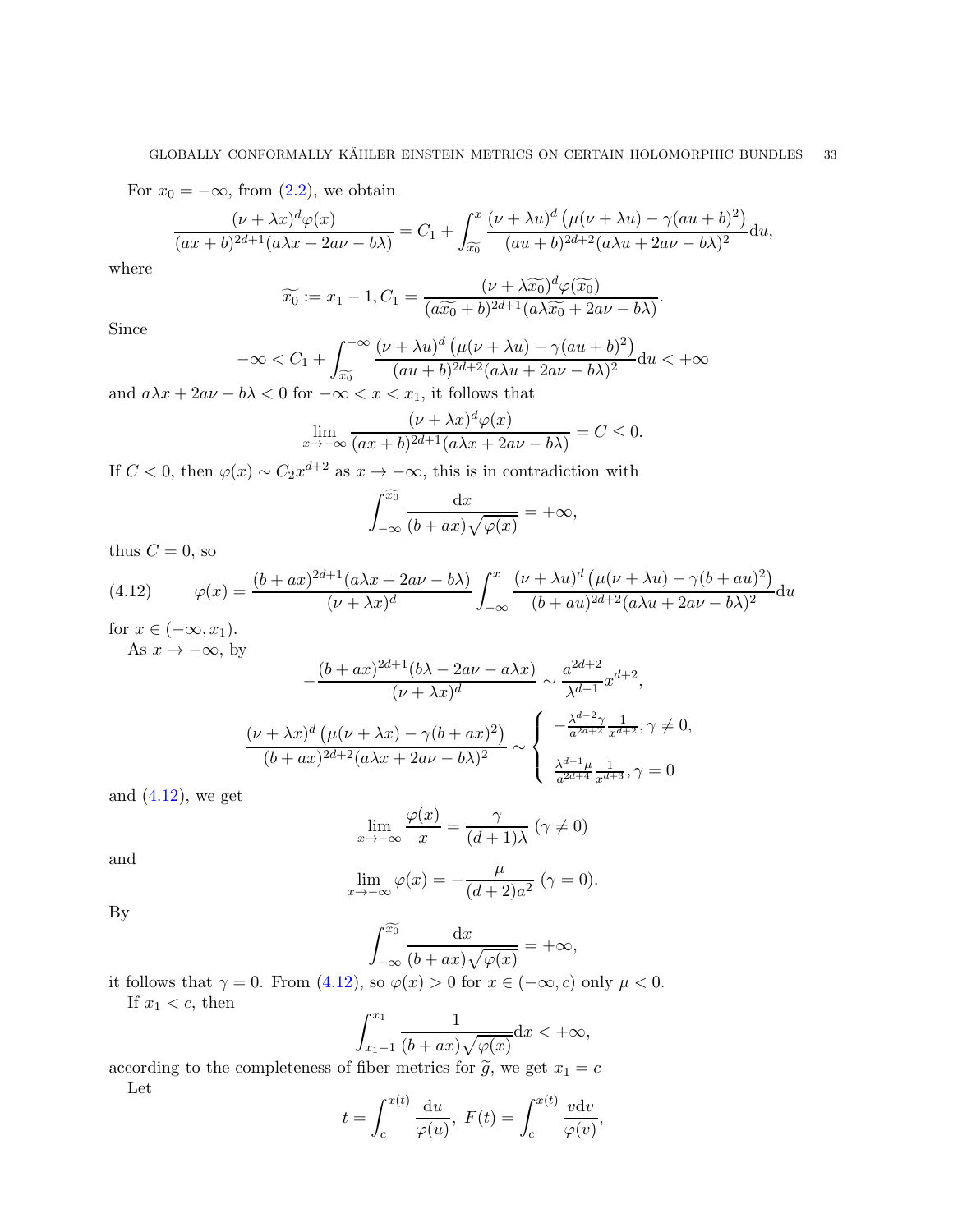For $x_0 = -\infty$, from (2.2), we obtain

$$\frac{(\nu+\lambda x)^d\varphi(x)}{(ax+b)^{2d+1}(a\lambda x+2a\nu-b\lambda)} = C_1 + \int_{\widetilde{x_0}}^{x} \frac{(\nu+\lambda u)^d\left(\mu(\nu+\lambda u)-\gamma(au+b)^2\right)}{(au+b)^{2d+2}(a\lambda u+2a\nu-b\lambda)^2}\mathrm{d}u,$$

where

$$\widetilde{x_0} := x_1 - 1, C_1 = \frac{(\nu+\lambda\widetilde{x_0})^d\varphi(\widetilde{x_0})}{(a\widetilde{x_0}+b)^{2d+1}(a\lambda\widetilde{x_0}+2a\nu-b\lambda)}.$$

Since

$$-\infty < C_1 + \int_{\widetilde{x_0}}^{-\infty} \frac{(\nu+\lambda u)^d\left(\mu(\nu+\lambda u)-\gamma(au+b)^2\right)}{(au+b)^{2d+2}(a\lambda u+2a\nu-b\lambda)^2}\mathrm{d}u < +\infty$$

and $a\lambda x + 2a\nu - b\lambda < 0$ for $-\infty < x < x_1$, it follows that

$$\lim_{x\to-\infty}\frac{(\nu+\lambda x)^d\varphi(x)}{(ax+b)^{2d+1}(a\lambda x+2a\nu-b\lambda)} = C \leq 0.$$

If $C<0$, then $\varphi(x) \sim C_2 x^{d+2}$ as $x \to -\infty$, this is in contradiction with

$$\int_{-\infty}^{\widetilde{x_0}} \frac{\mathrm{d}x}{(b+ax)\sqrt{\varphi(x)}} = +\infty,$$

thus $C = 0$, so

$$\varphi(x) = \frac{(b+ax)^{2d+1}(a\lambda x+2a\nu-b\lambda)}{(\nu+\lambda x)^d}\int_{-\infty}^{x} \frac{(\nu+\lambda u)^d\left(\mu(\nu+\lambda u)-\gamma(b+au)^2\right)}{(b+au)^{2d+2}(a\lambda u+2a\nu-b\lambda)^2}\mathrm{d}u \tag{4.12}$$

for $x \in (-\infty, x_1)$.

As $x \to -\infty$, by

$$-\frac{(b+ax)^{2d+1}(b\lambda-2a\nu-a\lambda x)}{(\nu+\lambda x)^d} \sim \frac{a^{2d+2}}{\lambda^{d-1}}x^{d+2},$$

$$\frac{(\nu+\lambda x)^d\left(\mu(\nu+\lambda x)-\gamma(b+ax)^2\right)}{(b+ax)^{2d+2}(a\lambda x+2a\nu-b\lambda)^2} \sim \begin{cases} -\frac{\lambda^{d-2}\gamma}{a^{2d+2}}\frac{1}{x^{d+2}}, \gamma \neq 0, \\ \frac{\lambda^{d-1}\mu}{a^{2d+4}}\frac{1}{x^{d+3}}, \gamma = 0 \end{cases}$$

and (4.12), we get

$$\lim_{x\to-\infty}\frac{\varphi(x)}{x} = \frac{\gamma}{(d+1)\lambda}\ (\gamma \neq 0)$$

and

$$\lim_{x\to-\infty}\varphi(x) = -\frac{\mu}{(d+2)a^2}\ (\gamma = 0).$$

By

$$\int_{-\infty}^{\widetilde{x_0}} \frac{\mathrm{d}x}{(b+ax)\sqrt{\varphi(x)}} = +\infty,$$

it follows that $\gamma = 0$. From (4.12), so $\varphi(x) > 0$ for $x \in (-\infty, c)$ only $\mu < 0$.

If $x_1 < c$, then

$$\int_{x_1-1}^{x_1} \frac{1}{(b+ax)\sqrt{\varphi(x)}}\mathrm{d}x < +\infty,$$

according to the completeness of fiber metrics for $\widetilde{g}$, we get $x_1 = c$

Let

$$t = \int_c^{x(t)} \frac{\mathrm{d}u}{\varphi(u)},\ F(t) = \int_c^{x(t)} \frac{v\mathrm{d}v}{\varphi(v)},$$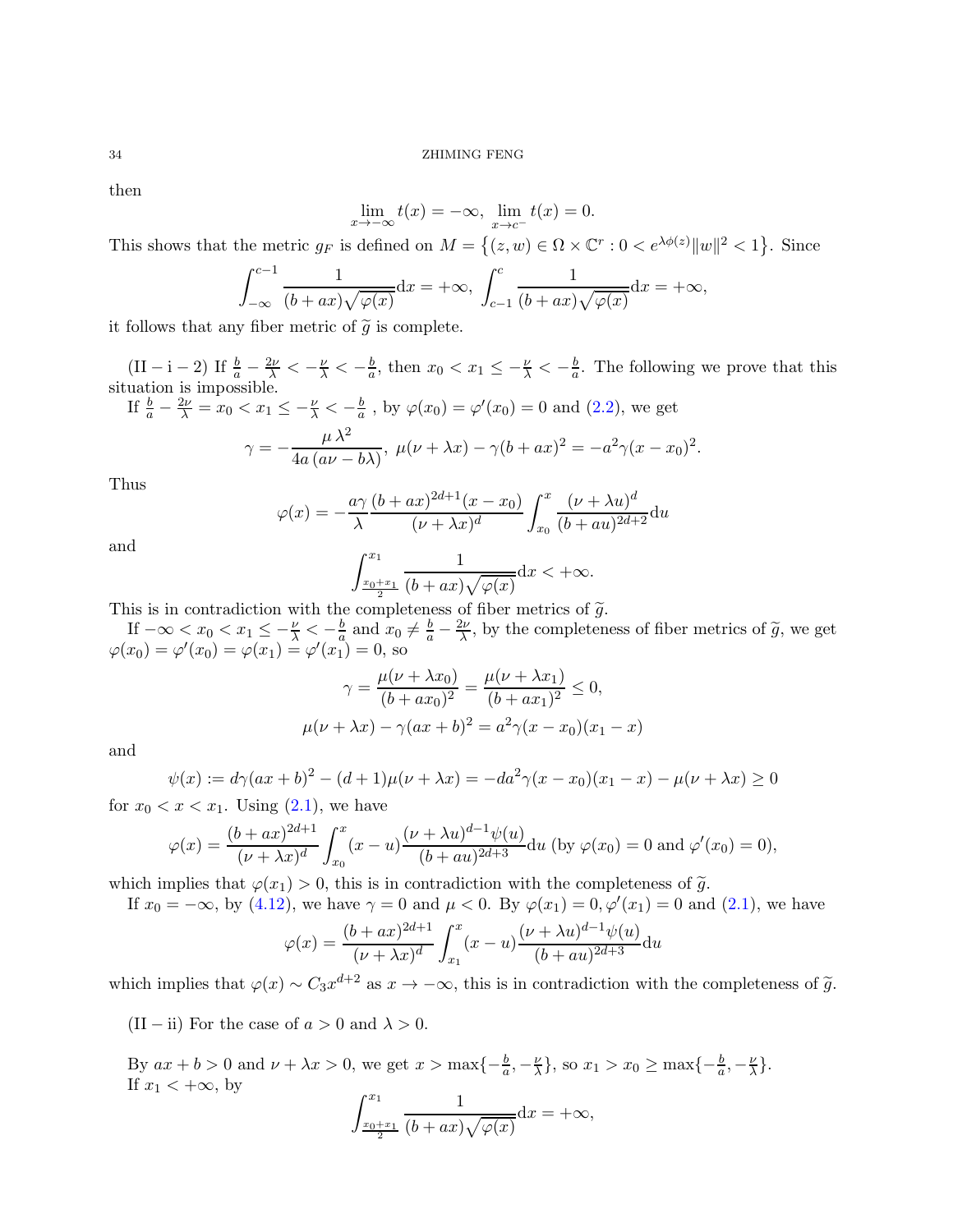then

$$\lim_{x\to-\infty} t(x) = -\infty,\ \lim_{x\to c^-} t(x) = 0.$$

This shows that the metric $g_F$ is defined on $M = \left\{(z,w)\in\Omega\times\mathbb{C}^r : 0 < e^{\lambda\phi(z)}\|w\|^2 < 1\right\}$. Since

$$\int_{-\infty}^{c-1} \frac{1}{(b+ax)\sqrt{\varphi(x)}}\mathrm{d}x = +\infty,\ \int_{c-1}^{c} \frac{1}{(b+ax)\sqrt{\varphi(x)}}\mathrm{d}x = +\infty,$$

it follows that any fiber metric of $\widetilde{g}$ is complete.

$(\mathrm{II-i-2})$ If $\frac{b}{a}-\frac{2\nu}{\lambda} < -\frac{\nu}{\lambda} < -\frac{b}{a}$, then $x_0 < x_1 \le -\frac{\nu}{\lambda} < -\frac{b}{a}$. The following we prove that this situation is impossible.

If $\frac{b}{a}-\frac{2\nu}{\lambda} = x_0 < x_1 \le -\frac{\nu}{\lambda} < -\frac{b}{a}$ , by $\varphi(x_0)=\varphi'(x_0)=0$ and (2.2), we get

$$\gamma = -\frac{\mu\,\lambda^2}{4a\,(a\nu - b\lambda)},\ \mu(\nu+\lambda x) - \gamma(b+ax)^2 = -a^2\gamma(x-x_0)^2.$$

Thus

$$\varphi(x) = -\frac{a\gamma}{\lambda}\frac{(b+ax)^{2d+1}(x-x_0)}{(\nu+\lambda x)^d}\int_{x_0}^{x}\frac{(\nu+\lambda u)^d}{(b+au)^{2d+2}}\mathrm{d}u$$

and

$$\int_{\frac{x_0+x_1}{2}}^{x_1}\frac{1}{(b+ax)\sqrt{\varphi(x)}}\mathrm{d}x < +\infty.$$

This is in contradiction with the completeness of fiber metrics of $\widetilde{g}$.

If $-\infty < x_0 < x_1 \le -\frac{\nu}{\lambda} < -\frac{b}{a}$ and $x_0 \ne \frac{b}{a}-\frac{2\nu}{\lambda}$, by the completeness of fiber metrics of $\widetilde{g}$, we get $\varphi(x_0)=\varphi'(x_0)=\varphi(x_1)=\varphi'(x_1)=0$, so

$$\gamma = \frac{\mu(\nu+\lambda x_0)}{(b+ax_0)^2} = \frac{\mu(\nu+\lambda x_1)}{(b+ax_1)^2} \le 0,$$

$$\mu(\nu+\lambda x) - \gamma(ax+b)^2 = a^2\gamma(x-x_0)(x_1-x)$$

and

$$\psi(x) := d\gamma(ax+b)^2 - (d+1)\mu(\nu+\lambda x) = -da^2\gamma(x-x_0)(x_1-x) - \mu(\nu+\lambda x) \ge 0$$

for $x_0 < x < x_1$. Using (2.1), we have

$$\varphi(x) = \frac{(b+ax)^{2d+1}}{(\nu+\lambda x)^d}\int_{x_0}^{x}(x-u)\frac{(\nu+\lambda u)^{d-1}\psi(u)}{(b+au)^{2d+3}}\mathrm{d}u \text{ (by } \varphi(x_0)=0 \text{ and } \varphi'(x_0)=0),$$

which implies that $\varphi(x_1) > 0$, this is in contradiction with the completeness of $\widetilde{g}$.

If $x_0 = -\infty$, by (4.12), we have $\gamma = 0$ and $\mu < 0$. By $\varphi(x_1)=0, \varphi'(x_1)=0$ and (2.1), we have

$$\varphi(x) = \frac{(b+ax)^{2d+1}}{(\nu+\lambda x)^d}\int_{x_1}^{x}(x-u)\frac{(\nu+\lambda u)^{d-1}\psi(u)}{(b+au)^{2d+3}}\mathrm{d}u$$

which implies that $\varphi(x) \sim C_3 x^{d+2}$ as $x \to -\infty$, this is in contradiction with the completeness of $\widetilde{g}$.

$(\mathrm{II-ii})$ For the case of $a > 0$ and $\lambda > 0$.

By $ax+b > 0$ and $\nu+\lambda x > 0$, we get $x > \max\{-\frac{b}{a}, -\frac{\nu}{\lambda}\}$, so $x_1 > x_0 \ge \max\{-\frac{b}{a}, -\frac{\nu}{\lambda}\}$.

If $x_1 < +\infty$, by

$$\int_{\frac{x_0+x_1}{2}}^{x_1}\frac{1}{(b+ax)\sqrt{\varphi(x)}}\mathrm{d}x = +\infty,$$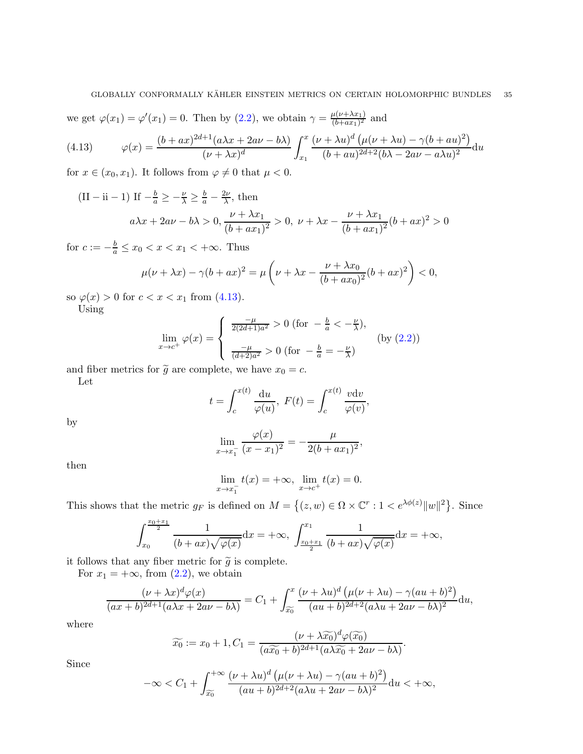we get $\varphi(x_1) = \varphi'(x_1) = 0$. Then by (2.2), we obtain $\gamma = \frac{\mu(\nu+\lambda x_1)}{(b+ax_1)^2}$ and

$$\varphi(x) = \frac{(b+ax)^{2d+1}(a\lambda x + 2a\nu - b\lambda)}{(\nu+\lambda x)^d} \int_{x_1}^{x} \frac{(\nu+\lambda u)^d \left(\mu(\nu+\lambda u) - \gamma(b+au)^2\right)}{(b+au)^{2d+2}(b\lambda - 2a\nu - a\lambda u)^2} \mathrm{d}u \tag{4.13}$$

for $x \in (x_0, x_1)$. It follows from $\varphi \neq 0$ that $\mu < 0$.

(II − ii − 1) If $-\frac{b}{a} \geq -\frac{\nu}{\lambda} \geq \frac{b}{a} - \frac{2\nu}{\lambda}$, then

$$a\lambda x + 2a\nu - b\lambda > 0, \frac{\nu+\lambda x_1}{(b+ax_1)^2} > 0,\ \nu + \lambda x - \frac{\nu+\lambda x_1}{(b+ax_1)^2}(b+ax)^2 > 0$$

for $c := -\frac{b}{a} \leq x_0 < x < x_1 < +\infty$. Thus

$$\mu(\nu+\lambda x) - \gamma(b+ax)^2 = \mu\left(\nu + \lambda x - \frac{\nu+\lambda x_0}{(b+ax_0)^2}(b+ax)^2\right) < 0,$$

so $\varphi(x) > 0$ for $c < x < x_1$ from (4.13).

Using

$$\lim_{x\to c^+} \varphi(x) = \begin{cases} \frac{-\mu}{2(2d+1)a^2} > 0 \text{ (for } -\frac{b}{a} < -\frac{\nu}{\lambda}), \\ \\ \frac{-\mu}{(d+2)a^2} > 0 \text{ (for } -\frac{b}{a} = -\frac{\nu}{\lambda}) \end{cases} \quad \text{(by (2.2))}$$

and fiber metrics for $\widetilde{g}$ are complete, we have $x_0 = c$.

Let

$$t = \int_c^{x(t)} \frac{\mathrm{d}u}{\varphi(u)},\ F(t) = \int_c^{x(t)} \frac{v\mathrm{d}v}{\varphi(v)},$$

by

$$\lim_{x\to x_1^-} \frac{\varphi(x)}{(x-x_1)^2} = -\frac{\mu}{2(b+ax_1)^2},$$

then

$$\lim_{x\to x_1^-} t(x) = +\infty,\ \lim_{x\to c^+} t(x) = 0.$$

This shows that the metric $g_F$ is defined on $M = \left\{(z,w) \in \Omega \times \mathbb{C}^r : 1 < e^{\lambda\phi(z)}\|w\|^2\right\}$. Since

$$\int_{x_0}^{\frac{x_0+x_1}{2}} \frac{1}{(b+ax)\sqrt{\varphi(x)}}\mathrm{d}x = +\infty,\ \int_{\frac{x_0+x_1}{2}}^{x_1} \frac{1}{(b+ax)\sqrt{\varphi(x)}}\mathrm{d}x = +\infty,$$

it follows that any fiber metric for $\widetilde{g}$ is complete.

For $x_1 = +\infty$, from (2.2), we obtain

$$\frac{(\nu+\lambda x)^d\varphi(x)}{(ax+b)^{2d+1}(a\lambda x + 2a\nu - b\lambda)} = C_1 + \int_{\widetilde{x_0}}^{x} \frac{(\nu+\lambda u)^d\left(\mu(\nu+\lambda u) - \gamma(au+b)^2\right)}{(au+b)^{2d+2}(a\lambda u + 2a\nu - b\lambda)^2}\mathrm{d}u,$$

where

$$\widetilde{x_0} := x_0 + 1, C_1 = \frac{(\nu+\lambda\widetilde{x_0})^d\varphi(\widetilde{x_0})}{(a\widetilde{x_0}+b)^{2d+1}(a\lambda\widetilde{x_0} + 2a\nu - b\lambda)}.$$

Since

$$-\infty < C_1 + \int_{\widetilde{x_0}}^{+\infty} \frac{(\nu+\lambda u)^d\left(\mu(\nu+\lambda u) - \gamma(au+b)^2\right)}{(au+b)^{2d+2}(a\lambda u + 2a\nu - b\lambda)^2}\mathrm{d}u < +\infty,$$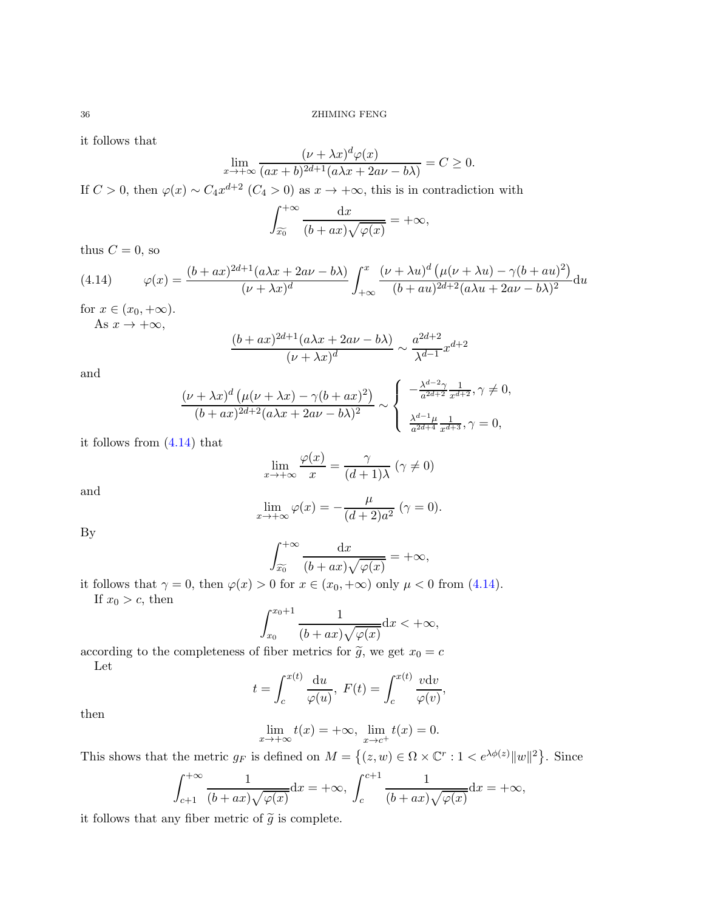it follows that

$$\lim_{x\to+\infty}\frac{(\nu+\lambda x)^d\varphi(x)}{(ax+b)^{2d+1}(a\lambda x+2a\nu-b\lambda)}=C\geq 0.$$

If $C>0$, then $\varphi(x)\sim C_4x^{d+2}$ ($C_4>0$) as $x\to+\infty$, this is in contradiction with

$$\int_{\widetilde{x_0}}^{+\infty}\frac{\mathrm{d}x}{(b+ax)\sqrt{\varphi(x)}}=+\infty,$$

thus $C=0$, so

$$\varphi(x)=\frac{(b+ax)^{2d+1}(a\lambda x+2a\nu-b\lambda)}{(\nu+\lambda x)^d}\int_{+\infty}^{x}\frac{(\nu+\lambda u)^d\left(\mu(\nu+\lambda u)-\gamma(b+au)^2\right)}{(b+au)^{2d+2}(a\lambda u+2a\nu-b\lambda)^2}\mathrm{d}u \tag{4.14}$$

for $x\in(x_0,+\infty)$.

As $x\to+\infty$,

$$\frac{(b+ax)^{2d+1}(a\lambda x+2a\nu-b\lambda)}{(\nu+\lambda x)^d}\sim\frac{a^{2d+2}}{\lambda^{d-1}}x^{d+2}$$

and

$$\frac{(\nu+\lambda x)^d\left(\mu(\nu+\lambda x)-\gamma(b+ax)^2\right)}{(b+ax)^{2d+2}(a\lambda x+2a\nu-b\lambda)^2}\sim\begin{cases}-\frac{\lambda^{d-2}\gamma}{a^{2d+2}}\frac{1}{x^{d+2}},\gamma\neq 0,\\[2mm] \frac{\lambda^{d-1}\mu}{a^{2d+4}}\frac{1}{x^{d+3}},\gamma=0,\end{cases}$$

it follows from (4.14) that

$$\lim_{x\to+\infty}\frac{\varphi(x)}{x}=\frac{\gamma}{(d+1)\lambda}\ (\gamma\neq 0)$$

and

$$\lim_{x\to+\infty}\varphi(x)=-\frac{\mu}{(d+2)a^2}\ (\gamma=0).$$

By

$$\int_{\widetilde{x_0}}^{+\infty}\frac{\mathrm{d}x}{(b+ax)\sqrt{\varphi(x)}}=+\infty,$$

it follows that $\gamma=0$, then $\varphi(x)>0$ for $x\in(x_0,+\infty)$ only $\mu<0$ from (4.14).

If $x_0>c$, then

$$\int_{x_0}^{x_0+1}\frac{1}{(b+ax)\sqrt{\varphi(x)}}\mathrm{d}x<+\infty,$$

according to the completeness of fiber metrics for $\widetilde{g}$, we get $x_0=c$

Let

$$t=\int_c^{x(t)}\frac{\mathrm{d}u}{\varphi(u)},\ F(t)=\int_c^{x(t)}\frac{v\mathrm{d}v}{\varphi(v)},$$

then

$$\lim_{x\to+\infty}t(x)=+\infty,\ \lim_{x\to c^+}t(x)=0.$$

This shows that the metric $g_F$ is defined on $M=\left\{(z,w)\in\Omega\times\mathbb{C}^r:1<e^{\lambda\phi(z)}\|w\|^2\right\}$. Since

$$\int_{c+1}^{+\infty}\frac{1}{(b+ax)\sqrt{\varphi(x)}}\mathrm{d}x=+\infty,\ \int_c^{c+1}\frac{1}{(b+ax)\sqrt{\varphi(x)}}\mathrm{d}x=+\infty,$$

it follows that any fiber metric of $\widetilde{g}$ is complete.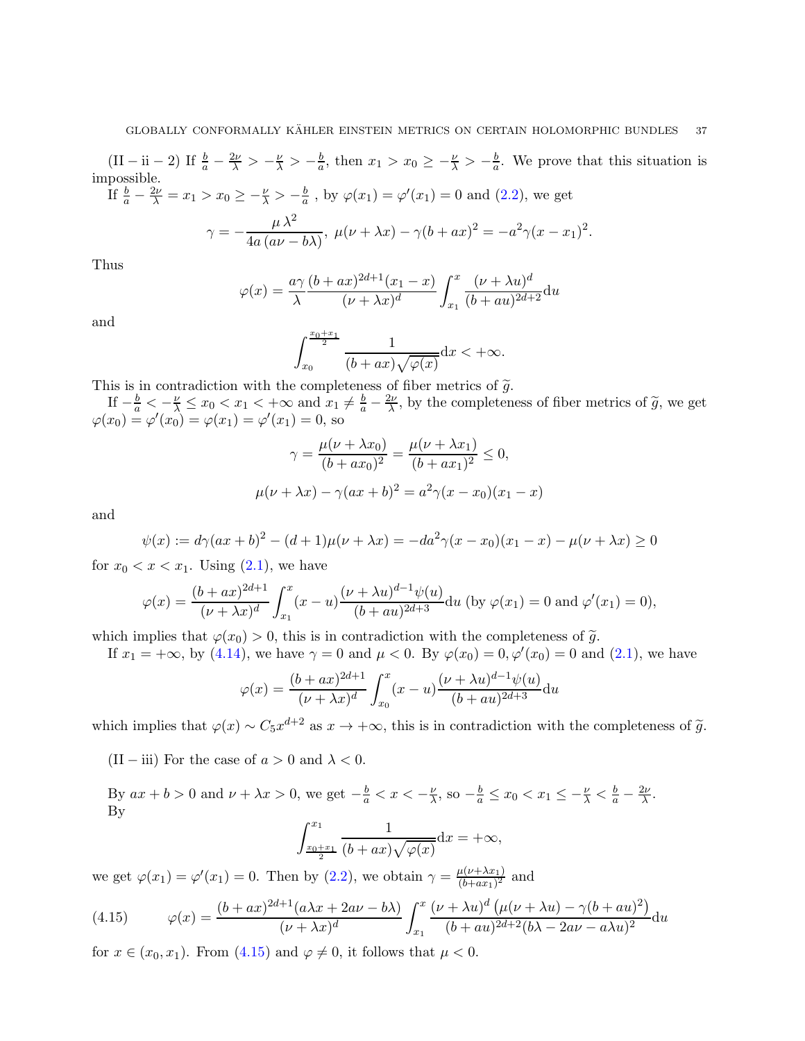(II − ii − 2) If $\frac{b}{a} - \frac{2\nu}{\lambda} > -\frac{\nu}{\lambda} > -\frac{b}{a}$, then $x_1 > x_0 \geq -\frac{\nu}{\lambda} > -\frac{b}{a}$. We prove that this situation is impossible.

If $\frac{b}{a} - \frac{2\nu}{\lambda} = x_1 > x_0 \geq -\frac{\nu}{\lambda} > -\frac{b}{a}$ , by $\varphi(x_1) = \varphi'(x_1) = 0$ and (2.2), we get

$$\gamma = -\frac{\mu\,\lambda^2}{4a\,(a\nu - b\lambda)},\ \mu(\nu + \lambda x) - \gamma(b + ax)^2 = -a^2\gamma(x - x_1)^2.$$

Thus

$$\varphi(x) = \frac{a\gamma}{\lambda}\frac{(b + ax)^{2d+1}(x_1 - x)}{(\nu + \lambda x)^d}\int_{x_1}^{x}\frac{(\nu + \lambda u)^d}{(b + au)^{2d+2}}\mathrm{d}u$$

and

$$\int_{x_0}^{\frac{x_0+x_1}{2}}\frac{1}{(b + ax)\sqrt{\varphi(x)}}\mathrm{d}x < +\infty.$$

This is in contradiction with the completeness of fiber metrics of $\widetilde{g}$.

If $-\frac{b}{a} < -\frac{\nu}{\lambda} \leq x_0 < x_1 < +\infty$ and $x_1 \neq \frac{b}{a} - \frac{2\nu}{\lambda}$, by the completeness of fiber metrics of $\widetilde{g}$, we get $\varphi(x_0) = \varphi'(x_0) = \varphi(x_1) = \varphi'(x_1) = 0$, so

$$\gamma = \frac{\mu(\nu + \lambda x_0)}{(b + ax_0)^2} = \frac{\mu(\nu + \lambda x_1)}{(b + ax_1)^2} \leq 0,$$

$$\mu(\nu + \lambda x) - \gamma(ax + b)^2 = a^2\gamma(x - x_0)(x_1 - x)$$

and

$$\psi(x) := d\gamma(ax + b)^2 - (d + 1)\mu(\nu + \lambda x) = -da^2\gamma(x - x_0)(x_1 - x) - \mu(\nu + \lambda x) \geq 0$$

for $x_0 < x < x_1$. Using (2.1), we have

$$\varphi(x) = \frac{(b + ax)^{2d+1}}{(\nu + \lambda x)^d}\int_{x_1}^{x}(x - u)\frac{(\nu + \lambda u)^{d-1}\psi(u)}{(b + au)^{2d+3}}\mathrm{d}u \text{ (by } \varphi(x_1) = 0 \text{ and } \varphi'(x_1) = 0),$$

which implies that $\varphi(x_0) > 0$, this is in contradiction with the completeness of $\widetilde{g}$.

If $x_1 = +\infty$, by (4.14), we have $\gamma = 0$ and $\mu < 0$. By $\varphi(x_0) = 0, \varphi'(x_0) = 0$ and (2.1), we have

$$\varphi(x) = \frac{(b + ax)^{2d+1}}{(\nu + \lambda x)^d}\int_{x_0}^{x}(x - u)\frac{(\nu + \lambda u)^{d-1}\psi(u)}{(b + au)^{2d+3}}\mathrm{d}u$$

which implies that $\varphi(x) \sim C_5 x^{d+2}$ as $x \to +\infty$, this is in contradiction with the completeness of $\widetilde{g}$.

(II − iii) For the case of $a > 0$ and $\lambda < 0$.

By $ax + b > 0$ and $\nu + \lambda x > 0$, we get $-\frac{b}{a} < x < -\frac{\nu}{\lambda}$, so $-\frac{b}{a} \leq x_0 < x_1 \leq -\frac{\nu}{\lambda} < \frac{b}{a} - \frac{2\nu}{\lambda}$. By

$$\int_{\frac{x_0+x_1}{2}}^{x_1}\frac{1}{(b + ax)\sqrt{\varphi(x)}}\mathrm{d}x = +\infty,$$

we get $\varphi(x_1) = \varphi'(x_1) = 0$. Then by (2.2), we obtain $\gamma = \frac{\mu(\nu + \lambda x_1)}{(b + ax_1)^2}$ and

$$\varphi(x) = \frac{(b + ax)^{2d+1}(a\lambda x + 2a\nu - b\lambda)}{(\nu + \lambda x)^d}\int_{x_1}^{x}\frac{(\nu + \lambda u)^d\left(\mu(\nu + \lambda u) - \gamma(b + au)^2\right)}{(b + au)^{2d+2}(b\lambda - 2a\nu - a\lambda u)^2}\mathrm{d}u \tag{4.15}$$

for $x \in (x_0, x_1)$. From (4.15) and $\varphi \neq 0$, it follows that $\mu < 0$.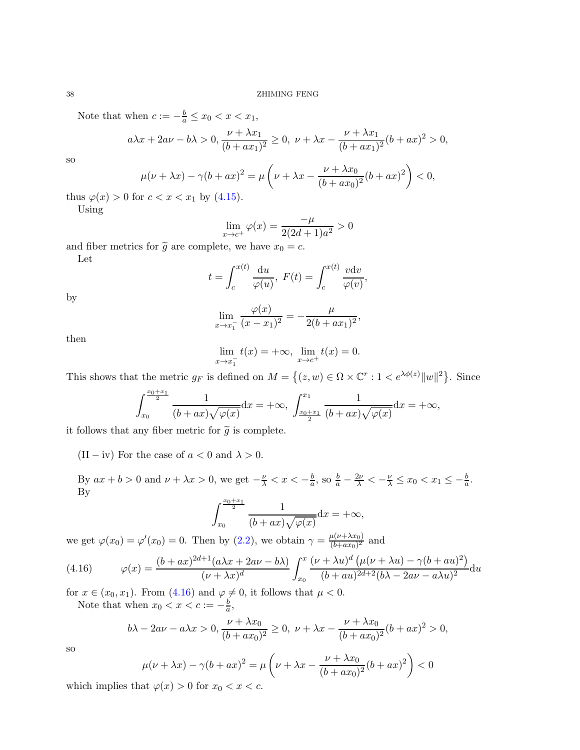Note that when $c := -\frac{b}{a} \leq x_0 < x < x_1$,

$$a\lambda x + 2a\nu - b\lambda > 0, \frac{\nu + \lambda x_1}{(b + ax_1)^2} \geq 0, \ \nu + \lambda x - \frac{\nu + \lambda x_1}{(b + ax_1)^2}(b + ax)^2 > 0,$$

so

$$\mu(\nu + \lambda x) - \gamma(b + ax)^2 = \mu\left(\nu + \lambda x - \frac{\nu + \lambda x_0}{(b + ax_0)^2}(b + ax)^2\right) < 0,$$

thus $\varphi(x) > 0$ for $c < x < x_1$ by (4.15).

Using

$$\lim_{x \to c^+} \varphi(x) = \frac{-\mu}{2(2d+1)a^2} > 0$$

and fiber metrics for $\widetilde{g}$ are complete, we have $x_0 = c$.

Let

$$t = \int_c^{x(t)} \frac{\mathrm{d}u}{\varphi(u)}, \ F(t) = \int_c^{x(t)} \frac{v \mathrm{d}v}{\varphi(v)},$$

by

$$\lim_{x \to x_1^-} \frac{\varphi(x)}{(x - x_1)^2} = -\frac{\mu}{2(b + ax_1)^2},$$

then

$$\lim_{x \to x_1^-} t(x) = +\infty, \ \lim_{x \to c^+} t(x) = 0.$$

This shows that the metric $g_F$ is defined on $M = \left\{(z, w) \in \Omega \times \mathbb{C}^r : 1 < e^{\lambda\phi(z)}\|w\|^2\right\}$. Since

$$\int_{x_0}^{\frac{x_0+x_1}{2}} \frac{1}{(b + ax)\sqrt{\varphi(x)}}\mathrm{d}x = +\infty, \ \int_{\frac{x_0+x_1}{2}}^{x_1} \frac{1}{(b + ax)\sqrt{\varphi(x)}}\mathrm{d}x = +\infty,$$

it follows that any fiber metric for $\widetilde{g}$ is complete.

(II − iv) For the case of $a < 0$ and $\lambda > 0$.

By $ax + b > 0$ and $\nu + \lambda x > 0$, we get $-\frac{\nu}{\lambda} < x < -\frac{b}{a}$, so $\frac{b}{a} - \frac{2\nu}{\lambda} < -\frac{\nu}{\lambda} \leq x_0 < x_1 \leq -\frac{b}{a}$.

By

$$\int_{x_0}^{\frac{x_0+x_1}{2}} \frac{1}{(b + ax)\sqrt{\varphi(x)}}\mathrm{d}x = +\infty,$$

we get $\varphi(x_0) = \varphi'(x_0) = 0$. Then by (2.2), we obtain $\gamma = \frac{\mu(\nu+\lambda x_0)}{(b+ax_0)^2}$ and

$$\varphi(x) = \frac{(b + ax)^{2d+1}(a\lambda x + 2a\nu - b\lambda)}{(\nu + \lambda x)^d} \int_{x_0}^{x} \frac{(\nu + \lambda u)^d \left(\mu(\nu + \lambda u) - \gamma(b + au)^2\right)}{(b + au)^{2d+2}(b\lambda - 2a\nu - a\lambda u)^2}\mathrm{d}u \tag{4.16}$$

for $x \in (x_0, x_1)$. From (4.16) and $\varphi \not\equiv 0$, it follows that $\mu < 0$.

Note that when $x_0 < x < c := -\frac{b}{a}$,

$$b\lambda - 2a\nu - a\lambda x > 0, \frac{\nu + \lambda x_0}{(b + ax_0)^2} \geq 0, \ \nu + \lambda x - \frac{\nu + \lambda x_0}{(b + ax_0)^2}(b + ax)^2 > 0,$$

so

$$\mu(\nu + \lambda x) - \gamma(b + ax)^2 = \mu\left(\nu + \lambda x - \frac{\nu + \lambda x_0}{(b + ax_0)^2}(b + ax)^2\right) < 0$$

which implies that $\varphi(x) > 0$ for $x_0 < x < c$.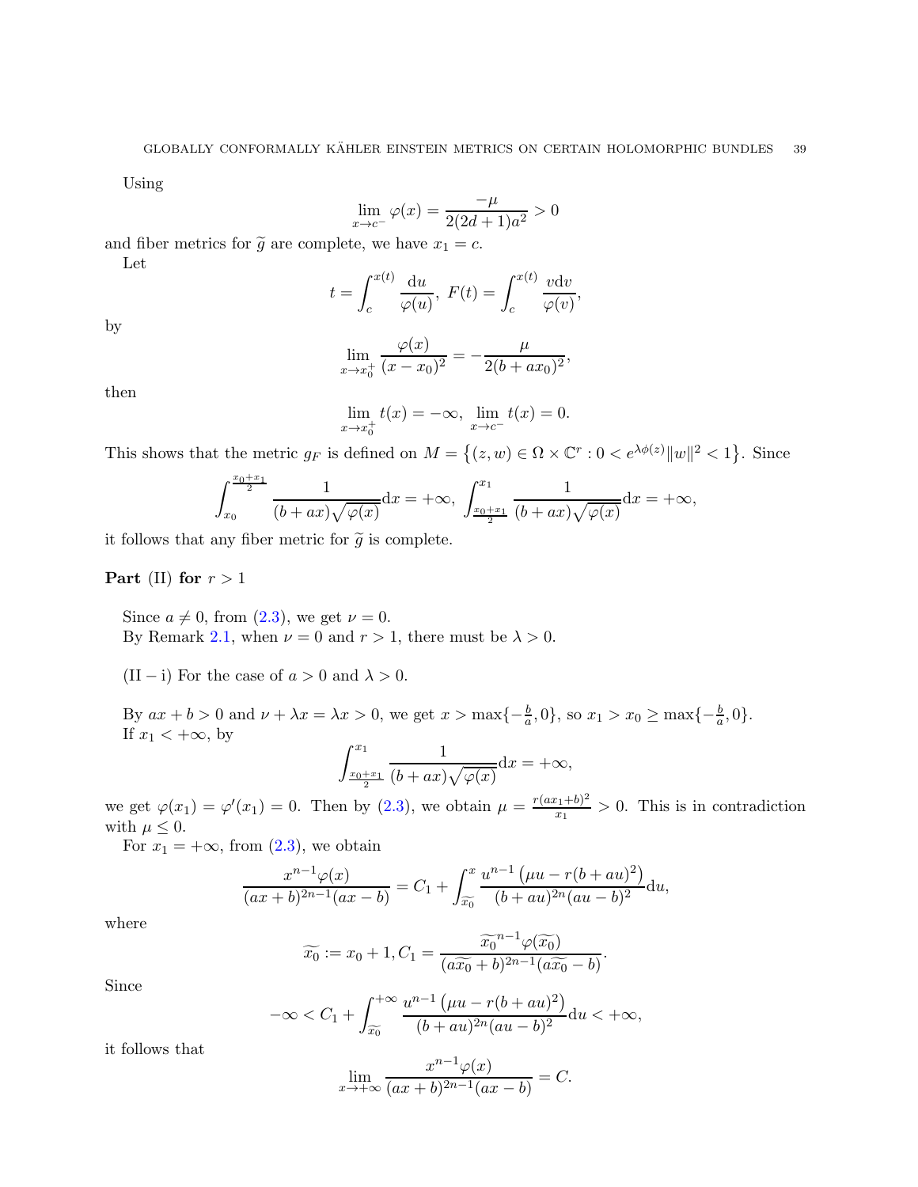Using

$$\lim_{x\to c^-}\varphi(x)=\frac{-\mu}{2(2d+1)a^2}>0$$

and fiber metrics for $\widetilde{g}$ are complete, we have $x_1=c$.

Let

$$t=\int_c^{x(t)}\frac{\mathrm{d}u}{\varphi(u)},\ F(t)=\int_c^{x(t)}\frac{v\mathrm{d}v}{\varphi(v)},$$

by

$$\lim_{x\to x_0^+}\frac{\varphi(x)}{(x-x_0)^2}=-\frac{\mu}{2(b+ax_0)^2},$$

then

$$\lim_{x\to x_0^+}t(x)=-\infty,\ \lim_{x\to c^-}t(x)=0.$$

This shows that the metric $g_F$ is defined on $M=\left\{(z,w)\in\Omega\times\mathbb{C}^r:0<e^{\lambda\phi(z)}\|w\|^2<1\right\}$. Since

$$\int_{x_0}^{\frac{x_0+x_1}{2}}\frac{1}{(b+ax)\sqrt{\varphi(x)}}\mathrm{d}x=+\infty,\ \int_{\frac{x_0+x_1}{2}}^{x_1}\frac{1}{(b+ax)\sqrt{\varphi(x)}}\mathrm{d}x=+\infty,$$

it follows that any fiber metric for $\widetilde{g}$ is complete.

**Part** (II) **for** $r>1$

Since $a\neq 0$, from (2.3), we get $\nu=0$.
By Remark 2.1, when $\nu=0$ and $r>1$, there must be $\lambda>0$.

$(\mathrm{II-i})$ For the case of $a>0$ and $\lambda>0$.

By $ax+b>0$ and $\nu+\lambda x=\lambda x>0$, we get $x>\max\{-\frac{b}{a},0\}$, so $x_1>x_0\geq\max\{-\frac{b}{a},0\}$.
If $x_1<+\infty$, by

$$\int_{\frac{x_0+x_1}{2}}^{x_1}\frac{1}{(b+ax)\sqrt{\varphi(x)}}\mathrm{d}x=+\infty,$$

we get $\varphi(x_1)=\varphi'(x_1)=0$. Then by (2.3), we obtain $\mu=\frac{r(ax_1+b)^2}{x_1}>0$. This is in contradiction with $\mu\leq 0$.

For $x_1=+\infty$, from (2.3), we obtain

$$\frac{x^{n-1}\varphi(x)}{(ax+b)^{2n-1}(ax-b)}=C_1+\int_{\widetilde{x_0}}^{x}\frac{u^{n-1}\left(\mu u-r(b+au)^2\right)}{(b+au)^{2n}(au-b)^2}\mathrm{d}u,$$

where

$$\widetilde{x_0}:=x_0+1,C_1=\frac{\widetilde{x_0}^{n-1}\varphi(\widetilde{x_0})}{(a\widetilde{x_0}+b)^{2n-1}(a\widetilde{x_0}-b)}.$$

Since

$$-\infty<C_1+\int_{\widetilde{x_0}}^{+\infty}\frac{u^{n-1}\left(\mu u-r(b+au)^2\right)}{(b+au)^{2n}(au-b)^2}\mathrm{d}u<+\infty,$$

it follows that

$$\lim_{x\to+\infty}\frac{x^{n-1}\varphi(x)}{(ax+b)^{2n-1}(ax-b)}=C.$$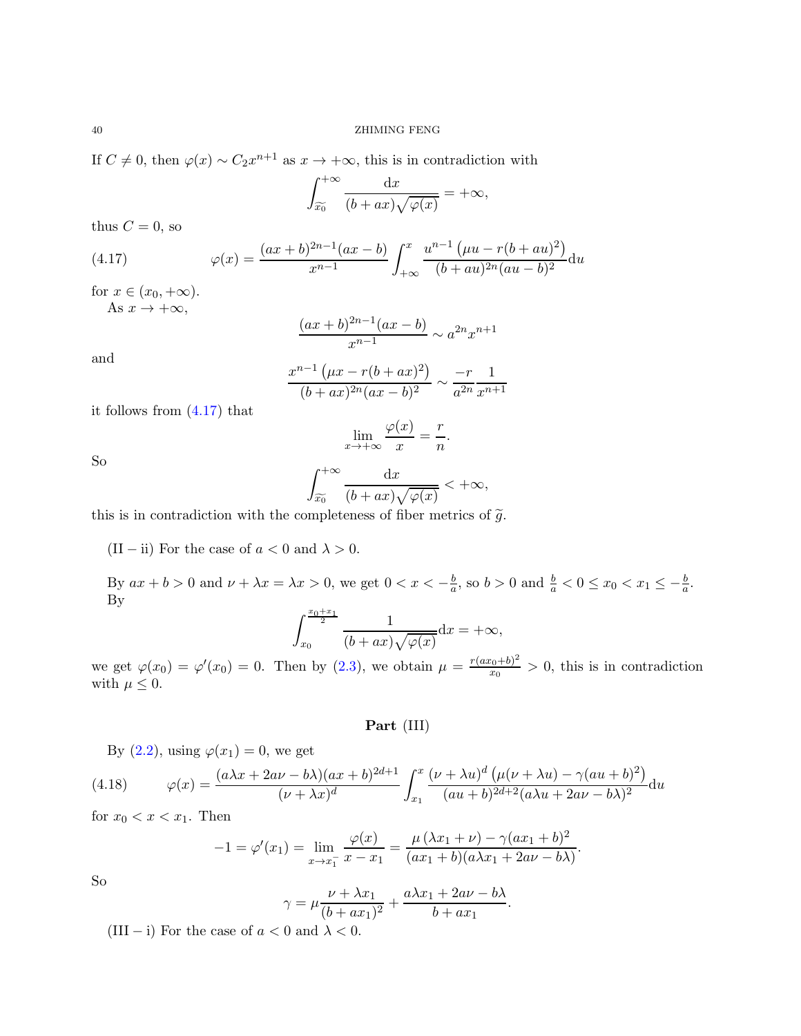If $C \neq 0$, then $\varphi(x) \sim C_2 x^{n+1}$ as $x \to +\infty$, this is in contradiction with

$$\int_{\widetilde{x_0}}^{+\infty} \frac{\mathrm{d}x}{(b+ax)\sqrt{\varphi(x)}} = +\infty,$$

thus $C = 0$, so

$$\varphi(x) = \frac{(ax+b)^{2n-1}(ax-b)}{x^{n-1}} \int_{+\infty}^{x} \frac{u^{n-1}\left(\mu u - r(b+au)^2\right)}{(b+au)^{2n}(au-b)^2} \mathrm{d}u \tag{4.17}$$

for $x \in (x_0, +\infty)$.

As $x \to +\infty$,

$$\frac{(ax+b)^{2n-1}(ax-b)}{x^{n-1}} \sim a^{2n} x^{n+1}$$

and

$$\frac{x^{n-1}\left(\mu x - r(b+ax)^2\right)}{(b+ax)^{2n}(ax-b)^2} \sim \frac{-r}{a^{2n}} \frac{1}{x^{n+1}}$$

it follows from (4.17) that

$$\lim_{x \to +\infty} \frac{\varphi(x)}{x} = \frac{r}{n}.$$

So

$$\int_{\widetilde{x_0}}^{+\infty} \frac{\mathrm{d}x}{(b+ax)\sqrt{\varphi(x)}} < +\infty,$$

this is in contradiction with the completeness of fiber metrics of $\widetilde{g}$.

(II − ii) For the case of $a < 0$ and $\lambda > 0$.

By $ax + b > 0$ and $\nu + \lambda x = \lambda x > 0$, we get $0 < x < -\frac{b}{a}$, so $b > 0$ and $\frac{b}{a} < 0 \leq x_0 < x_1 \leq -\frac{b}{a}$. By

$$\int_{x_0}^{\frac{x_0+x_1}{2}} \frac{1}{(b+ax)\sqrt{\varphi(x)}} \mathrm{d}x = +\infty,$$

we get $\varphi(x_0) = \varphi'(x_0) = 0$. Then by (2.3), we obtain $\mu = \frac{r(ax_0+b)^2}{x_0} > 0$, this is in contradiction with $\mu \leq 0$.

## Part (III)

By (2.2), using $\varphi(x_1) = 0$, we get

$$\varphi(x) = \frac{(a\lambda x + 2a\nu - b\lambda)(ax+b)^{2d+1}}{(\nu + \lambda x)^d} \int_{x_1}^{x} \frac{(\nu + \lambda u)^d \left(\mu(\nu + \lambda u) - \gamma(au+b)^2\right)}{(au+b)^{2d+2}(a\lambda u + 2a\nu - b\lambda)^2} \mathrm{d}u \tag{4.18}$$

for $x_0 < x < x_1$. Then

$$-1 = \varphi'(x_1) = \lim_{x \to x_1^-} \frac{\varphi(x)}{x - x_1} = \frac{\mu\left(\lambda x_1 + \nu\right) - \gamma(ax_1+b)^2}{(ax_1+b)(a\lambda x_1 + 2a\nu - b\lambda)}.$$

So

$$\gamma = \mu \frac{\nu + \lambda x_1}{(b+ax_1)^2} + \frac{a\lambda x_1 + 2a\nu - b\lambda}{b + ax_1}.$$

(III − i) For the case of $a < 0$ and $\lambda < 0$.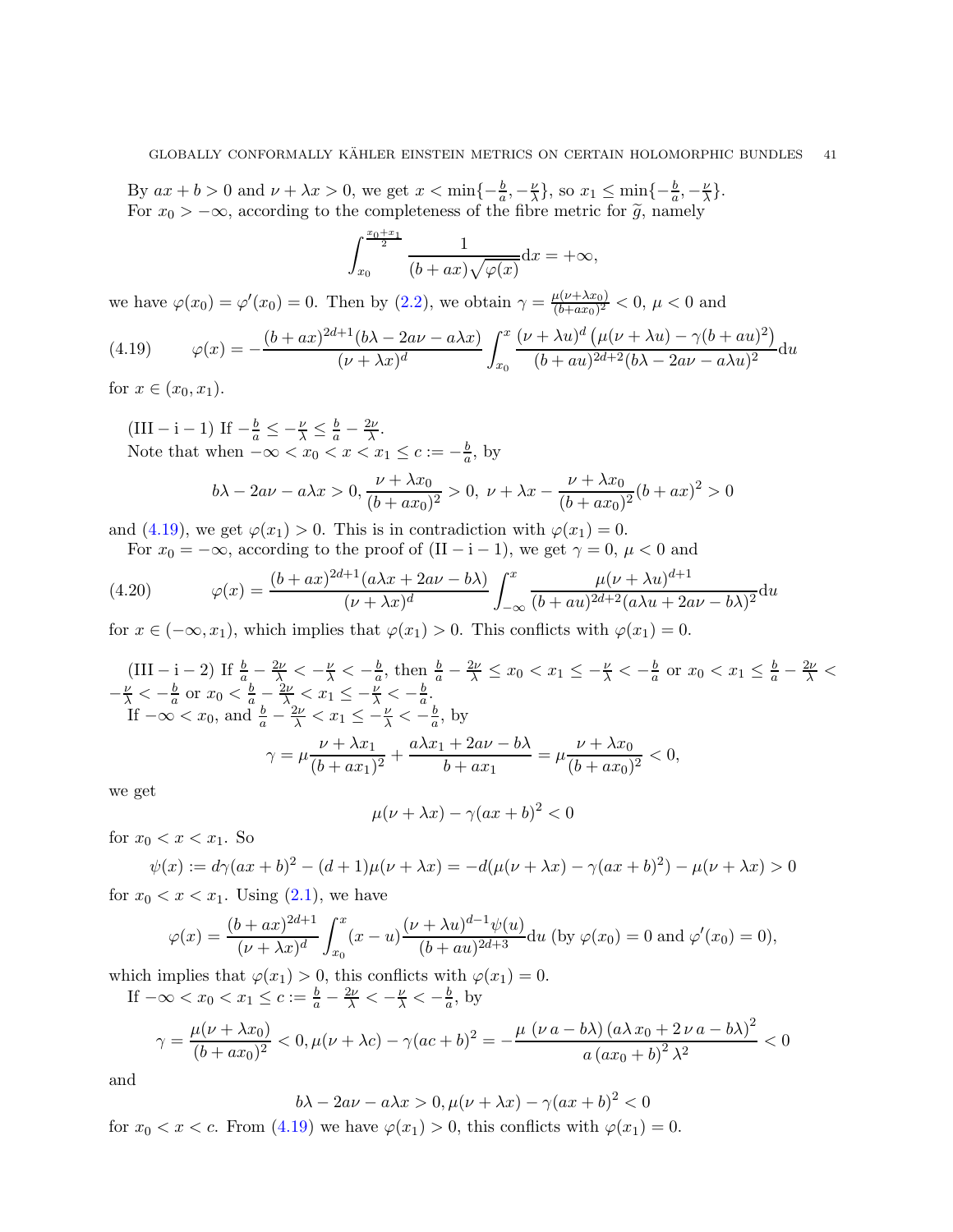By $ax+b>0$ and $\nu+\lambda x>0$, we get $x<\min\{-\frac{b}{a},-\frac{\nu}{\lambda}\}$, so $x_1\le\min\{-\frac{b}{a},-\frac{\nu}{\lambda}\}$.

For $x_0>-\infty$, according to the completeness of the fibre metric for $\widetilde{g}$, namely

$$\int_{x_0}^{\frac{x_0+x_1}{2}}\frac{1}{(b+ax)\sqrt{\varphi(x)}}\mathrm{d}x=+\infty,$$

we have $\varphi(x_0)=\varphi'(x_0)=0$. Then by (2.2), we obtain $\gamma=\frac{\mu(\nu+\lambda x_0)}{(b+ax_0)^2}<0$, $\mu<0$ and

$$\varphi(x)=-\frac{(b+ax)^{2d+1}(b\lambda-2a\nu-a\lambda x)}{(\nu+\lambda x)^d}\int_{x_0}^{x}\frac{(\nu+\lambda u)^d\left(\mu(\nu+\lambda u)-\gamma(b+au)^2\right)}{(b+au)^{2d+2}(b\lambda-2a\nu-a\lambda u)^2}\mathrm{d}u \tag{4.19}$$

for $x\in(x_0,x_1)$.

(III − i − 1) If $-\frac{b}{a}\le-\frac{\nu}{\lambda}\le\frac{b}{a}-\frac{2\nu}{\lambda}$.

Note that when $-\infty<x_0<x<x_1\le c:=-\frac{b}{a}$, by

$$b\lambda-2a\nu-a\lambda x>0,\frac{\nu+\lambda x_0}{(b+ax_0)^2}>0,\ \nu+\lambda x-\frac{\nu+\lambda x_0}{(b+ax_0)^2}(b+ax)^2>0$$

and (4.19), we get $\varphi(x_1)>0$. This is in contradiction with $\varphi(x_1)=0$.

For $x_0=-\infty$, according to the proof of (II − i − 1), we get $\gamma=0$, $\mu<0$ and

$$\varphi(x)=\frac{(b+ax)^{2d+1}(a\lambda x+2a\nu-b\lambda)}{(\nu+\lambda x)^d}\int_{-\infty}^{x}\frac{\mu(\nu+\lambda u)^{d+1}}{(b+au)^{2d+2}(a\lambda u+2a\nu-b\lambda)^2}\mathrm{d}u \tag{4.20}$$

for $x\in(-\infty,x_1)$, which implies that $\varphi(x_1)>0$. This conflicts with $\varphi(x_1)=0$.

(III − i − 2) If $\frac{b}{a}-\frac{2\nu}{\lambda}<-\frac{\nu}{\lambda}<-\frac{b}{a}$, then $\frac{b}{a}-\frac{2\nu}{\lambda}\le x_0<x_1\le-\frac{\nu}{\lambda}<-\frac{b}{a}$ or $x_0<x_1\le\frac{b}{a}-\frac{2\nu}{\lambda}<-\frac{\nu}{\lambda}<-\frac{b}{a}$ or $x_0<\frac{b}{a}-\frac{2\nu}{\lambda}<x_1\le-\frac{\nu}{\lambda}<-\frac{b}{a}$.

If $-\infty<x_0$, and $\frac{b}{a}-\frac{2\nu}{\lambda}<x_1\le-\frac{\nu}{\lambda}<-\frac{b}{a}$, by

$$\gamma=\mu\frac{\nu+\lambda x_1}{(b+ax_1)^2}+\frac{a\lambda x_1+2a\nu-b\lambda}{b+ax_1}=\mu\frac{\nu+\lambda x_0}{(b+ax_0)^2}<0,$$

we get

$$\mu(\nu+\lambda x)-\gamma(ax+b)^2<0$$

for $x_0<x<x_1$. So

$$\psi(x):=d\gamma(ax+b)^2-(d+1)\mu(\nu+\lambda x)=-d(\mu(\nu+\lambda x)-\gamma(ax+b)^2)-\mu(\nu+\lambda x)>0$$

for $x_0<x<x_1$. Using (2.1), we have

$$\varphi(x)=\frac{(b+ax)^{2d+1}}{(\nu+\lambda x)^d}\int_{x_0}^{x}(x-u)\frac{(\nu+\lambda u)^{d-1}\psi(u)}{(b+au)^{2d+3}}\mathrm{d}u\ (\text{by }\varphi(x_0)=0\text{ and }\varphi'(x_0)=0),$$

which implies that $\varphi(x_1)>0$, this conflicts with $\varphi(x_1)=0$.

If $-\infty<x_0<x_1\le c:=\frac{b}{a}-\frac{2\nu}{\lambda}<-\frac{\nu}{\lambda}<-\frac{b}{a}$, by

$$\gamma=\frac{\mu(\nu+\lambda x_0)}{(b+ax_0)^2}<0,\mu(\nu+\lambda c)-\gamma(ac+b)^2=-\frac{\mu\,(\nu\,a-b\lambda)\,(a\lambda\,x_0+2\,\nu\,a-b\lambda)^2}{a\,(ax_0+b)^2\,\lambda^2}<0$$

and

$$b\lambda-2a\nu-a\lambda x>0,\mu(\nu+\lambda x)-\gamma(ax+b)^2<0$$

for $x_0<x<c$. From (4.19) we have $\varphi(x_1)>0$, this conflicts with $\varphi(x_1)=0$.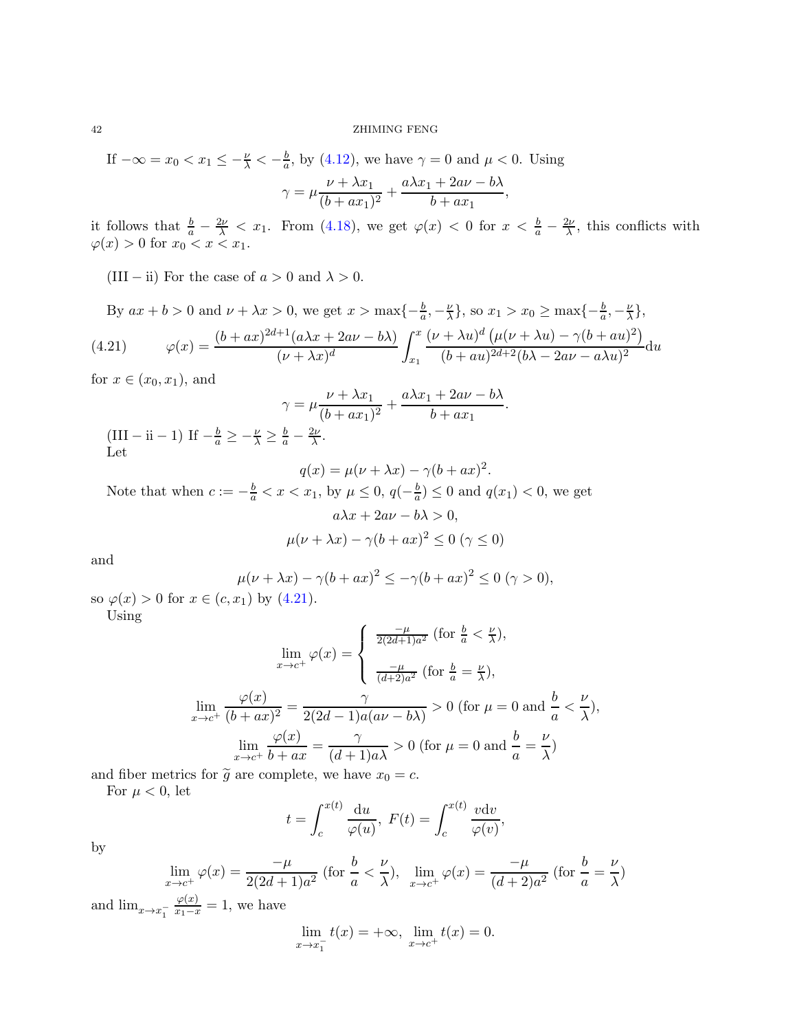If $-\infty = x_0 < x_1 \leq -\frac{\nu}{\lambda} < -\frac{b}{a}$, by (4.12), we have $\gamma = 0$ and $\mu < 0$. Using

$$\gamma = \mu\frac{\nu + \lambda x_1}{(b + ax_1)^2} + \frac{a\lambda x_1 + 2a\nu - b\lambda}{b + ax_1},$$

it follows that $\frac{b}{a} - \frac{2\nu}{\lambda} < x_1$. From (4.18), we get $\varphi(x) < 0$ for $x < \frac{b}{a} - \frac{2\nu}{\lambda}$, this conflicts with $\varphi(x) > 0$ for $x_0 < x < x_1$.

(III − ii) For the case of $a > 0$ and $\lambda > 0$.

By $ax + b > 0$ and $\nu + \lambda x > 0$, we get $x > \max\{-\frac{b}{a}, -\frac{\nu}{\lambda}\}$, so $x_1 > x_0 \geq \max\{-\frac{b}{a}, -\frac{\nu}{\lambda}\}$,

$$\varphi(x) = \frac{(b + ax)^{2d+1}(a\lambda x + 2a\nu - b\lambda)}{(\nu + \lambda x)^d}\int_{x_1}^{x}\frac{(\nu + \lambda u)^d\left(\mu(\nu + \lambda u) - \gamma(b + au)^2\right)}{(b + au)^{2d+2}(b\lambda - 2a\nu - a\lambda u)^2}\mathrm{d}u \tag{4.21}$$

for $x \in (x_0, x_1)$, and

$$\gamma = \mu\frac{\nu + \lambda x_1}{(b + ax_1)^2} + \frac{a\lambda x_1 + 2a\nu - b\lambda}{b + ax_1}.$$

(III − ii − 1) If $-\frac{b}{a} \geq -\frac{\nu}{\lambda} \geq \frac{b}{a} - \frac{2\nu}{\lambda}$.

Let

$$q(x) = \mu(\nu + \lambda x) - \gamma(b + ax)^2.$$

Note that when $c := -\frac{b}{a} < x < x_1$, by $\mu \leq 0$, $q(-\frac{b}{a}) \leq 0$ and $q(x_1) < 0$, we get

$$a\lambda x + 2a\nu - b\lambda > 0,$$

$$\mu(\nu + \lambda x) - \gamma(b + ax)^2 \leq 0 \ (\gamma \leq 0)$$

and

$$\mu(\nu + \lambda x) - \gamma(b + ax)^2 \leq -\gamma(b + ax)^2 \leq 0 \ (\gamma > 0),$$

so $\varphi(x) > 0$ for $x \in (c, x_1)$ by (4.21).

Using

$$\lim_{x \to c^+}\varphi(x) = \begin{cases} \frac{-\mu}{2(2d+1)a^2} \text{ (for } \frac{b}{a} < \frac{\nu}{\lambda}\text{)}, \\ \\ \frac{-\mu}{(d+2)a^2} \text{ (for } \frac{b}{a} = \frac{\nu}{\lambda}\text{)}, \end{cases}$$

$$\lim_{x \to c^+}\frac{\varphi(x)}{(b + ax)^2} = \frac{\gamma}{2(2d-1)a(a\nu - b\lambda)} > 0 \text{ (for } \mu = 0 \text{ and } \frac{b}{a} < \frac{\nu}{\lambda}\text{)},$$

$$\lim_{x \to c^+}\frac{\varphi(x)}{b + ax} = \frac{\gamma}{(d+1)a\lambda} > 0 \text{ (for } \mu = 0 \text{ and } \frac{b}{a} = \frac{\nu}{\lambda}\text{)}$$

and fiber metrics for $\widetilde{g}$ are complete, we have $x_0 = c$.

For $\mu < 0$, let

$$t = \int_c^{x(t)}\frac{\mathrm{d}u}{\varphi(u)},\ F(t) = \int_c^{x(t)}\frac{v\mathrm{d}v}{\varphi(v)},$$

by

$$\lim_{x \to c^+}\varphi(x) = \frac{-\mu}{2(2d+1)a^2} \text{ (for } \frac{b}{a} < \frac{\nu}{\lambda}\text{)},\ \ \lim_{x \to c^+}\varphi(x) = \frac{-\mu}{(d+2)a^2} \text{ (for } \frac{b}{a} = \frac{\nu}{\lambda}\text{)}$$

and $\lim_{x \to x_1^-}\frac{\varphi(x)}{x_1 - x} = 1$, we have

$$\lim_{x \to x_1^-}t(x) = +\infty,\ \lim_{x \to c^+}t(x) = 0.$$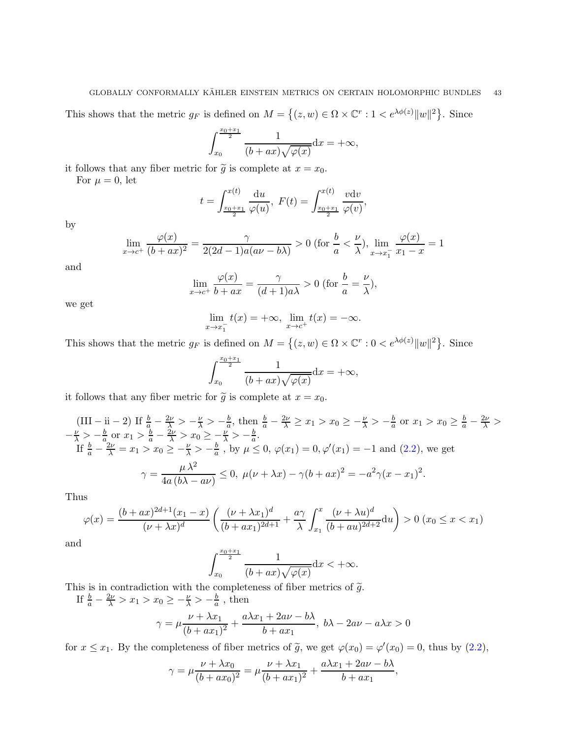This shows that the metric $g_F$ is defined on $M = \{(z,w) \in \Omega \times \mathbb{C}^r : 1 < e^{\lambda\phi(z)}\|w\|^2\}$. Since

$$\int_{x_0}^{\frac{x_0+x_1}{2}} \frac{1}{(b+ax)\sqrt{\varphi(x)}} \mathrm{d}x = +\infty,$$

it follows that any fiber metric for $\widetilde{g}$ is complete at $x = x_0$.

For $\mu = 0$, let

$$t = \int_{\frac{x_0+x_1}{2}}^{x(t)} \frac{\mathrm{d}u}{\varphi(u)},\ F(t) = \int_{\frac{x_0+x_1}{2}}^{x(t)} \frac{v\mathrm{d}v}{\varphi(v)},$$

by

$$\lim_{x\to c^+} \frac{\varphi(x)}{(b+ax)^2} = \frac{\gamma}{2(2d-1)a(a\nu - b\lambda)} > 0 \text{ (for } \frac{b}{a} < \frac{\nu}{\lambda}),\ \lim_{x\to x_1^-} \frac{\varphi(x)}{x_1 - x} = 1$$

and

$$\lim_{x\to c^+} \frac{\varphi(x)}{b+ax} = \frac{\gamma}{(d+1)a\lambda} > 0 \text{ (for } \frac{b}{a} = \frac{\nu}{\lambda}),$$

we get

$$\lim_{x\to x_1^-} t(x) = +\infty,\ \lim_{x\to c^+} t(x) = -\infty.$$

This shows that the metric $g_F$ is defined on $M = \{(z,w) \in \Omega \times \mathbb{C}^r : 0 < e^{\lambda\phi(z)}\|w\|^2\}$. Since

$$\int_{x_0}^{\frac{x_0+x_1}{2}} \frac{1}{(b+ax)\sqrt{\varphi(x)}} \mathrm{d}x = +\infty,$$

it follows that any fiber metric for $\widetilde{g}$ is complete at $x = x_0$.

(III − ii − 2) If $\frac{b}{a} - \frac{2\nu}{\lambda} > -\frac{\nu}{\lambda} > -\frac{b}{a}$, then $\frac{b}{a} - \frac{2\nu}{\lambda} \geq x_1 > x_0 \geq -\frac{\nu}{\lambda} > -\frac{b}{a}$ or $x_1 > x_0 \geq \frac{b}{a} - \frac{2\nu}{\lambda} > -\frac{\nu}{\lambda} > -\frac{b}{a}$ or $x_1 > \frac{b}{a} - \frac{2\nu}{\lambda} > x_0 \geq -\frac{\nu}{\lambda} > -\frac{b}{a}$.

If $\frac{b}{a} - \frac{2\nu}{\lambda} = x_1 > x_0 \geq -\frac{\nu}{\lambda} > -\frac{b}{a}$ , by $\mu \leq 0$, $\varphi(x_1) = 0, \varphi'(x_1) = -1$ and (2.2), we get

$$\gamma = \frac{\mu\,\lambda^2}{4a\,(b\lambda - a\nu)} \leq 0,\ \mu(\nu + \lambda x) - \gamma(b+ax)^2 = -a^2\gamma(x-x_1)^2.$$

Thus

$$\varphi(x) = \frac{(b+ax)^{2d+1}(x_1 - x)}{(\nu+\lambda x)^d}\left(\frac{(\nu+\lambda x_1)^d}{(b+ax_1)^{2d+1}} + \frac{a\gamma}{\lambda}\int_{x_1}^{x} \frac{(\nu+\lambda u)^d}{(b+au)^{2d+2}}\mathrm{d}u\right) > 0\ (x_0 \leq x < x_1)$$

and

$$\int_{x_0}^{\frac{x_0+x_1}{2}} \frac{1}{(b+ax)\sqrt{\varphi(x)}} \mathrm{d}x < +\infty.$$

This is in contradiction with the completeness of fiber metrics of $\widetilde{g}$.

If $\frac{b}{a} - \frac{2\nu}{\lambda} > x_1 > x_0 \geq -\frac{\nu}{\lambda} > -\frac{b}{a}$ , then

$$\gamma = \mu\frac{\nu + \lambda x_1}{(b+ax_1)^2} + \frac{a\lambda x_1 + 2a\nu - b\lambda}{b+ax_1},\ b\lambda - 2a\nu - a\lambda x > 0$$

for $x \leq x_1$. By the completeness of fiber metrics of $\widetilde{g}$, we get $\varphi(x_0) = \varphi'(x_0) = 0$, thus by (2.2),

$$\gamma = \mu\frac{\nu+\lambda x_0}{(b+ax_0)^2} = \mu\frac{\nu+\lambda x_1}{(b+ax_1)^2} + \frac{a\lambda x_1 + 2a\nu - b\lambda}{b+ax_1},$$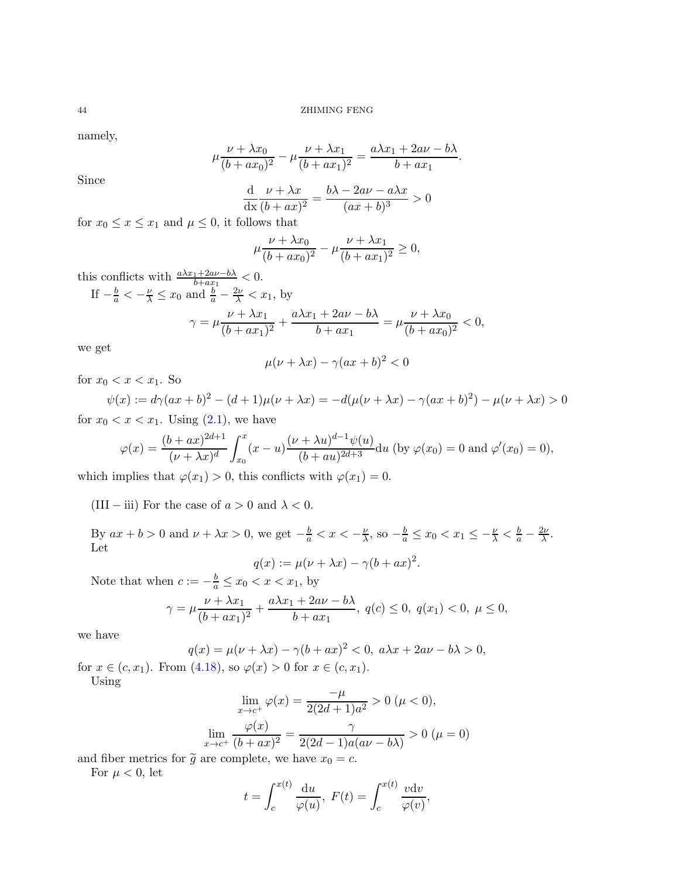namely,

$$\mu\frac{\nu+\lambda x_0}{(b+ax_0)^2}-\mu\frac{\nu+\lambda x_1}{(b+ax_1)^2}=\frac{a\lambda x_1+2a\nu-b\lambda}{b+ax_1}.$$

Since

$$\frac{\mathrm{d}}{\mathrm{dx}}\frac{\nu+\lambda x}{(b+ax)^2}=\frac{b\lambda-2a\nu-a\lambda x}{(ax+b)^3}>0$$

for $x_0\le x\le x_1$ and $\mu\le 0$, it follows that

$$\mu\frac{\nu+\lambda x_0}{(b+ax_0)^2}-\mu\frac{\nu+\lambda x_1}{(b+ax_1)^2}\ge 0,$$

this conflicts with $\frac{a\lambda x_1+2a\nu-b\lambda}{b+ax_1}<0$.

If $-\frac{b}{a}<-\frac{\nu}{\lambda}\le x_0$ and $\frac{b}{a}-\frac{2\nu}{\lambda}<x_1$, by

$$\gamma=\mu\frac{\nu+\lambda x_1}{(b+ax_1)^2}+\frac{a\lambda x_1+2a\nu-b\lambda}{b+ax_1}=\mu\frac{\nu+\lambda x_0}{(b+ax_0)^2}<0,$$

we get

$$\mu(\nu+\lambda x)-\gamma(ax+b)^2<0$$

for $x_0<x<x_1$. So

$$\psi(x):=d\gamma(ax+b)^2-(d+1)\mu(\nu+\lambda x)=-d(\mu(\nu+\lambda x)-\gamma(ax+b)^2)-\mu(\nu+\lambda x)>0$$

for $x_0<x<x_1$. Using (2.1), we have

$$\varphi(x)=\frac{(b+ax)^{2d+1}}{(\nu+\lambda x)^d}\int_{x_0}^{x}(x-u)\frac{(\nu+\lambda u)^{d-1}\psi(u)}{(b+au)^{2d+3}}\mathrm{d}u \text{ (by } \varphi(x_0)=0 \text{ and } \varphi'(x_0)=0),$$

which implies that $\varphi(x_1)>0$, this conflicts with $\varphi(x_1)=0$.

(III − iii) For the case of $a>0$ and $\lambda<0$.

By $ax+b>0$ and $\nu+\lambda x>0$, we get $-\frac{b}{a}<x<-\frac{\nu}{\lambda}$, so $-\frac{b}{a}\le x_0<x_1\le-\frac{\nu}{\lambda}<\frac{b}{a}-\frac{2\nu}{\lambda}$. Let

$$q(x):=\mu(\nu+\lambda x)-\gamma(b+ax)^2.$$

Note that when $c:=-\frac{b}{a}\le x_0<x<x_1$, by

$$\gamma=\mu\frac{\nu+\lambda x_1}{(b+ax_1)^2}+\frac{a\lambda x_1+2a\nu-b\lambda}{b+ax_1},\ q(c)\le 0,\ q(x_1)<0,\ \mu\le 0,$$

we have

$$q(x)=\mu(\nu+\lambda x)-\gamma(b+ax)^2<0,\ a\lambda x+2a\nu-b\lambda>0,$$

for $x\in(c,x_1)$. From (4.18), so $\varphi(x)>0$ for $x\in(c,x_1)$.

Using

$$\lim_{x\to c^+}\varphi(x)=\frac{-\mu}{2(2d+1)a^2}>0\ (\mu<0),$$

$$\lim_{x\to c^+}\frac{\varphi(x)}{(b+ax)^2}=\frac{\gamma}{2(2d-1)a(a\nu-b\lambda)}>0\ (\mu=0)$$

and fiber metrics for $\widetilde{g}$ are complete, we have $x_0=c$.

For $\mu<0$, let

$$t=\int_c^{x(t)}\frac{\mathrm{d}u}{\varphi(u)},\ F(t)=\int_c^{x(t)}\frac{v\mathrm{d}v}{\varphi(v)},$$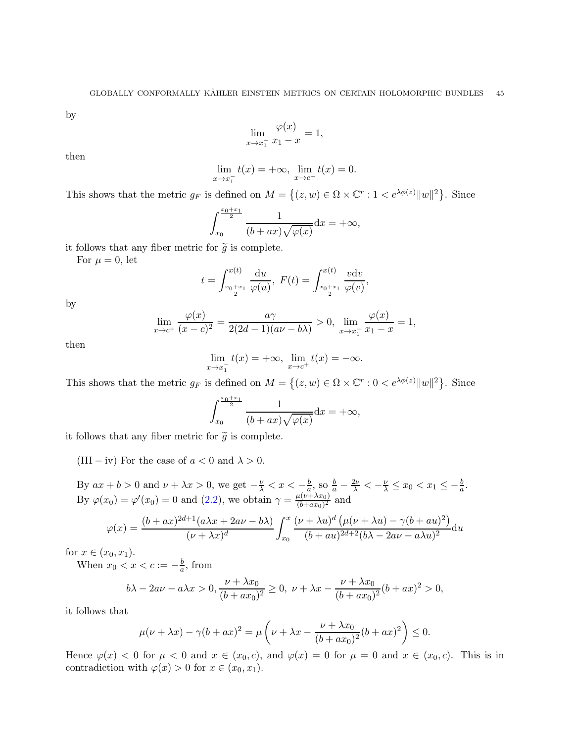by

$$\lim_{x\to x_1^-}\frac{\varphi(x)}{x_1-x}=1,$$

then

$$\lim_{x\to x_1^-}t(x)=+\infty,\ \lim_{x\to c^+}t(x)=0.$$

This shows that the metric $g_F$ is defined on $M=\left\{(z,w)\in\Omega\times\mathbb{C}^r: 1<e^{\lambda\phi(z)}\|w\|^2\right\}$. Since

$$\int_{x_0}^{\frac{x_0+x_1}{2}}\frac{1}{(b+ax)\sqrt{\varphi(x)}}\mathrm{d}x=+\infty,$$

it follows that any fiber metric for $\widetilde{g}$ is complete.

For $\mu=0$, let

$$t=\int_{\frac{x_0+x_1}{2}}^{x(t)}\frac{\mathrm{d}u}{\varphi(u)},\ F(t)=\int_{\frac{x_0+x_1}{2}}^{x(t)}\frac{v\mathrm{d}v}{\varphi(v)},$$

by

$$\lim_{x\to c^+}\frac{\varphi(x)}{(x-c)^2}=\frac{a\gamma}{2(2d-1)(a\nu-b\lambda)}>0,\ \lim_{x\to x_1^-}\frac{\varphi(x)}{x_1-x}=1,$$

then

$$\lim_{x\to x_1^-}t(x)=+\infty,\ \lim_{x\to c^+}t(x)=-\infty.$$

This shows that the metric $g_F$ is defined on $M=\left\{(z,w)\in\Omega\times\mathbb{C}^r: 0<e^{\lambda\phi(z)}\|w\|^2\right\}$. Since

$$\int_{x_0}^{\frac{x_0+x_1}{2}}\frac{1}{(b+ax)\sqrt{\varphi(x)}}\mathrm{d}x=+\infty,$$

it follows that any fiber metric for $\widetilde{g}$ is complete.

(III − iv) For the case of $a<0$ and $\lambda>0$.

By $ax+b>0$ and $\nu+\lambda x>0$, we get $-\frac{\nu}{\lambda}<x<-\frac{b}{a}$, so $\frac{b}{a}-\frac{2\nu}{\lambda}<-\frac{\nu}{\lambda}\le x_0<x_1\le-\frac{b}{a}$. By $\varphi(x_0)=\varphi'(x_0)=0$ and (2.2), we obtain $\gamma=\frac{\mu(\nu+\lambda x_0)}{(b+ax_0)^2}$ and

$$\varphi(x)=\frac{(b+ax)^{2d+1}(a\lambda x+2a\nu-b\lambda)}{(\nu+\lambda x)^d}\int_{x_0}^{x}\frac{(\nu+\lambda u)^d\left(\mu(\nu+\lambda u)-\gamma(b+au)^2\right)}{(b+au)^{2d+2}(b\lambda-2a\nu-a\lambda u)^2}\mathrm{d}u$$

for $x\in(x_0,x_1)$.

When $x_0<x<c:=-\frac{b}{a}$, from

$$b\lambda-2a\nu-a\lambda x>0,\frac{\nu+\lambda x_0}{(b+ax_0)^2}\ge0,\ \nu+\lambda x-\frac{\nu+\lambda x_0}{(b+ax_0)^2}(b+ax)^2>0,$$

it follows that

$$\mu(\nu+\lambda x)-\gamma(b+ax)^2=\mu\left(\nu+\lambda x-\frac{\nu+\lambda x_0}{(b+ax_0)^2}(b+ax)^2\right)\le0.$$

Hence $\varphi(x)<0$ for $\mu<0$ and $x\in(x_0,c)$, and $\varphi(x)=0$ for $\mu=0$ and $x\in(x_0,c)$. This is in contradiction with $\varphi(x)>0$ for $x\in(x_0,x_1)$.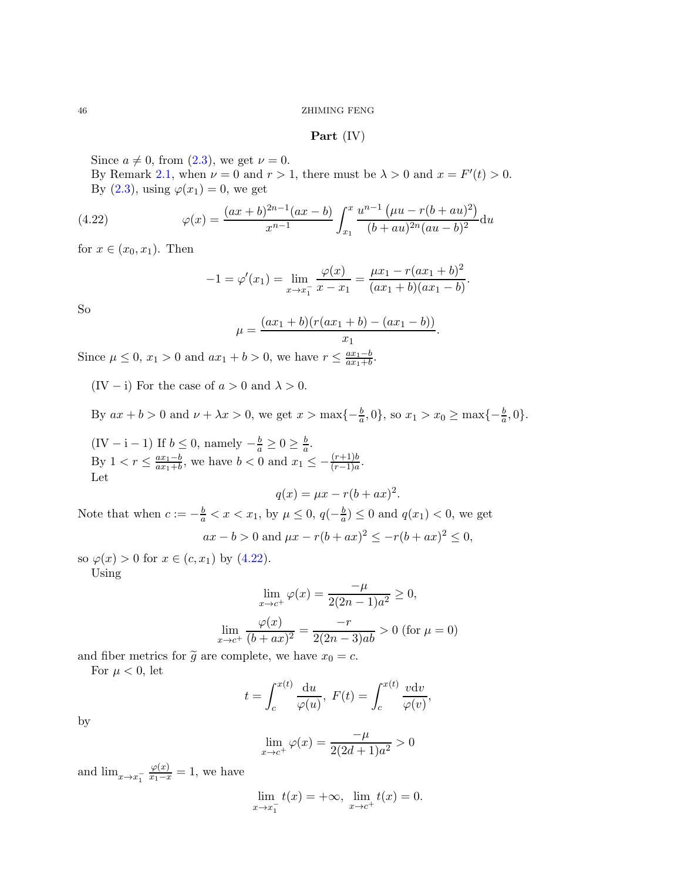**Part (IV)**

Since $a \neq 0$, from (2.3), we get $\nu = 0$.

By Remark 2.1, when $\nu = 0$ and $r > 1$, there must be $\lambda > 0$ and $x = F'(t) > 0$.

By (2.3), using $\varphi(x_1) = 0$, we get

$$\varphi(x) = \frac{(ax+b)^{2n-1}(ax-b)}{x^{n-1}} \int_{x_1}^{x} \frac{u^{n-1}\left(\mu u - r(b+au)^2\right)}{(b+au)^{2n}(au-b)^2} \mathrm{d}u \tag{4.22}$$

for $x \in (x_0, x_1)$. Then

$$-1 = \varphi'(x_1) = \lim_{x \to x_1^-} \frac{\varphi(x)}{x - x_1} = \frac{\mu x_1 - r(ax_1+b)^2}{(ax_1+b)(ax_1-b)}.$$

So

$$\mu = \frac{(ax_1+b)(r(ax_1+b) - (ax_1-b))}{x_1}.$$

Since $\mu \leq 0$, $x_1 > 0$ and $ax_1 + b > 0$, we have $r \leq \frac{ax_1-b}{ax_1+b}$.

(IV − i) For the case of $a > 0$ and $\lambda > 0$.

By $ax + b > 0$ and $\nu + \lambda x > 0$, we get $x > \max\{-\frac{b}{a}, 0\}$, so $x_1 > x_0 \geq \max\{-\frac{b}{a}, 0\}$.

(IV − i − 1) If $b \leq 0$, namely $-\frac{b}{a} \geq 0 \geq \frac{b}{a}$.

By $1 < r \leq \frac{ax_1-b}{ax_1+b}$, we have $b < 0$ and $x_1 \leq -\frac{(r+1)b}{(r-1)a}$.

Let

$$q(x) = \mu x - r(b+ax)^2.$$

Note that when $c := -\frac{b}{a} < x < x_1$, by $\mu \leq 0$, $q(-\frac{b}{a}) \leq 0$ and $q(x_1) < 0$, we get

$$ax - b > 0 \text{ and } \mu x - r(b+ax)^2 \leq -r(b+ax)^2 \leq 0,$$

so $\varphi(x) > 0$ for $x \in (c, x_1)$ by (4.22).

Using

$$\lim_{x \to c^+} \varphi(x) = \frac{-\mu}{2(2n-1)a^2} \geq 0,$$

$$\lim_{x \to c^+} \frac{\varphi(x)}{(b+ax)^2} = \frac{-r}{2(2n-3)ab} > 0 \text{ (for } \mu = 0)$$

and fiber metrics for $\widetilde{g}$ are complete, we have $x_0 = c$.

For $\mu < 0$, let

$$t = \int_c^{x(t)} \frac{\mathrm{d}u}{\varphi(u)},\ F(t) = \int_c^{x(t)} \frac{v\mathrm{d}v}{\varphi(v)},$$

by

$$\lim_{x \to c^+} \varphi(x) = \frac{-\mu}{2(2d+1)a^2} > 0$$

and $\lim_{x \to x_1^-} \frac{\varphi(x)}{x_1 - x} = 1$, we have

$$\lim_{x \to x_1^-} t(x) = +\infty,\ \lim_{x \to c^+} t(x) = 0.$$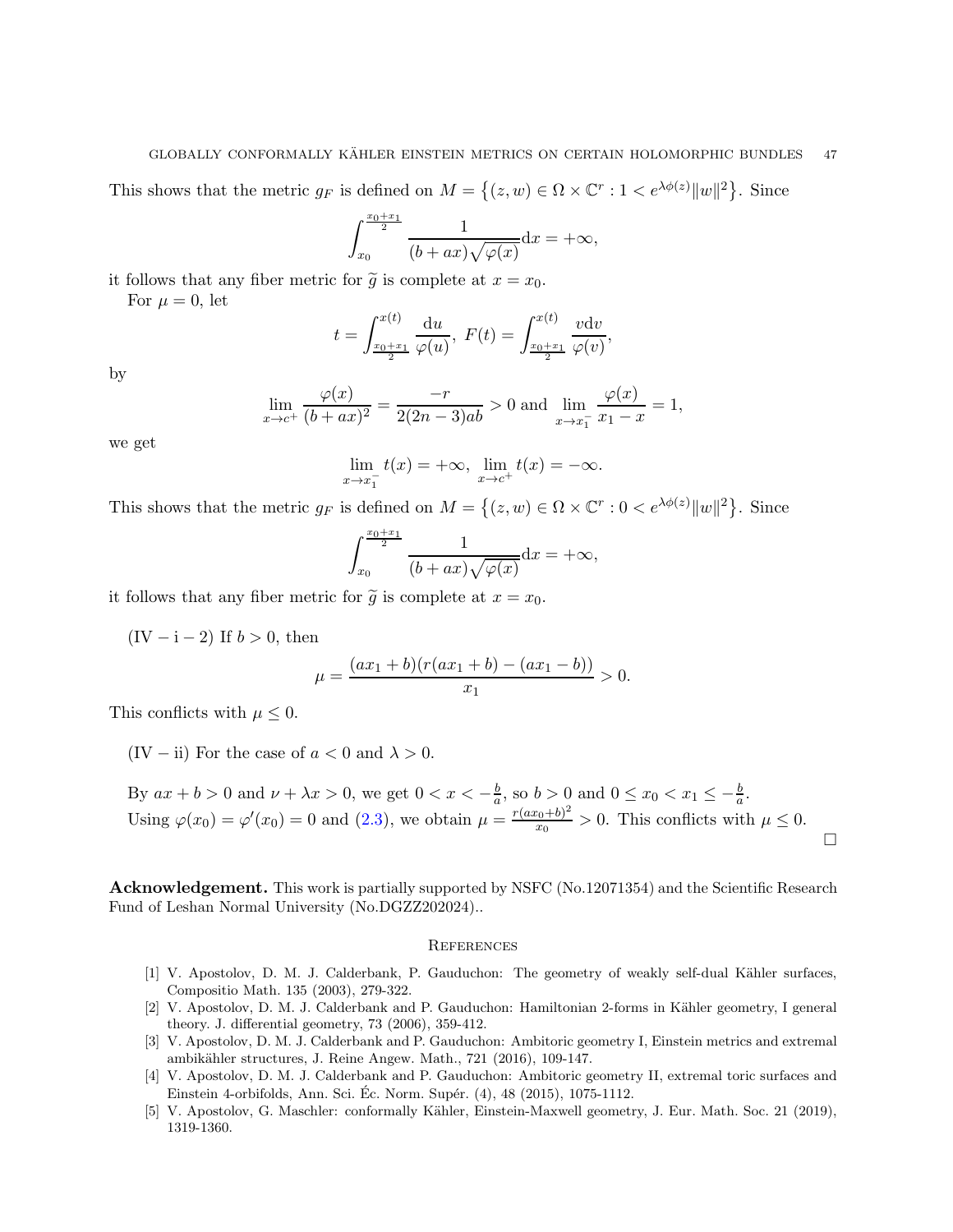This shows that the metric $g_F$ is defined on $M = \{(z,w) \in \Omega \times \mathbb{C}^r : 1 < e^{\lambda\phi(z)}\|w\|^2\}$. Since

$$\int_{x_0}^{\frac{x_0+x_1}{2}} \frac{1}{(b+ax)\sqrt{\varphi(x)}}\mathrm{d}x = +\infty,$$

it follows that any fiber metric for $\widetilde{g}$ is complete at $x = x_0$.

For $\mu = 0$, let

$$t = \int_{\frac{x_0+x_1}{2}}^{x(t)} \frac{\mathrm{d}u}{\varphi(u)},\ F(t) = \int_{\frac{x_0+x_1}{2}}^{x(t)} \frac{v\mathrm{d}v}{\varphi(v)},$$

by

$$\lim_{x\to c^+} \frac{\varphi(x)}{(b+ax)^2} = \frac{-r}{2(2n-3)ab} > 0 \text{ and } \lim_{x\to x_1^-} \frac{\varphi(x)}{x_1 - x} = 1,$$

we get

$$\lim_{x\to x_1^-} t(x) = +\infty,\ \lim_{x\to c^+} t(x) = -\infty.$$

This shows that the metric $g_F$ is defined on $M = \{(z,w) \in \Omega \times \mathbb{C}^r : 0 < e^{\lambda\phi(z)}\|w\|^2\}$. Since

$$\int_{x_0}^{\frac{x_0+x_1}{2}} \frac{1}{(b+ax)\sqrt{\varphi(x)}}\mathrm{d}x = +\infty,$$

it follows that any fiber metric for $\widetilde{g}$ is complete at $x = x_0$.

(IV − i − 2) If $b > 0$, then

$$\mu = \frac{(ax_1+b)(r(ax_1+b) - (ax_1 - b))}{x_1} > 0.$$

This conflicts with $\mu \leq 0$.

(IV − ii) For the case of $a < 0$ and $\lambda > 0$.

By $ax + b > 0$ and $\nu + \lambda x > 0$, we get $0 < x < -\frac{b}{a}$, so $b > 0$ and $0 \leq x_0 < x_1 \leq -\frac{b}{a}$. Using $\varphi(x_0) = \varphi'(x_0) = 0$ and (2.3), we obtain $\mu = \frac{r(ax_0+b)^2}{x_0} > 0$. This conflicts with $\mu \leq 0$. □

**Acknowledgement.** This work is partially supported by NSFC (No.12071354) and the Scientific Research Fund of Leshan Normal University (No.DGZZ202024)..

## References

[1] V. Apostolov, D. M. J. Calderbank, P. Gauduchon: The geometry of weakly self-dual Kähler surfaces, Compositio Math. 135 (2003), 279-322.

[2] V. Apostolov, D. M. J. Calderbank and P. Gauduchon: Hamiltonian 2-forms in Kähler geometry, I general theory. J. differential geometry, 73 (2006), 359-412.

[3] V. Apostolov, D. M. J. Calderbank and P. Gauduchon: Ambitoric geometry I, Einstein metrics and extremal ambikähler structures, J. Reine Angew. Math., 721 (2016), 109-147.

[4] V. Apostolov, D. M. J. Calderbank and P. Gauduchon: Ambitoric geometry II, extremal toric surfaces and Einstein 4-orbifolds, Ann. Sci. Éc. Norm. Supér. (4), 48 (2015), 1075-1112.

[5] V. Apostolov, G. Maschler: conformally Kähler, Einstein-Maxwell geometry, J. Eur. Math. Soc. 21 (2019), 1319-1360.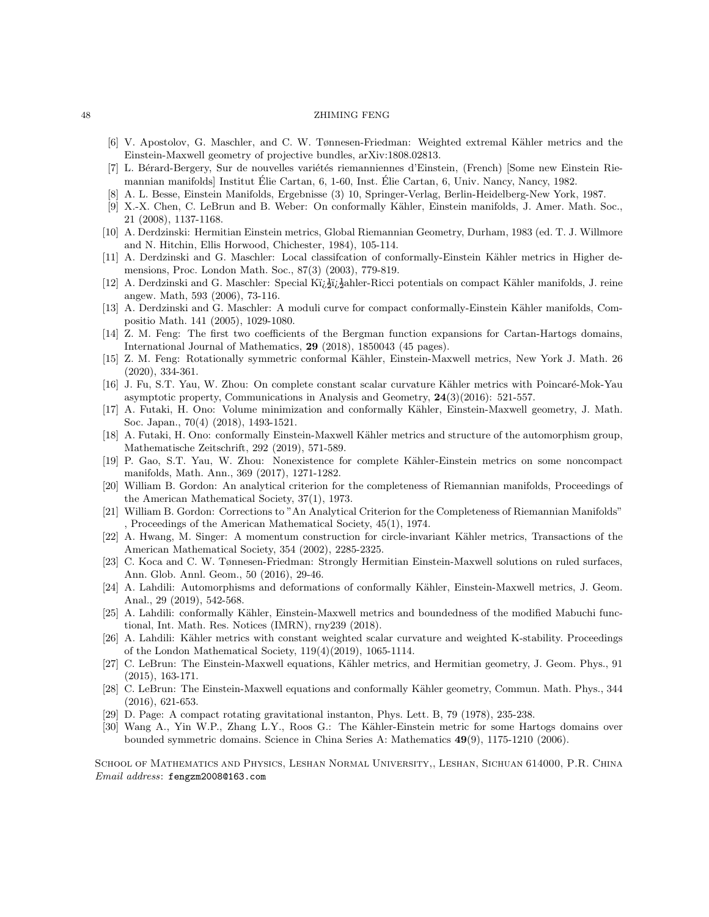[6] V. Apostolov, G. Maschler, and C. W. Tønnesen-Friedman: Weighted extremal Kähler metrics and the Einstein-Maxwell geometry of projective bundles, arXiv:1808.02813.

[7] L. Bérard-Bergery, Sur de nouvelles variétés riemanniennes d'Einstein, (French) [Some new Einstein Riemannian manifolds] Institut Élie Cartan, 6, 1-60, Inst. Élie Cartan, 6, Univ. Nancy, Nancy, 1982.

[8] A. L. Besse, Einstein Manifolds, Ergebnisse (3) 10, Springer-Verlag, Berlin-Heidelberg-New York, 1987.

[9] X.-X. Chen, C. LeBrun and B. Weber: On conformally Kähler, Einstein manifolds, J. Amer. Math. Soc., 21 (2008), 1137-1168.

[10] A. Derdzinski: Hermitian Einstein metrics, Global Riemannian Geometry, Durham, 1983 (ed. T. J. Willmore and N. Hitchin, Ellis Horwood, Chichester, 1984), 105-114.

[11] A. Derdzinski and G. Maschler: Local classifcation of conformally-Einstein Kähler metrics in Higher demensions, Proc. London Math. Soc., 87(3) (2003), 779-819.

[12] A. Derdzinski and G. Maschler: Special Kï¿½ï¿½ahler-Ricci potentials on compact Kähler manifolds, J. reine angew. Math, 593 (2006), 73-116.

[13] A. Derdzinski and G. Maschler: A moduli curve for compact conformally-Einstein Kähler manifolds, Compositio Math. 141 (2005), 1029-1080.

[14] Z. M. Feng: The first two coefficients of the Bergman function expansions for Cartan-Hartogs domains, International Journal of Mathematics, **29** (2018), 1850043 (45 pages).

[15] Z. M. Feng: Rotationally symmetric conformal Kähler, Einstein-Maxwell metrics, New York J. Math. 26 (2020), 334-361.

[16] J. Fu, S.T. Yau, W. Zhou: On complete constant scalar curvature Kähler metrics with Poincaré-Mok-Yau asymptotic property, Communications in Analysis and Geometry, **24**(3)(2016): 521-557.

[17] A. Futaki, H. Ono: Volume minimization and conformally Kähler, Einstein-Maxwell geometry, J. Math. Soc. Japan., 70(4) (2018), 1493-1521.

[18] A. Futaki, H. Ono: conformally Einstein-Maxwell Kähler metrics and structure of the automorphism group, Mathematische Zeitschrift, 292 (2019), 571-589.

[19] P. Gao, S.T. Yau, W. Zhou: Nonexistence for complete Kähler-Einstein metrics on some noncompact manifolds, Math. Ann., 369 (2017), 1271-1282.

[20] William B. Gordon: An analytical criterion for the completeness of Riemannian manifolds, Proceedings of the American Mathematical Society, 37(1), 1973.

[21] William B. Gordon: Corrections to "An Analytical Criterion for the Completeness of Riemannian Manifolds" , Proceedings of the American Mathematical Society, 45(1), 1974.

[22] A. Hwang, M. Singer: A momentum construction for circle-invariant Kähler metrics, Transactions of the American Mathematical Society, 354 (2002), 2285-2325.

[23] C. Koca and C. W. Tønnesen-Friedman: Strongly Hermitian Einstein-Maxwell solutions on ruled surfaces, Ann. Glob. Annl. Geom., 50 (2016), 29-46.

[24] A. Lahdili: Automorphisms and deformations of conformally Kähler, Einstein-Maxwell metrics, J. Geom. Anal., 29 (2019), 542-568.

[25] A. Lahdili: conformally Kähler, Einstein-Maxwell metrics and boundedness of the modified Mabuchi functional, Int. Math. Res. Notices (IMRN), rny239 (2018).

[26] A. Lahdili: Kähler metrics with constant weighted scalar curvature and weighted K-stability. Proceedings of the London Mathematical Society, 119(4)(2019), 1065-1114.

[27] C. LeBrun: The Einstein-Maxwell equations, Kähler metrics, and Hermitian geometry, J. Geom. Phys., 91 (2015), 163-171.

[28] C. LeBrun: The Einstein-Maxwell equations and conformally Kähler geometry, Commun. Math. Phys., 344 (2016), 621-653.

[29] D. Page: A compact rotating gravitational instanton, Phys. Lett. B, 79 (1978), 235-238.

[30] Wang A., Yin W.P., Zhang L.Y., Roos G.: The Kähler-Einstein metric for some Hartogs domains over bounded symmetric domains. Science in China Series A: Mathematics **49**(9), 1175-1210 (2006).

School of Mathematics and Physics, Leshan Normal University,, Leshan, Sichuan 614000, P.R. China
*Email address*: fengzm2008@163.com